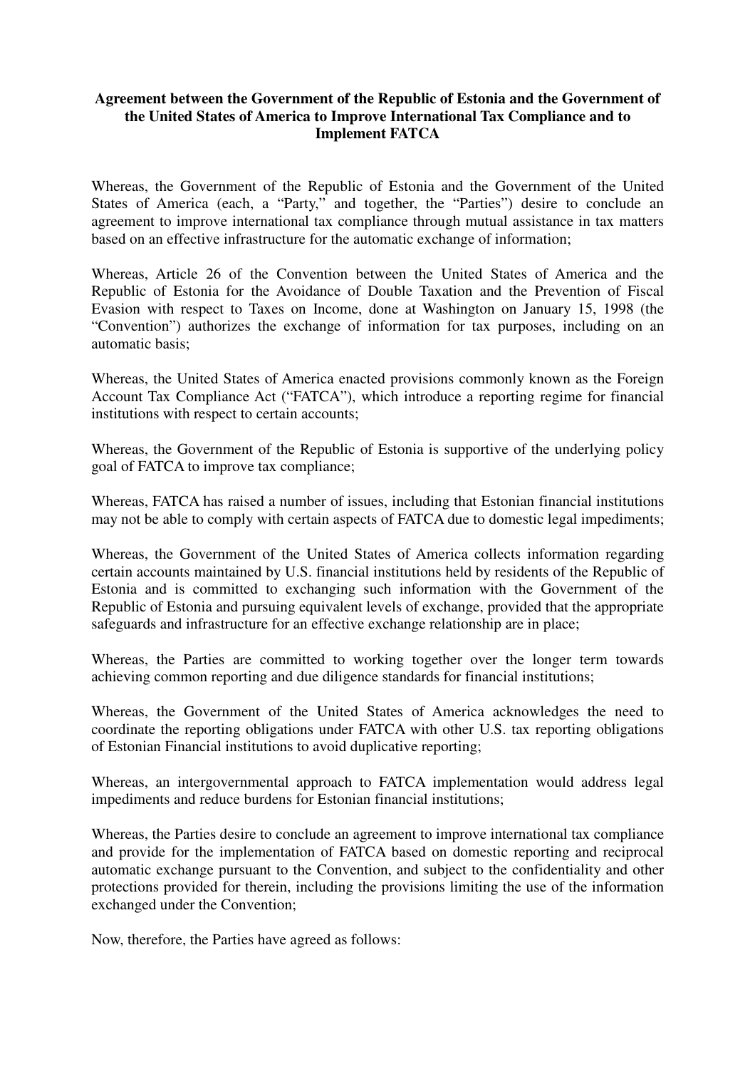**Agreement between the Government of the Republic of Estonia and the Government of the United States of America to Improve International Tax Compliance and to Implement FATCA**

Whereas, the Government of the Republic of Estonia and the Government of the United States of America (each, a "Party," and together, the "Parties") desire to conclude an agreement to improve international tax compliance through mutual assistance in tax matters based on an effective infrastructure for the automatic exchange of information;

Whereas, Article 26 of the Convention between the United States of America and the Republic of Estonia for the Avoidance of Double Taxation and the Prevention of Fiscal Evasion with respect to Taxes on Income, done at Washington on January 15, 1998 (the "Convention") authorizes the exchange of information for tax purposes, including on an automatic basis;

Whereas, the United States of America enacted provisions commonly known as the Foreign Account Tax Compliance Act ("FATCA"), which introduce a reporting regime for financial institutions with respect to certain accounts;

Whereas, the Government of the Republic of Estonia is supportive of the underlying policy goal of FATCA to improve tax compliance;

Whereas, FATCA has raised a number of issues, including that Estonian financial institutions may not be able to comply with certain aspects of FATCA due to domestic legal impediments;

Whereas, the Government of the United States of America collects information regarding certain accounts maintained by U.S. financial institutions held by residents of the Republic of Estonia and is committed to exchanging such information with the Government of the Republic of Estonia and pursuing equivalent levels of exchange, provided that the appropriate safeguards and infrastructure for an effective exchange relationship are in place;

Whereas, the Parties are committed to working together over the longer term towards achieving common reporting and due diligence standards for financial institutions;

Whereas, the Government of the United States of America acknowledges the need to coordinate the reporting obligations under FATCA with other U.S. tax reporting obligations of Estonian Financial institutions to avoid duplicative reporting;

Whereas, an intergovernmental approach to FATCA implementation would address legal impediments and reduce burdens for Estonian financial institutions;

Whereas, the Parties desire to conclude an agreement to improve international tax compliance and provide for the implementation of FATCA based on domestic reporting and reciprocal automatic exchange pursuant to the Convention, and subject to the confidentiality and other protections provided for therein, including the provisions limiting the use of the information exchanged under the Convention;

Now, therefore, the Parties have agreed as follows: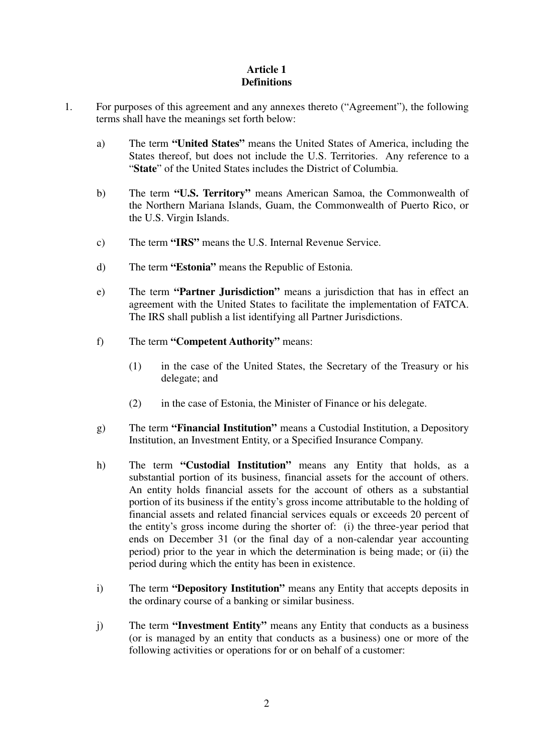## Article 1
## Definitions

1. For purposes of this agreement and any annexes thereto ("Agreement"), the following terms shall have the meanings set forth below:

   a) The term **"United States"** means the United States of America, including the States thereof, but does not include the U.S. Territories. Any reference to a "**State**" of the United States includes the District of Columbia.

   b) The term **"U.S. Territory"** means American Samoa, the Commonwealth of the Northern Mariana Islands, Guam, the Commonwealth of Puerto Rico, or the U.S. Virgin Islands.

   c) The term **"IRS"** means the U.S. Internal Revenue Service.

   d) The term **"Estonia"** means the Republic of Estonia.

   e) The term **"Partner Jurisdiction"** means a jurisdiction that has in effect an agreement with the United States to facilitate the implementation of FATCA. The IRS shall publish a list identifying all Partner Jurisdictions.

   f) The term **"Competent Authority"** means:

      (1) in the case of the United States, the Secretary of the Treasury or his delegate; and

      (2) in the case of Estonia, the Minister of Finance or his delegate.

   g) The term **"Financial Institution"** means a Custodial Institution, a Depository Institution, an Investment Entity, or a Specified Insurance Company.

   h) The term **"Custodial Institution"** means any Entity that holds, as a substantial portion of its business, financial assets for the account of others. An entity holds financial assets for the account of others as a substantial portion of its business if the entity's gross income attributable to the holding of financial assets and related financial services equals or exceeds 20 percent of the entity's gross income during the shorter of: (i) the three-year period that ends on December 31 (or the final day of a non-calendar year accounting period) prior to the year in which the determination is being made; or (ii) the period during which the entity has been in existence.

   i) The term **"Depository Institution"** means any Entity that accepts deposits in the ordinary course of a banking or similar business.

   j) The term **"Investment Entity"** means any Entity that conducts as a business (or is managed by an entity that conducts as a business) one or more of the following activities or operations for or on behalf of a customer: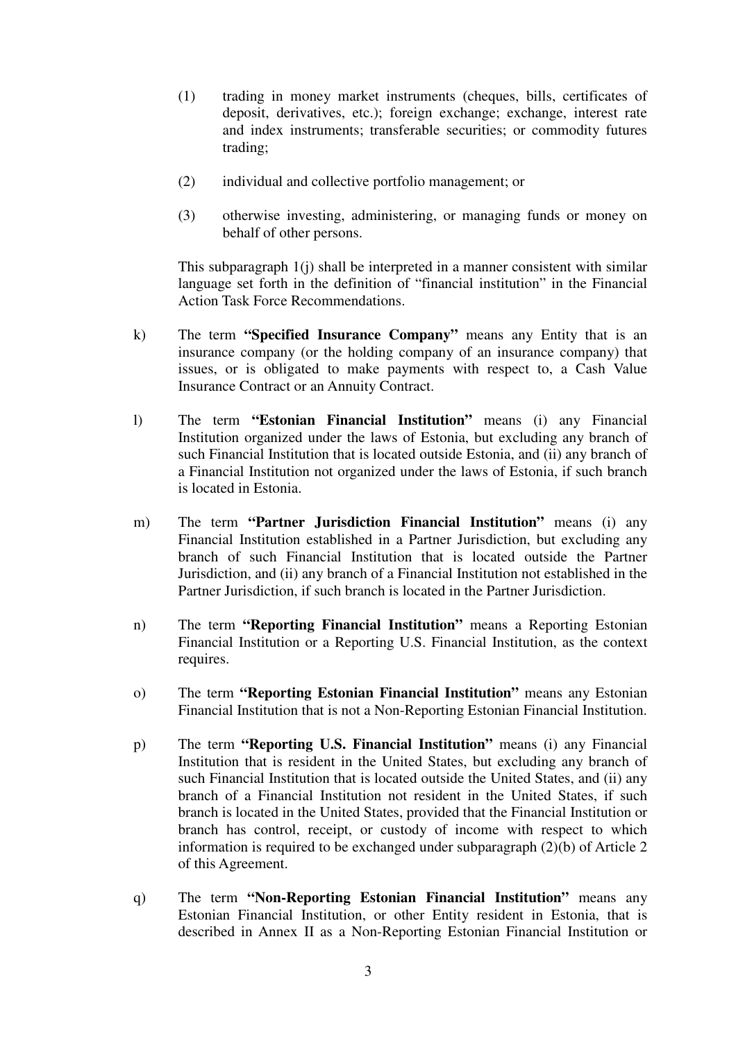(1) trading in money market instruments (cheques, bills, certificates of deposit, derivatives, etc.); foreign exchange; exchange, interest rate and index instruments; transferable securities; or commodity futures trading;

(2) individual and collective portfolio management; or

(3) otherwise investing, administering, or managing funds or money on behalf of other persons.

This subparagraph 1(j) shall be interpreted in a manner consistent with similar language set forth in the definition of "financial institution" in the Financial Action Task Force Recommendations.

k) The term **"Specified Insurance Company"** means any Entity that is an insurance company (or the holding company of an insurance company) that issues, or is obligated to make payments with respect to, a Cash Value Insurance Contract or an Annuity Contract.

l) The term **"Estonian Financial Institution"** means (i) any Financial Institution organized under the laws of Estonia, but excluding any branch of such Financial Institution that is located outside Estonia, and (ii) any branch of a Financial Institution not organized under the laws of Estonia, if such branch is located in Estonia.

m) The term **"Partner Jurisdiction Financial Institution"** means (i) any Financial Institution established in a Partner Jurisdiction, but excluding any branch of such Financial Institution that is located outside the Partner Jurisdiction, and (ii) any branch of a Financial Institution not established in the Partner Jurisdiction, if such branch is located in the Partner Jurisdiction.

n) The term **"Reporting Financial Institution"** means a Reporting Estonian Financial Institution or a Reporting U.S. Financial Institution, as the context requires.

o) The term **"Reporting Estonian Financial Institution"** means any Estonian Financial Institution that is not a Non-Reporting Estonian Financial Institution.

p) The term **"Reporting U.S. Financial Institution"** means (i) any Financial Institution that is resident in the United States, but excluding any branch of such Financial Institution that is located outside the United States, and (ii) any branch of a Financial Institution not resident in the United States, if such branch is located in the United States, provided that the Financial Institution or branch has control, receipt, or custody of income with respect to which information is required to be exchanged under subparagraph (2)(b) of Article 2 of this Agreement.

q) The term **"Non-Reporting Estonian Financial Institution"** means any Estonian Financial Institution, or other Entity resident in Estonia, that is described in Annex II as a Non-Reporting Estonian Financial Institution or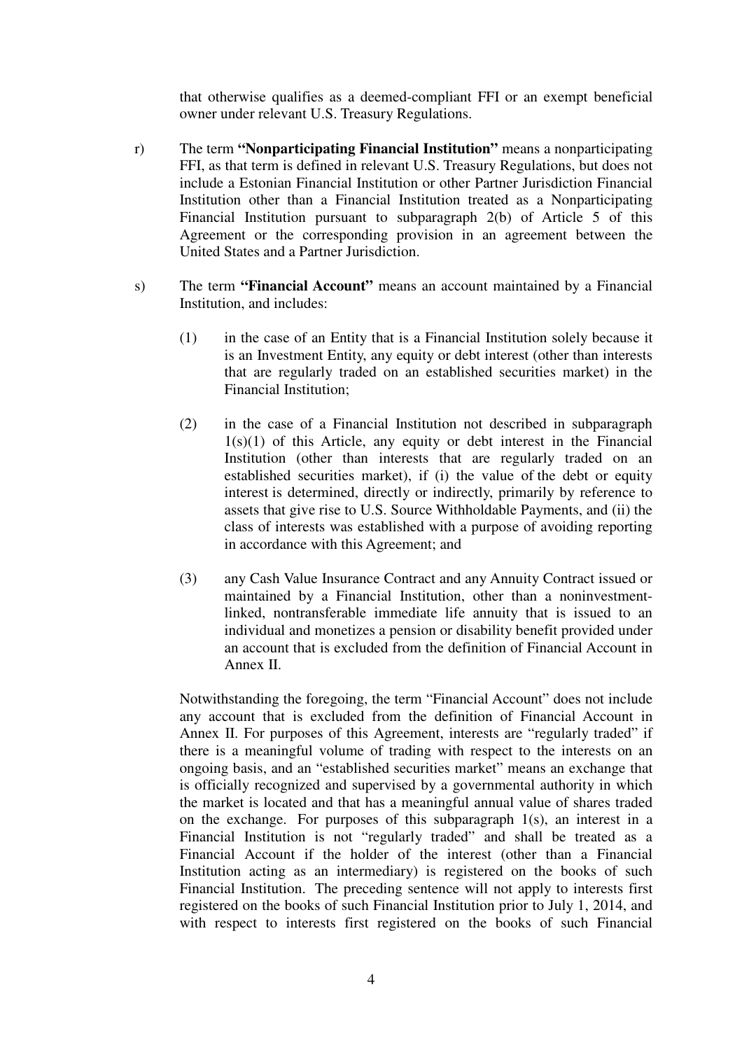that otherwise qualifies as a deemed-compliant FFI or an exempt beneficial owner under relevant U.S. Treasury Regulations.

r) The term **"Nonparticipating Financial Institution"** means a nonparticipating FFI, as that term is defined in relevant U.S. Treasury Regulations, but does not include a Estonian Financial Institution or other Partner Jurisdiction Financial Institution other than a Financial Institution treated as a Nonparticipating Financial Institution pursuant to subparagraph 2(b) of Article 5 of this Agreement or the corresponding provision in an agreement between the United States and a Partner Jurisdiction.

s) The term **"Financial Account"** means an account maintained by a Financial Institution, and includes:

(1) in the case of an Entity that is a Financial Institution solely because it is an Investment Entity, any equity or debt interest (other than interests that are regularly traded on an established securities market) in the Financial Institution;

(2) in the case of a Financial Institution not described in subparagraph 1(s)(1) of this Article, any equity or debt interest in the Financial Institution (other than interests that are regularly traded on an established securities market), if (i) the value of the debt or equity interest is determined, directly or indirectly, primarily by reference to assets that give rise to U.S. Source Withholdable Payments, and (ii) the class of interests was established with a purpose of avoiding reporting in accordance with this Agreement; and

(3) any Cash Value Insurance Contract and any Annuity Contract issued or maintained by a Financial Institution, other than a noninvestment-linked, nontransferable immediate life annuity that is issued to an individual and monetizes a pension or disability benefit provided under an account that is excluded from the definition of Financial Account in Annex II.

Notwithstanding the foregoing, the term "Financial Account" does not include any account that is excluded from the definition of Financial Account in Annex II. For purposes of this Agreement, interests are "regularly traded" if there is a meaningful volume of trading with respect to the interests on an ongoing basis, and an "established securities market" means an exchange that is officially recognized and supervised by a governmental authority in which the market is located and that has a meaningful annual value of shares traded on the exchange. For purposes of this subparagraph 1(s), an interest in a Financial Institution is not "regularly traded" and shall be treated as a Financial Account if the holder of the interest (other than a Financial Institution acting as an intermediary) is registered on the books of such Financial Institution. The preceding sentence will not apply to interests first registered on the books of such Financial Institution prior to July 1, 2014, and with respect to interests first registered on the books of such Financial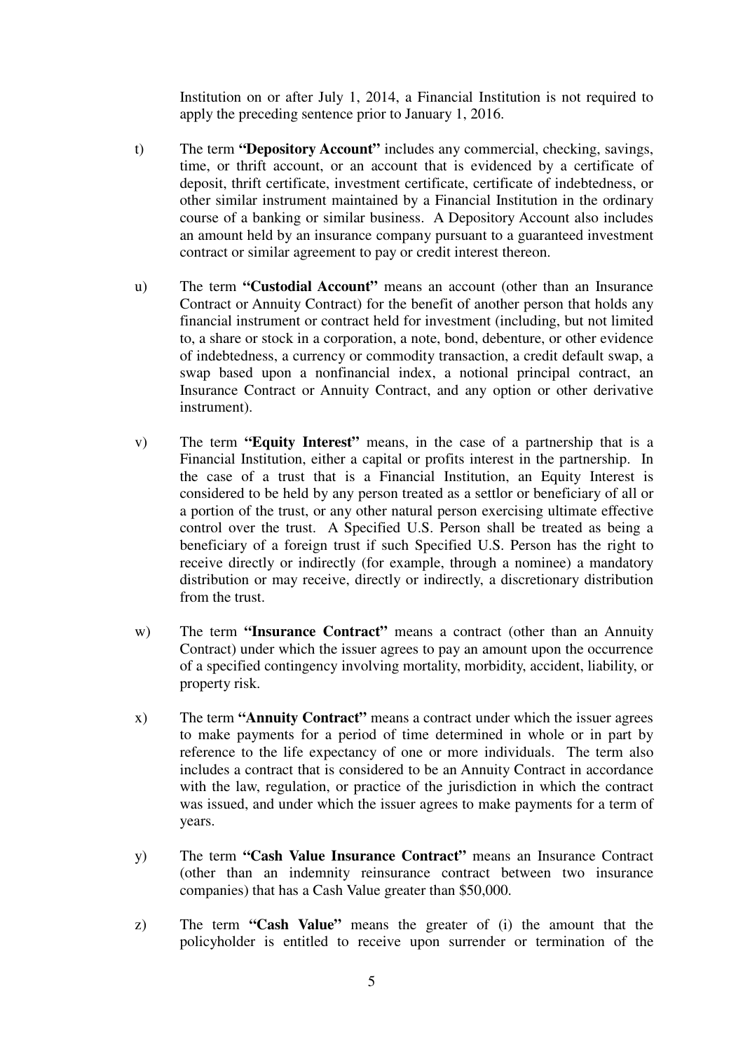Institution on or after July 1, 2014, a Financial Institution is not required to apply the preceding sentence prior to January 1, 2016.

t) The term **"Depository Account"** includes any commercial, checking, savings, time, or thrift account, or an account that is evidenced by a certificate of deposit, thrift certificate, investment certificate, certificate of indebtedness, or other similar instrument maintained by a Financial Institution in the ordinary course of a banking or similar business. A Depository Account also includes an amount held by an insurance company pursuant to a guaranteed investment contract or similar agreement to pay or credit interest thereon.

u) The term **"Custodial Account"** means an account (other than an Insurance Contract or Annuity Contract) for the benefit of another person that holds any financial instrument or contract held for investment (including, but not limited to, a share or stock in a corporation, a note, bond, debenture, or other evidence of indebtedness, a currency or commodity transaction, a credit default swap, a swap based upon a nonfinancial index, a notional principal contract, an Insurance Contract or Annuity Contract, and any option or other derivative instrument).

v) The term **"Equity Interest"** means, in the case of a partnership that is a Financial Institution, either a capital or profits interest in the partnership. In the case of a trust that is a Financial Institution, an Equity Interest is considered to be held by any person treated as a settlor or beneficiary of all or a portion of the trust, or any other natural person exercising ultimate effective control over the trust. A Specified U.S. Person shall be treated as being a beneficiary of a foreign trust if such Specified U.S. Person has the right to receive directly or indirectly (for example, through a nominee) a mandatory distribution or may receive, directly or indirectly, a discretionary distribution from the trust.

w) The term **"Insurance Contract"** means a contract (other than an Annuity Contract) under which the issuer agrees to pay an amount upon the occurrence of a specified contingency involving mortality, morbidity, accident, liability, or property risk.

x) The term **"Annuity Contract"** means a contract under which the issuer agrees to make payments for a period of time determined in whole or in part by reference to the life expectancy of one or more individuals. The term also includes a contract that is considered to be an Annuity Contract in accordance with the law, regulation, or practice of the jurisdiction in which the contract was issued, and under which the issuer agrees to make payments for a term of years.

y) The term **"Cash Value Insurance Contract"** means an Insurance Contract (other than an indemnity reinsurance contract between two insurance companies) that has a Cash Value greater than $50,000.

z) The term **"Cash Value"** means the greater of (i) the amount that the policyholder is entitled to receive upon surrender or termination of the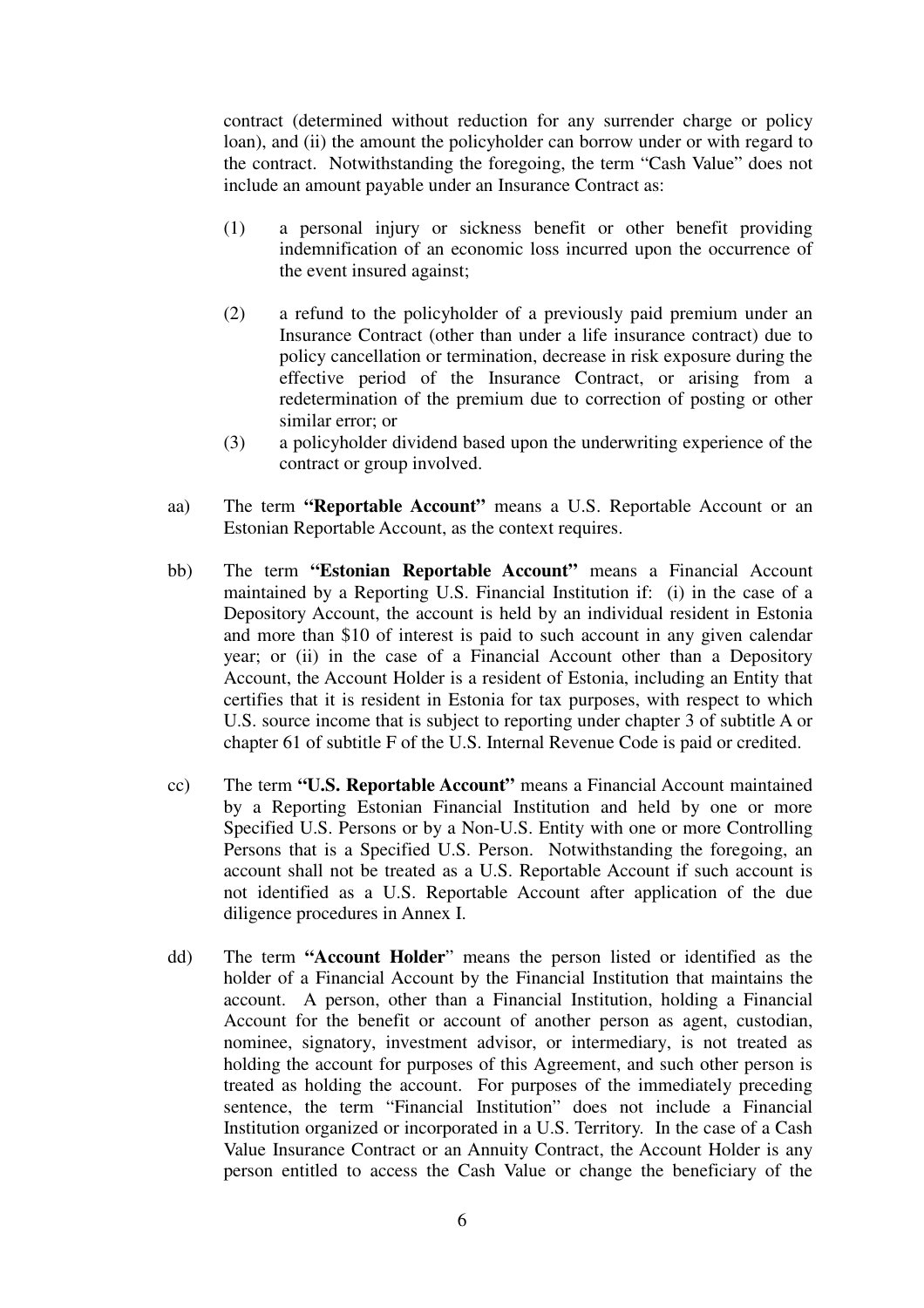contract (determined without reduction for any surrender charge or policy loan), and (ii) the amount the policyholder can borrow under or with regard to the contract. Notwithstanding the foregoing, the term "Cash Value" does not include an amount payable under an Insurance Contract as:

(1) a personal injury or sickness benefit or other benefit providing indemnification of an economic loss incurred upon the occurrence of the event insured against;

(2) a refund to the policyholder of a previously paid premium under an Insurance Contract (other than under a life insurance contract) due to policy cancellation or termination, decrease in risk exposure during the effective period of the Insurance Contract, or arising from a redetermination of the premium due to correction of posting or other similar error; or

(3) a policyholder dividend based upon the underwriting experience of the contract or group involved.

aa) The term **"Reportable Account"** means a U.S. Reportable Account or an Estonian Reportable Account, as the context requires.

bb) The term **"Estonian Reportable Account"** means a Financial Account maintained by a Reporting U.S. Financial Institution if: (i) in the case of a Depository Account, the account is held by an individual resident in Estonia and more than $10 of interest is paid to such account in any given calendar year; or (ii) in the case of a Financial Account other than a Depository Account, the Account Holder is a resident of Estonia, including an Entity that certifies that it is resident in Estonia for tax purposes, with respect to which U.S. source income that is subject to reporting under chapter 3 of subtitle A or chapter 61 of subtitle F of the U.S. Internal Revenue Code is paid or credited.

cc) The term **"U.S. Reportable Account"** means a Financial Account maintained by a Reporting Estonian Financial Institution and held by one or more Specified U.S. Persons or by a Non-U.S. Entity with one or more Controlling Persons that is a Specified U.S. Person. Notwithstanding the foregoing, an account shall not be treated as a U.S. Reportable Account if such account is not identified as a U.S. Reportable Account after application of the due diligence procedures in Annex I.

dd) The term **"Account Holder"** means the person listed or identified as the holder of a Financial Account by the Financial Institution that maintains the account. A person, other than a Financial Institution, holding a Financial Account for the benefit or account of another person as agent, custodian, nominee, signatory, investment advisor, or intermediary, is not treated as holding the account for purposes of this Agreement, and such other person is treated as holding the account. For purposes of the immediately preceding sentence, the term "Financial Institution" does not include a Financial Institution organized or incorporated in a U.S. Territory. In the case of a Cash Value Insurance Contract or an Annuity Contract, the Account Holder is any person entitled to access the Cash Value or change the beneficiary of the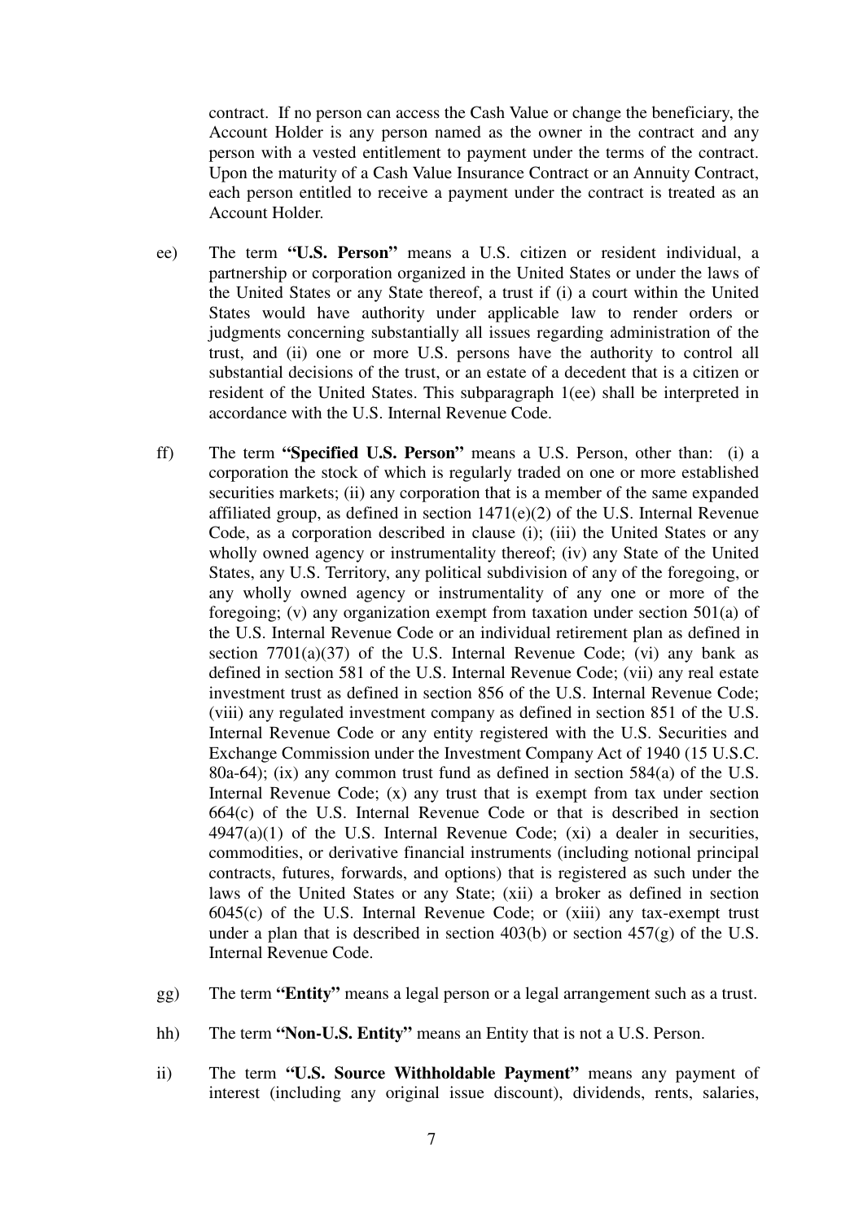contract. If no person can access the Cash Value or change the beneficiary, the Account Holder is any person named as the owner in the contract and any person with a vested entitlement to payment under the terms of the contract. Upon the maturity of a Cash Value Insurance Contract or an Annuity Contract, each person entitled to receive a payment under the contract is treated as an Account Holder.

ee) The term **"U.S. Person"** means a U.S. citizen or resident individual, a partnership or corporation organized in the United States or under the laws of the United States or any State thereof, a trust if (i) a court within the United States would have authority under applicable law to render orders or judgments concerning substantially all issues regarding administration of the trust, and (ii) one or more U.S. persons have the authority to control all substantial decisions of the trust, or an estate of a decedent that is a citizen or resident of the United States. This subparagraph 1(ee) shall be interpreted in accordance with the U.S. Internal Revenue Code.

ff) The term **"Specified U.S. Person"** means a U.S. Person, other than: (i) a corporation the stock of which is regularly traded on one or more established securities markets; (ii) any corporation that is a member of the same expanded affiliated group, as defined in section 1471(e)(2) of the U.S. Internal Revenue Code, as a corporation described in clause (i); (iii) the United States or any wholly owned agency or instrumentality thereof; (iv) any State of the United States, any U.S. Territory, any political subdivision of any of the foregoing, or any wholly owned agency or instrumentality of any one or more of the foregoing; (v) any organization exempt from taxation under section 501(a) of the U.S. Internal Revenue Code or an individual retirement plan as defined in section 7701(a)(37) of the U.S. Internal Revenue Code; (vi) any bank as defined in section 581 of the U.S. Internal Revenue Code; (vii) any real estate investment trust as defined in section 856 of the U.S. Internal Revenue Code; (viii) any regulated investment company as defined in section 851 of the U.S. Internal Revenue Code or any entity registered with the U.S. Securities and Exchange Commission under the Investment Company Act of 1940 (15 U.S.C. 80a-64); (ix) any common trust fund as defined in section 584(a) of the U.S. Internal Revenue Code; (x) any trust that is exempt from tax under section 664(c) of the U.S. Internal Revenue Code or that is described in section 4947(a)(1) of the U.S. Internal Revenue Code; (xi) a dealer in securities, commodities, or derivative financial instruments (including notional principal contracts, futures, forwards, and options) that is registered as such under the laws of the United States or any State; (xii) a broker as defined in section 6045(c) of the U.S. Internal Revenue Code; or (xiii) any tax-exempt trust under a plan that is described in section 403(b) or section 457(g) of the U.S. Internal Revenue Code.

gg) The term **"Entity"** means a legal person or a legal arrangement such as a trust.

hh) The term **"Non-U.S. Entity"** means an Entity that is not a U.S. Person.

ii) The term **"U.S. Source Withholdable Payment"** means any payment of interest (including any original issue discount), dividends, rents, salaries,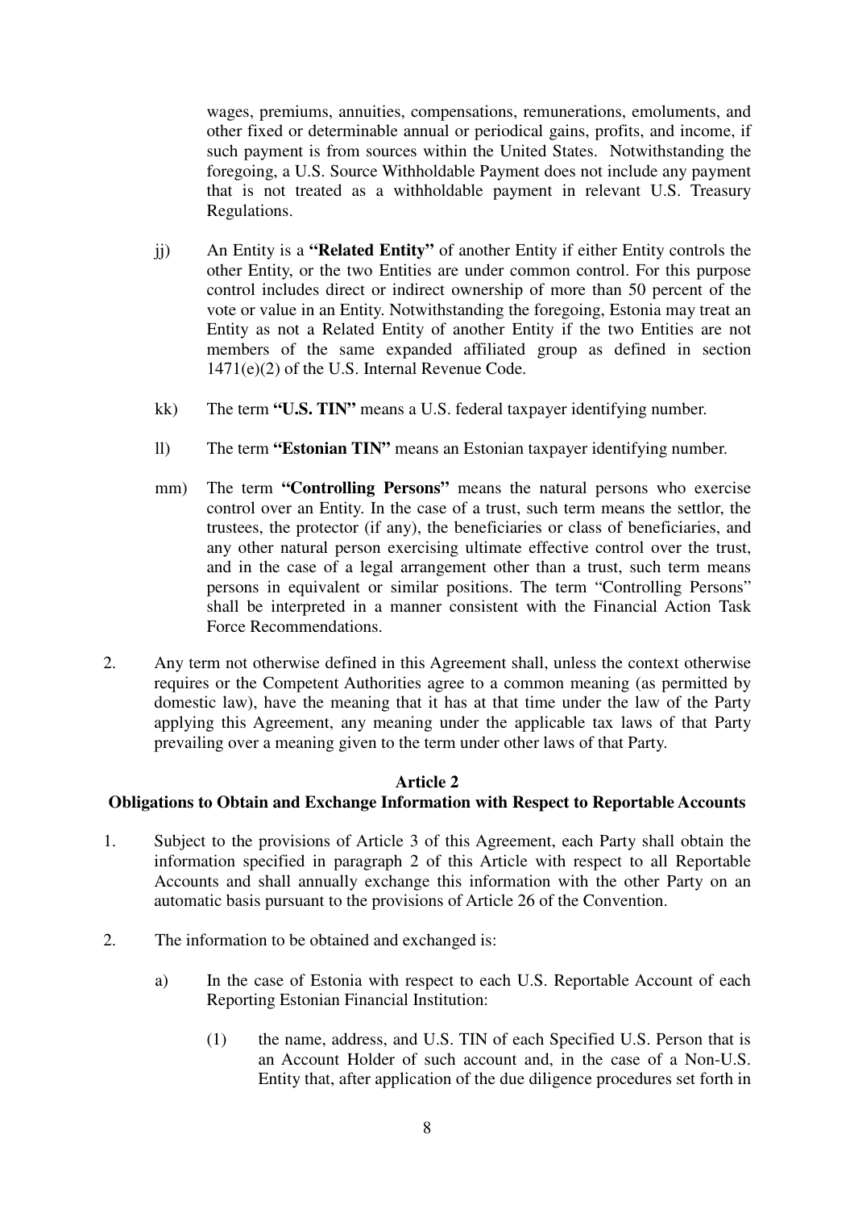wages, premiums, annuities, compensations, remunerations, emoluments, and other fixed or determinable annual or periodical gains, profits, and income, if such payment is from sources within the United States. Notwithstanding the foregoing, a U.S. Source Withholdable Payment does not include any payment that is not treated as a withholdable payment in relevant U.S. Treasury Regulations.

jj) An Entity is a **"Related Entity"** of another Entity if either Entity controls the other Entity, or the two Entities are under common control. For this purpose control includes direct or indirect ownership of more than 50 percent of the vote or value in an Entity. Notwithstanding the foregoing, Estonia may treat an Entity as not a Related Entity of another Entity if the two Entities are not members of the same expanded affiliated group as defined in section 1471(e)(2) of the U.S. Internal Revenue Code.

kk) The term **"U.S. TIN"** means a U.S. federal taxpayer identifying number.

ll) The term **"Estonian TIN"** means an Estonian taxpayer identifying number.

mm) The term **"Controlling Persons"** means the natural persons who exercise control over an Entity. In the case of a trust, such term means the settlor, the trustees, the protector (if any), the beneficiaries or class of beneficiaries, and any other natural person exercising ultimate effective control over the trust, and in the case of a legal arrangement other than a trust, such term means persons in equivalent or similar positions. The term "Controlling Persons" shall be interpreted in a manner consistent with the Financial Action Task Force Recommendations.

2. Any term not otherwise defined in this Agreement shall, unless the context otherwise requires or the Competent Authorities agree to a common meaning (as permitted by domestic law), have the meaning that it has at that time under the law of the Party applying this Agreement, any meaning under the applicable tax laws of that Party prevailing over a meaning given to the term under other laws of that Party.

## Article 2
## Obligations to Obtain and Exchange Information with Respect to Reportable Accounts

1. Subject to the provisions of Article 3 of this Agreement, each Party shall obtain the information specified in paragraph 2 of this Article with respect to all Reportable Accounts and shall annually exchange this information with the other Party on an automatic basis pursuant to the provisions of Article 26 of the Convention.

2. The information to be obtained and exchanged is:

   a) In the case of Estonia with respect to each U.S. Reportable Account of each Reporting Estonian Financial Institution:

      (1) the name, address, and U.S. TIN of each Specified U.S. Person that is an Account Holder of such account and, in the case of a Non-U.S. Entity that, after application of the due diligence procedures set forth in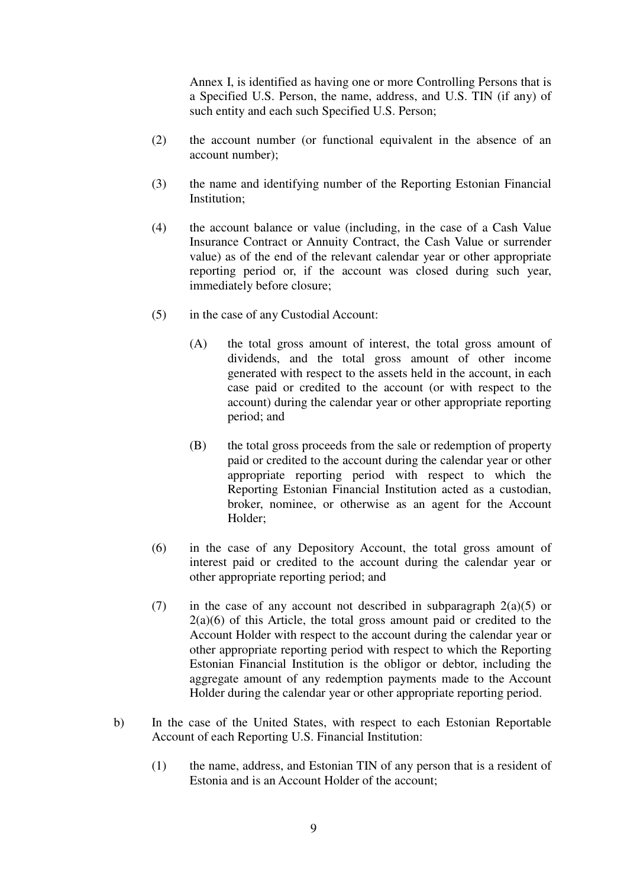Annex I, is identified as having one or more Controlling Persons that is a Specified U.S. Person, the name, address, and U.S. TIN (if any) of such entity and each such Specified U.S. Person;

(2) the account number (or functional equivalent in the absence of an account number);

(3) the name and identifying number of the Reporting Estonian Financial Institution;

(4) the account balance or value (including, in the case of a Cash Value Insurance Contract or Annuity Contract, the Cash Value or surrender value) as of the end of the relevant calendar year or other appropriate reporting period or, if the account was closed during such year, immediately before closure;

(5) in the case of any Custodial Account:

(A) the total gross amount of interest, the total gross amount of dividends, and the total gross amount of other income generated with respect to the assets held in the account, in each case paid or credited to the account (or with respect to the account) during the calendar year or other appropriate reporting period; and

(B) the total gross proceeds from the sale or redemption of property paid or credited to the account during the calendar year or other appropriate reporting period with respect to which the Reporting Estonian Financial Institution acted as a custodian, broker, nominee, or otherwise as an agent for the Account Holder;

(6) in the case of any Depository Account, the total gross amount of interest paid or credited to the account during the calendar year or other appropriate reporting period; and

(7) in the case of any account not described in subparagraph 2(a)(5) or 2(a)(6) of this Article, the total gross amount paid or credited to the Account Holder with respect to the account during the calendar year or other appropriate reporting period with respect to which the Reporting Estonian Financial Institution is the obligor or debtor, including the aggregate amount of any redemption payments made to the Account Holder during the calendar year or other appropriate reporting period.

b) In the case of the United States, with respect to each Estonian Reportable Account of each Reporting U.S. Financial Institution:

(1) the name, address, and Estonian TIN of any person that is a resident of Estonia and is an Account Holder of the account;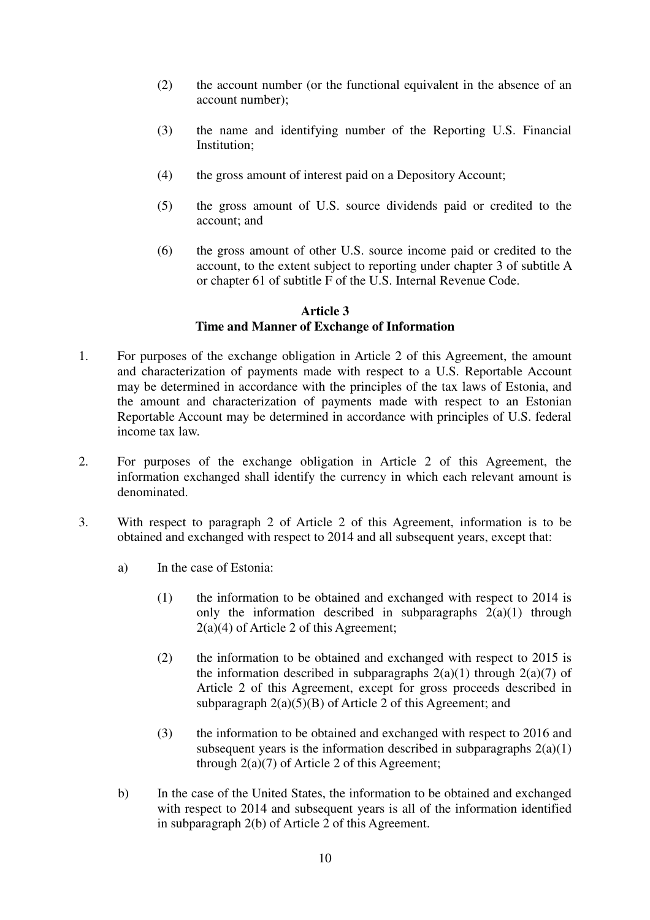(2) the account number (or the functional equivalent in the absence of an account number);

(3) the name and identifying number of the Reporting U.S. Financial Institution;

(4) the gross amount of interest paid on a Depository Account;

(5) the gross amount of U.S. source dividends paid or credited to the account; and

(6) the gross amount of other U.S. source income paid or credited to the account, to the extent subject to reporting under chapter 3 of subtitle A or chapter 61 of subtitle F of the U.S. Internal Revenue Code.

## Article 3
## Time and Manner of Exchange of Information

1. For purposes of the exchange obligation in Article 2 of this Agreement, the amount and characterization of payments made with respect to a U.S. Reportable Account may be determined in accordance with the principles of the tax laws of Estonia, and the amount and characterization of payments made with respect to an Estonian Reportable Account may be determined in accordance with principles of U.S. federal income tax law.

2. For purposes of the exchange obligation in Article 2 of this Agreement, the information exchanged shall identify the currency in which each relevant amount is denominated.

3. With respect to paragraph 2 of Article 2 of this Agreement, information is to be obtained and exchanged with respect to 2014 and all subsequent years, except that:

   a) In the case of Estonia:

      (1) the information to be obtained and exchanged with respect to 2014 is only the information described in subparagraphs 2(a)(1) through 2(a)(4) of Article 2 of this Agreement;

      (2) the information to be obtained and exchanged with respect to 2015 is the information described in subparagraphs 2(a)(1) through 2(a)(7) of Article 2 of this Agreement, except for gross proceeds described in subparagraph 2(a)(5)(B) of Article 2 of this Agreement; and

      (3) the information to be obtained and exchanged with respect to 2016 and subsequent years is the information described in subparagraphs 2(a)(1) through 2(a)(7) of Article 2 of this Agreement;

   b) In the case of the United States, the information to be obtained and exchanged with respect to 2014 and subsequent years is all of the information identified in subparagraph 2(b) of Article 2 of this Agreement.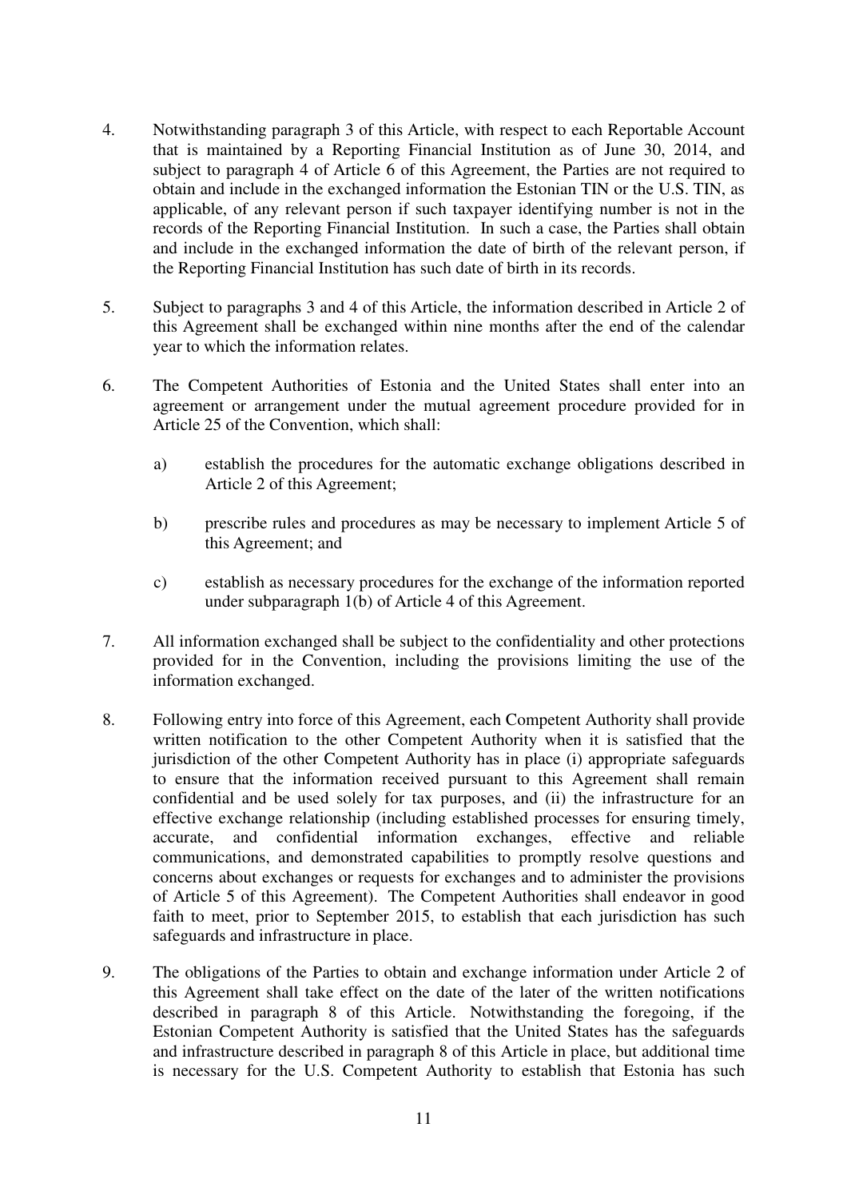4. Notwithstanding paragraph 3 of this Article, with respect to each Reportable Account that is maintained by a Reporting Financial Institution as of June 30, 2014, and subject to paragraph 4 of Article 6 of this Agreement, the Parties are not required to obtain and include in the exchanged information the Estonian TIN or the U.S. TIN, as applicable, of any relevant person if such taxpayer identifying number is not in the records of the Reporting Financial Institution. In such a case, the Parties shall obtain and include in the exchanged information the date of birth of the relevant person, if the Reporting Financial Institution has such date of birth in its records.

5. Subject to paragraphs 3 and 4 of this Article, the information described in Article 2 of this Agreement shall be exchanged within nine months after the end of the calendar year to which the information relates.

6. The Competent Authorities of Estonia and the United States shall enter into an agreement or arrangement under the mutual agreement procedure provided for in Article 25 of the Convention, which shall:

   a) establish the procedures for the automatic exchange obligations described in Article 2 of this Agreement;

   b) prescribe rules and procedures as may be necessary to implement Article 5 of this Agreement; and

   c) establish as necessary procedures for the exchange of the information reported under subparagraph 1(b) of Article 4 of this Agreement.

7. All information exchanged shall be subject to the confidentiality and other protections provided for in the Convention, including the provisions limiting the use of the information exchanged.

8. Following entry into force of this Agreement, each Competent Authority shall provide written notification to the other Competent Authority when it is satisfied that the jurisdiction of the other Competent Authority has in place (i) appropriate safeguards to ensure that the information received pursuant to this Agreement shall remain confidential and be used solely for tax purposes, and (ii) the infrastructure for an effective exchange relationship (including established processes for ensuring timely, accurate, and confidential information exchanges, effective and reliable communications, and demonstrated capabilities to promptly resolve questions and concerns about exchanges or requests for exchanges and to administer the provisions of Article 5 of this Agreement). The Competent Authorities shall endeavor in good faith to meet, prior to September 2015, to establish that each jurisdiction has such safeguards and infrastructure in place.

9. The obligations of the Parties to obtain and exchange information under Article 2 of this Agreement shall take effect on the date of the later of the written notifications described in paragraph 8 of this Article. Notwithstanding the foregoing, if the Estonian Competent Authority is satisfied that the United States has the safeguards and infrastructure described in paragraph 8 of this Article in place, but additional time is necessary for the U.S. Competent Authority to establish that Estonia has such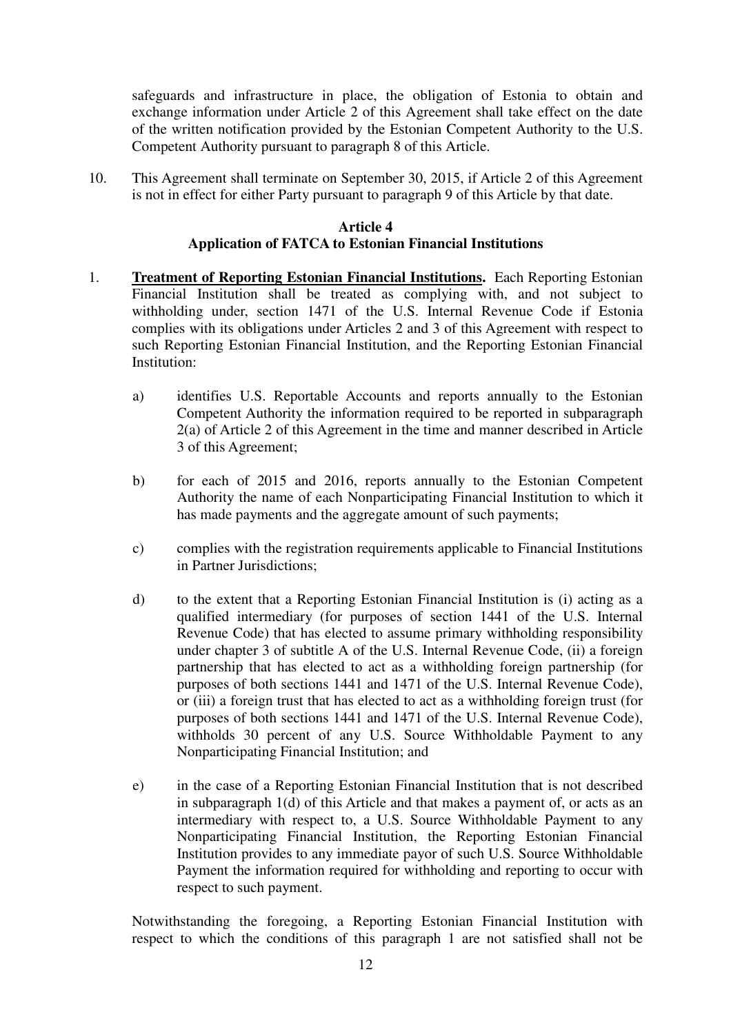safeguards and infrastructure in place, the obligation of Estonia to obtain and exchange information under Article 2 of this Agreement shall take effect on the date of the written notification provided by the Estonian Competent Authority to the U.S. Competent Authority pursuant to paragraph 8 of this Article.

10. This Agreement shall terminate on September 30, 2015, if Article 2 of this Agreement is not in effect for either Party pursuant to paragraph 9 of this Article by that date.

### Article 4
### Application of FATCA to Estonian Financial Institutions

1. **Treatment of Reporting Estonian Financial Institutions.** Each Reporting Estonian Financial Institution shall be treated as complying with, and not subject to withholding under, section 1471 of the U.S. Internal Revenue Code if Estonia complies with its obligations under Articles 2 and 3 of this Agreement with respect to such Reporting Estonian Financial Institution, and the Reporting Estonian Financial Institution:

   a) identifies U.S. Reportable Accounts and reports annually to the Estonian Competent Authority the information required to be reported in subparagraph 2(a) of Article 2 of this Agreement in the time and manner described in Article 3 of this Agreement;

   b) for each of 2015 and 2016, reports annually to the Estonian Competent Authority the name of each Nonparticipating Financial Institution to which it has made payments and the aggregate amount of such payments;

   c) complies with the registration requirements applicable to Financial Institutions in Partner Jurisdictions;

   d) to the extent that a Reporting Estonian Financial Institution is (i) acting as a qualified intermediary (for purposes of section 1441 of the U.S. Internal Revenue Code) that has elected to assume primary withholding responsibility under chapter 3 of subtitle A of the U.S. Internal Revenue Code, (ii) a foreign partnership that has elected to act as a withholding foreign partnership (for purposes of both sections 1441 and 1471 of the U.S. Internal Revenue Code), or (iii) a foreign trust that has elected to act as a withholding foreign trust (for purposes of both sections 1441 and 1471 of the U.S. Internal Revenue Code), withholds 30 percent of any U.S. Source Withholdable Payment to any Nonparticipating Financial Institution; and

   e) in the case of a Reporting Estonian Financial Institution that is not described in subparagraph 1(d) of this Article and that makes a payment of, or acts as an intermediary with respect to, a U.S. Source Withholdable Payment to any Nonparticipating Financial Institution, the Reporting Estonian Financial Institution provides to any immediate payor of such U.S. Source Withholdable Payment the information required for withholding and reporting to occur with respect to such payment.

   Notwithstanding the foregoing, a Reporting Estonian Financial Institution with respect to which the conditions of this paragraph 1 are not satisfied shall not be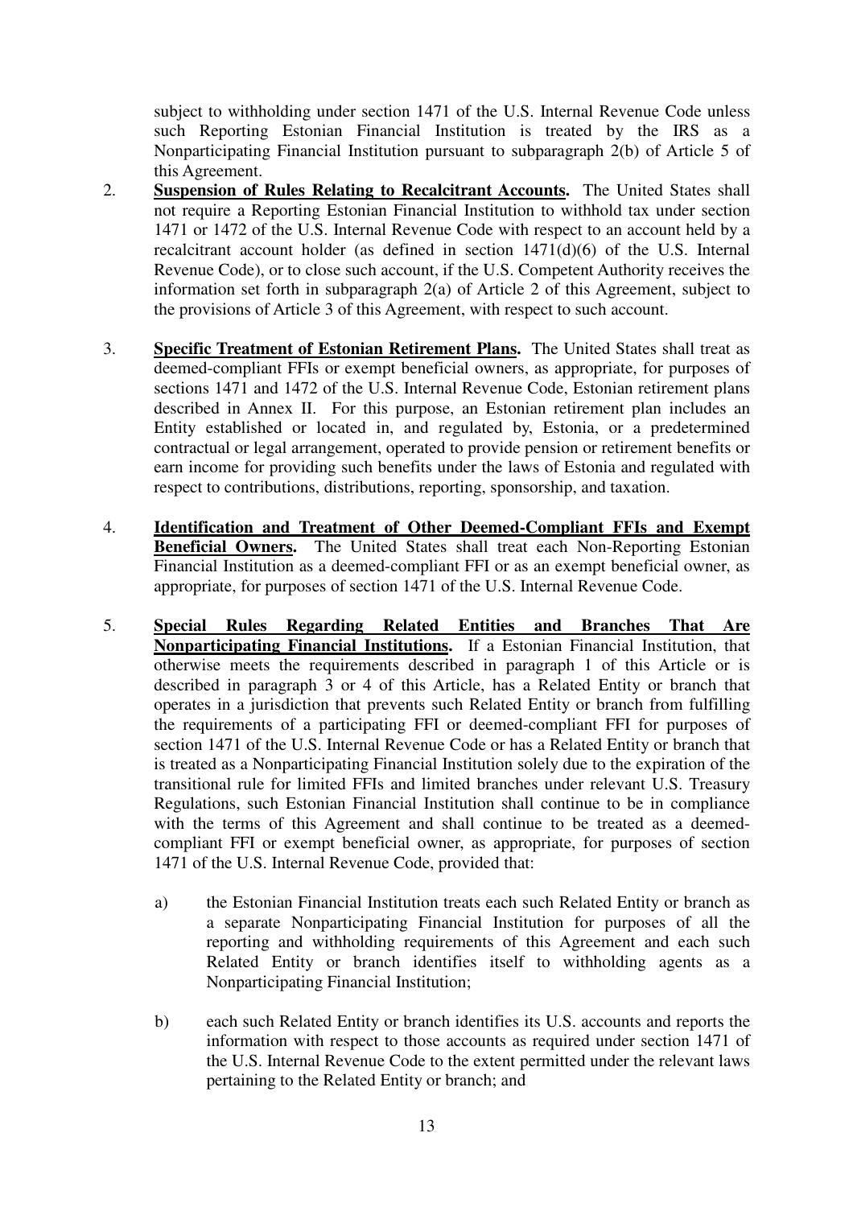subject to withholding under section 1471 of the U.S. Internal Revenue Code unless such Reporting Estonian Financial Institution is treated by the IRS as a Nonparticipating Financial Institution pursuant to subparagraph 2(b) of Article 5 of this Agreement.

2. **Suspension of Rules Relating to Recalcitrant Accounts.** The United States shall not require a Reporting Estonian Financial Institution to withhold tax under section 1471 or 1472 of the U.S. Internal Revenue Code with respect to an account held by a recalcitrant account holder (as defined in section 1471(d)(6) of the U.S. Internal Revenue Code), or to close such account, if the U.S. Competent Authority receives the information set forth in subparagraph 2(a) of Article 2 of this Agreement, subject to the provisions of Article 3 of this Agreement, with respect to such account.

3. **Specific Treatment of Estonian Retirement Plans.** The United States shall treat as deemed-compliant FFIs or exempt beneficial owners, as appropriate, for purposes of sections 1471 and 1472 of the U.S. Internal Revenue Code, Estonian retirement plans described in Annex II. For this purpose, an Estonian retirement plan includes an Entity established or located in, and regulated by, Estonia, or a predetermined contractual or legal arrangement, operated to provide pension or retirement benefits or earn income for providing such benefits under the laws of Estonia and regulated with respect to contributions, distributions, reporting, sponsorship, and taxation.

4. **Identification and Treatment of Other Deemed-Compliant FFIs and Exempt Beneficial Owners.** The United States shall treat each Non-Reporting Estonian Financial Institution as a deemed-compliant FFI or as an exempt beneficial owner, as appropriate, for purposes of section 1471 of the U.S. Internal Revenue Code.

5. **Special Rules Regarding Related Entities and Branches That Are Nonparticipating Financial Institutions.** If a Estonian Financial Institution, that otherwise meets the requirements described in paragraph 1 of this Article or is described in paragraph 3 or 4 of this Article, has a Related Entity or branch that operates in a jurisdiction that prevents such Related Entity or branch from fulfilling the requirements of a participating FFI or deemed-compliant FFI for purposes of section 1471 of the U.S. Internal Revenue Code or has a Related Entity or branch that is treated as a Nonparticipating Financial Institution solely due to the expiration of the transitional rule for limited FFIs and limited branches under relevant U.S. Treasury Regulations, such Estonian Financial Institution shall continue to be in compliance with the terms of this Agreement and shall continue to be treated as a deemed-compliant FFI or exempt beneficial owner, as appropriate, for purposes of section 1471 of the U.S. Internal Revenue Code, provided that:

   a) the Estonian Financial Institution treats each such Related Entity or branch as a separate Nonparticipating Financial Institution for purposes of all the reporting and withholding requirements of this Agreement and each such Related Entity or branch identifies itself to withholding agents as a Nonparticipating Financial Institution;

   b) each such Related Entity or branch identifies its U.S. accounts and reports the information with respect to those accounts as required under section 1471 of the U.S. Internal Revenue Code to the extent permitted under the relevant laws pertaining to the Related Entity or branch; and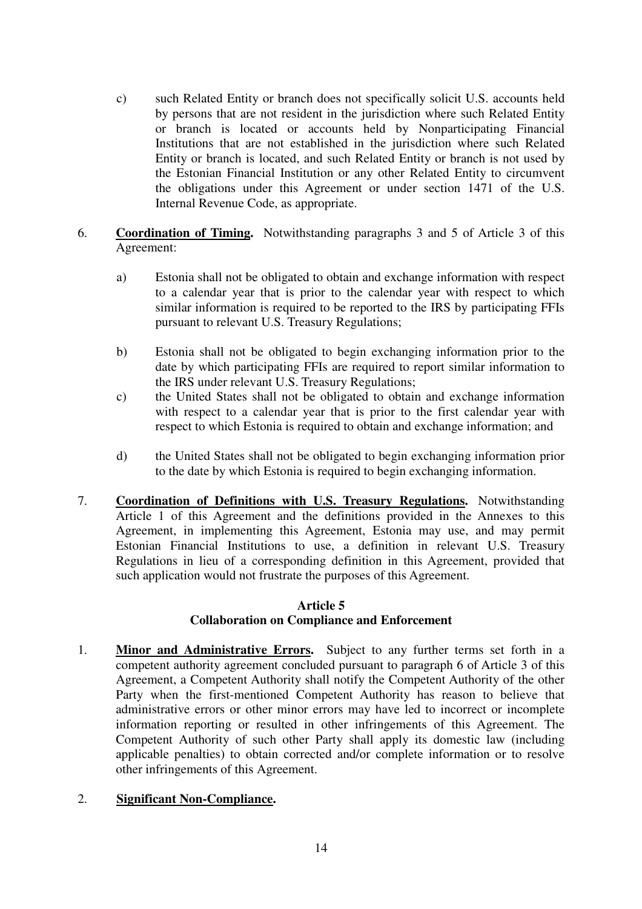c) such Related Entity or branch does not specifically solicit U.S. accounts held by persons that are not resident in the jurisdiction where such Related Entity or branch is located or accounts held by Nonparticipating Financial Institutions that are not established in the jurisdiction where such Related Entity or branch is located, and such Related Entity or branch is not used by the Estonian Financial Institution or any other Related Entity to circumvent the obligations under this Agreement or under section 1471 of the U.S. Internal Revenue Code, as appropriate.

6. **<u>Coordination of Timing</u>.** Notwithstanding paragraphs 3 and 5 of Article 3 of this Agreement:

   a) Estonia shall not be obligated to obtain and exchange information with respect to a calendar year that is prior to the calendar year with respect to which similar information is required to be reported to the IRS by participating FFIs pursuant to relevant U.S. Treasury Regulations;

   b) Estonia shall not be obligated to begin exchanging information prior to the date by which participating FFIs are required to report similar information to the IRS under relevant U.S. Treasury Regulations;

   c) the United States shall not be obligated to obtain and exchange information with respect to a calendar year that is prior to the first calendar year with respect to which Estonia is required to obtain and exchange information; and

   d) the United States shall not be obligated to begin exchanging information prior to the date by which Estonia is required to begin exchanging information.

7. **<u>Coordination of Definitions with U.S. Treasury Regulations</u>.** Notwithstanding Article 1 of this Agreement and the definitions provided in the Annexes to this Agreement, in implementing this Agreement, Estonia may use, and may permit Estonian Financial Institutions to use, a definition in relevant U.S. Treasury Regulations in lieu of a corresponding definition in this Agreement, provided that such application would not frustrate the purposes of this Agreement.

## Article 5
## Collaboration on Compliance and Enforcement

1. **<u>Minor and Administrative Errors</u>.** Subject to any further terms set forth in a competent authority agreement concluded pursuant to paragraph 6 of Article 3 of this Agreement, a Competent Authority shall notify the Competent Authority of the other Party when the first-mentioned Competent Authority has reason to believe that administrative errors or other minor errors may have led to incorrect or incomplete information reporting or resulted in other infringements of this Agreement. The Competent Authority of such other Party shall apply its domestic law (including applicable penalties) to obtain corrected and/or complete information or to resolve other infringements of this Agreement.

2. **<u>Significant Non-Compliance</u>.**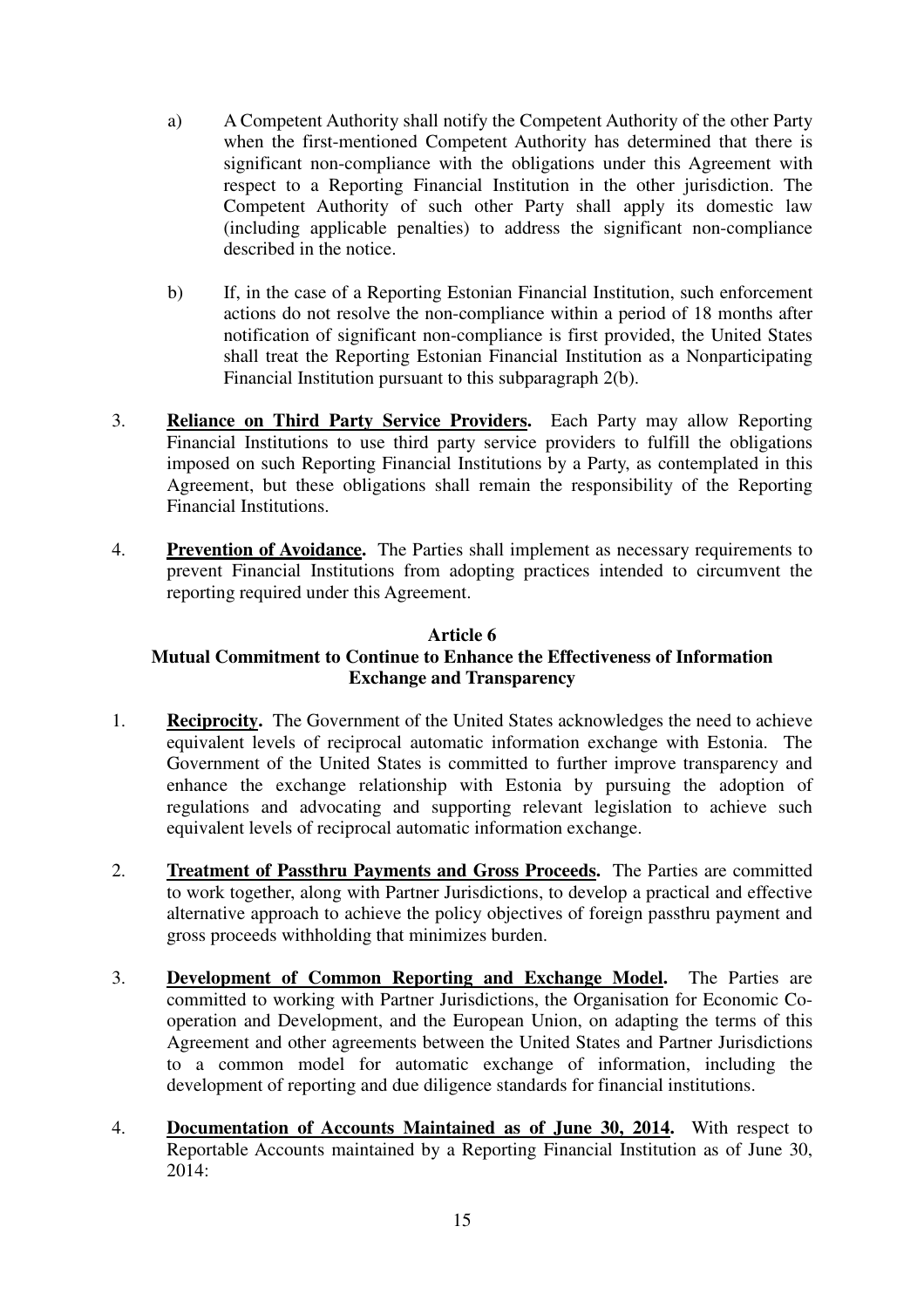a) A Competent Authority shall notify the Competent Authority of the other Party when the first-mentioned Competent Authority has determined that there is significant non-compliance with the obligations under this Agreement with respect to a Reporting Financial Institution in the other jurisdiction. The Competent Authority of such other Party shall apply its domestic law (including applicable penalties) to address the significant non-compliance described in the notice.

b) If, in the case of a Reporting Estonian Financial Institution, such enforcement actions do not resolve the non-compliance within a period of 18 months after notification of significant non-compliance is first provided, the United States shall treat the Reporting Estonian Financial Institution as a Nonparticipating Financial Institution pursuant to this subparagraph 2(b).

3. **Reliance on Third Party Service Providers.** Each Party may allow Reporting Financial Institutions to use third party service providers to fulfill the obligations imposed on such Reporting Financial Institutions by a Party, as contemplated in this Agreement, but these obligations shall remain the responsibility of the Reporting Financial Institutions.

4. **Prevention of Avoidance.** The Parties shall implement as necessary requirements to prevent Financial Institutions from adopting practices intended to circumvent the reporting required under this Agreement.

## Article 6
## Mutual Commitment to Continue to Enhance the Effectiveness of Information Exchange and Transparency

1. **Reciprocity.** The Government of the United States acknowledges the need to achieve equivalent levels of reciprocal automatic information exchange with Estonia. The Government of the United States is committed to further improve transparency and enhance the exchange relationship with Estonia by pursuing the adoption of regulations and advocating and supporting relevant legislation to achieve such equivalent levels of reciprocal automatic information exchange.

2. **Treatment of Passthru Payments and Gross Proceeds.** The Parties are committed to work together, along with Partner Jurisdictions, to develop a practical and effective alternative approach to achieve the policy objectives of foreign passthru payment and gross proceeds withholding that minimizes burden.

3. **Development of Common Reporting and Exchange Model.** The Parties are committed to working with Partner Jurisdictions, the Organisation for Economic Co-operation and Development, and the European Union, on adapting the terms of this Agreement and other agreements between the United States and Partner Jurisdictions to a common model for automatic exchange of information, including the development of reporting and due diligence standards for financial institutions.

4. **Documentation of Accounts Maintained as of June 30, 2014.** With respect to Reportable Accounts maintained by a Reporting Financial Institution as of June 30, 2014: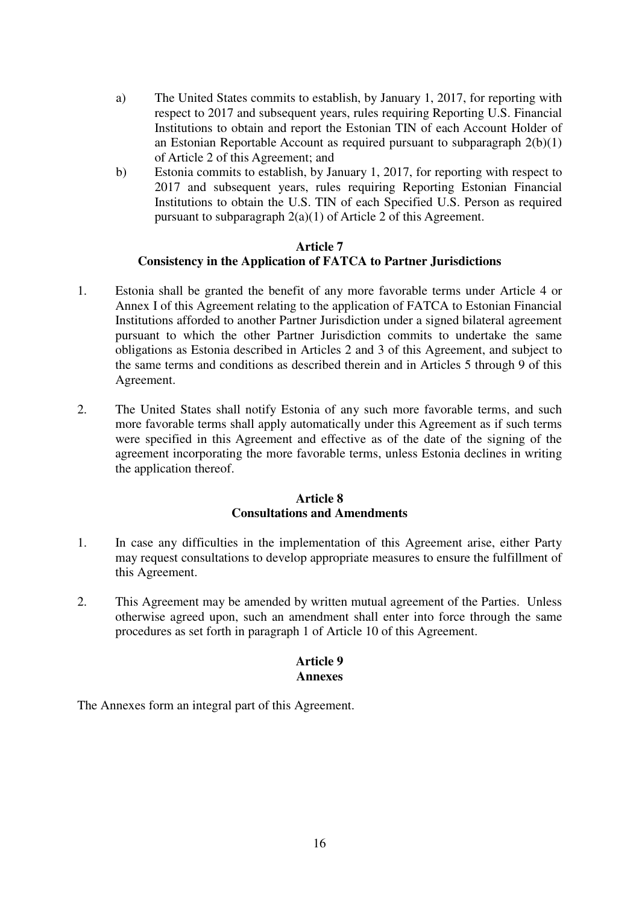a) The United States commits to establish, by January 1, 2017, for reporting with respect to 2017 and subsequent years, rules requiring Reporting U.S. Financial Institutions to obtain and report the Estonian TIN of each Account Holder of an Estonian Reportable Account as required pursuant to subparagraph 2(b)(1) of Article 2 of this Agreement; and

b) Estonia commits to establish, by January 1, 2017, for reporting with respect to 2017 and subsequent years, rules requiring Reporting Estonian Financial Institutions to obtain the U.S. TIN of each Specified U.S. Person as required pursuant to subparagraph 2(a)(1) of Article 2 of this Agreement.

**Article 7**
**Consistency in the Application of FATCA to Partner Jurisdictions**

1. Estonia shall be granted the benefit of any more favorable terms under Article 4 or Annex I of this Agreement relating to the application of FATCA to Estonian Financial Institutions afforded to another Partner Jurisdiction under a signed bilateral agreement pursuant to which the other Partner Jurisdiction commits to undertake the same obligations as Estonia described in Articles 2 and 3 of this Agreement, and subject to the same terms and conditions as described therein and in Articles 5 through 9 of this Agreement.

2. The United States shall notify Estonia of any such more favorable terms, and such more favorable terms shall apply automatically under this Agreement as if such terms were specified in this Agreement and effective as of the date of the signing of the agreement incorporating the more favorable terms, unless Estonia declines in writing the application thereof.

**Article 8**
**Consultations and Amendments**

1. In case any difficulties in the implementation of this Agreement arise, either Party may request consultations to develop appropriate measures to ensure the fulfillment of this Agreement.

2. This Agreement may be amended by written mutual agreement of the Parties. Unless otherwise agreed upon, such an amendment shall enter into force through the same procedures as set forth in paragraph 1 of Article 10 of this Agreement.

**Article 9**
**Annexes**

The Annexes form an integral part of this Agreement.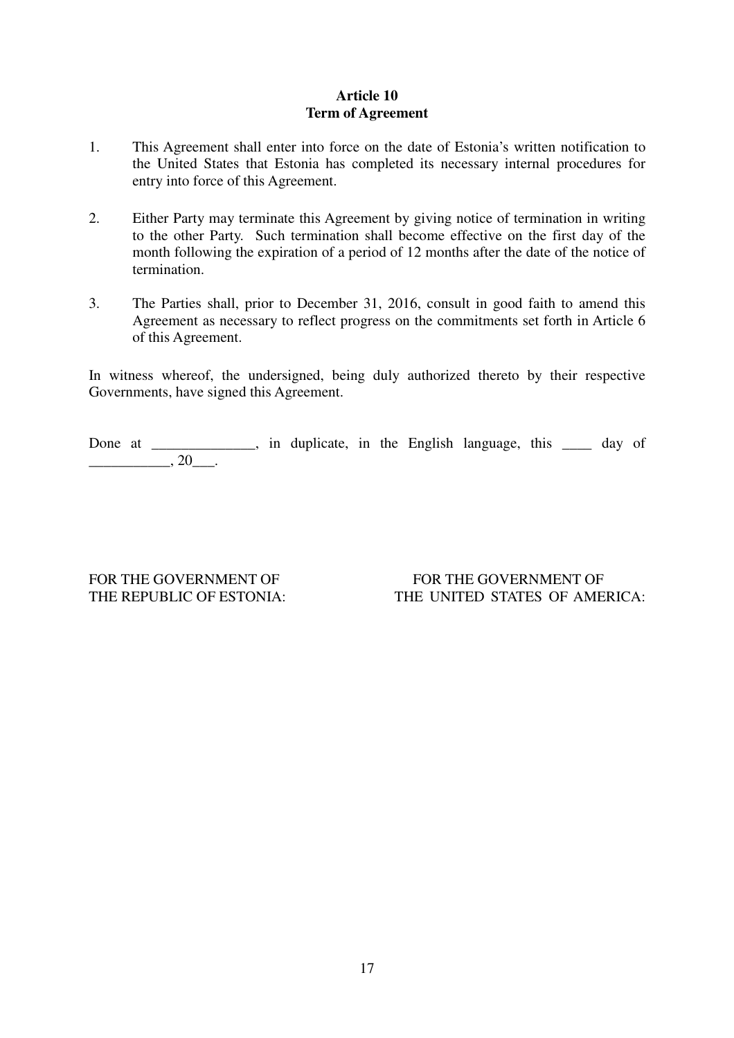**Article 10**
**Term of Agreement**

1. This Agreement shall enter into force on the date of Estonia's written notification to the United States that Estonia has completed its necessary internal procedures for entry into force of this Agreement.

2. Either Party may terminate this Agreement by giving notice of termination in writing to the other Party. Such termination shall become effective on the first day of the month following the expiration of a period of 12 months after the date of the notice of termination.

3. The Parties shall, prior to December 31, 2016, consult in good faith to amend this Agreement as necessary to reflect progress on the commitments set forth in Article 6 of this Agreement.

In witness whereof, the undersigned, being duly authorized thereto by their respective Governments, have signed this Agreement.

Done at ______________, in duplicate, in the English language, this ____ day of ___________, 20___.

| FOR THE GOVERNMENT OF THE REPUBLIC OF ESTONIA: | FOR THE GOVERNMENT OF THE UNITED STATES OF AMERICA: |
| --- | --- |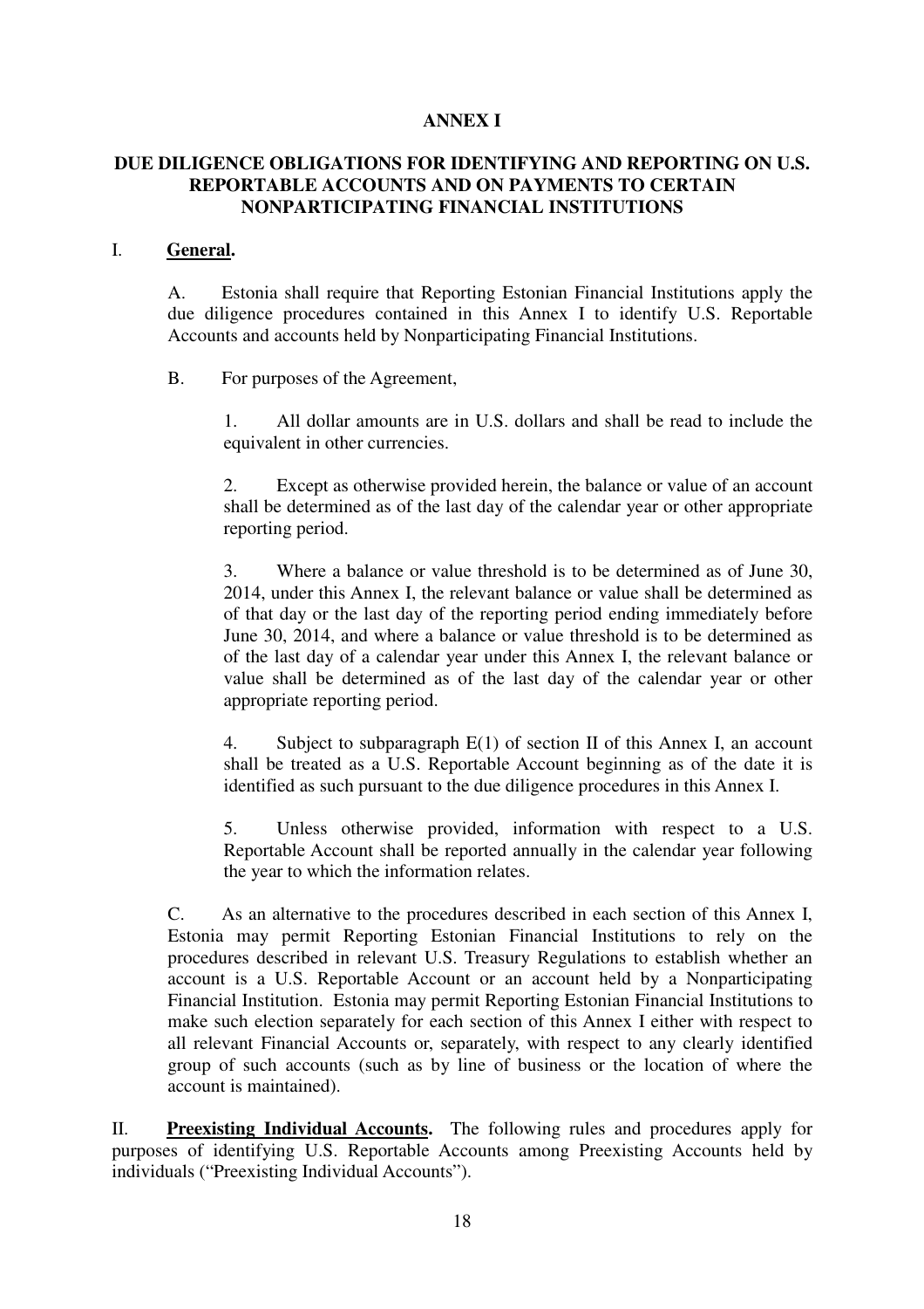# ANNEX I

## DUE DILIGENCE OBLIGATIONS FOR IDENTIFYING AND REPORTING ON U.S. REPORTABLE ACCOUNTS AND ON PAYMENTS TO CERTAIN NONPARTICIPATING FINANCIAL INSTITUTIONS

I. **General.**

A. Estonia shall require that Reporting Estonian Financial Institutions apply the due diligence procedures contained in this Annex I to identify U.S. Reportable Accounts and accounts held by Nonparticipating Financial Institutions.

B. For purposes of the Agreement,

1. All dollar amounts are in U.S. dollars and shall be read to include the equivalent in other currencies.

2. Except as otherwise provided herein, the balance or value of an account shall be determined as of the last day of the calendar year or other appropriate reporting period.

3. Where a balance or value threshold is to be determined as of June 30, 2014, under this Annex I, the relevant balance or value shall be determined as of that day or the last day of the reporting period ending immediately before June 30, 2014, and where a balance or value threshold is to be determined as of the last day of a calendar year under this Annex I, the relevant balance or value shall be determined as of the last day of the calendar year or other appropriate reporting period.

4. Subject to subparagraph E(1) of section II of this Annex I, an account shall be treated as a U.S. Reportable Account beginning as of the date it is identified as such pursuant to the due diligence procedures in this Annex I.

5. Unless otherwise provided, information with respect to a U.S. Reportable Account shall be reported annually in the calendar year following the year to which the information relates.

C. As an alternative to the procedures described in each section of this Annex I, Estonia may permit Reporting Estonian Financial Institutions to rely on the procedures described in relevant U.S. Treasury Regulations to establish whether an account is a U.S. Reportable Account or an account held by a Nonparticipating Financial Institution. Estonia may permit Reporting Estonian Financial Institutions to make such election separately for each section of this Annex I either with respect to all relevant Financial Accounts or, separately, with respect to any clearly identified group of such accounts (such as by line of business or the location of where the account is maintained).

II. **Preexisting Individual Accounts.** The following rules and procedures apply for purposes of identifying U.S. Reportable Accounts among Preexisting Accounts held by individuals ("Preexisting Individual Accounts").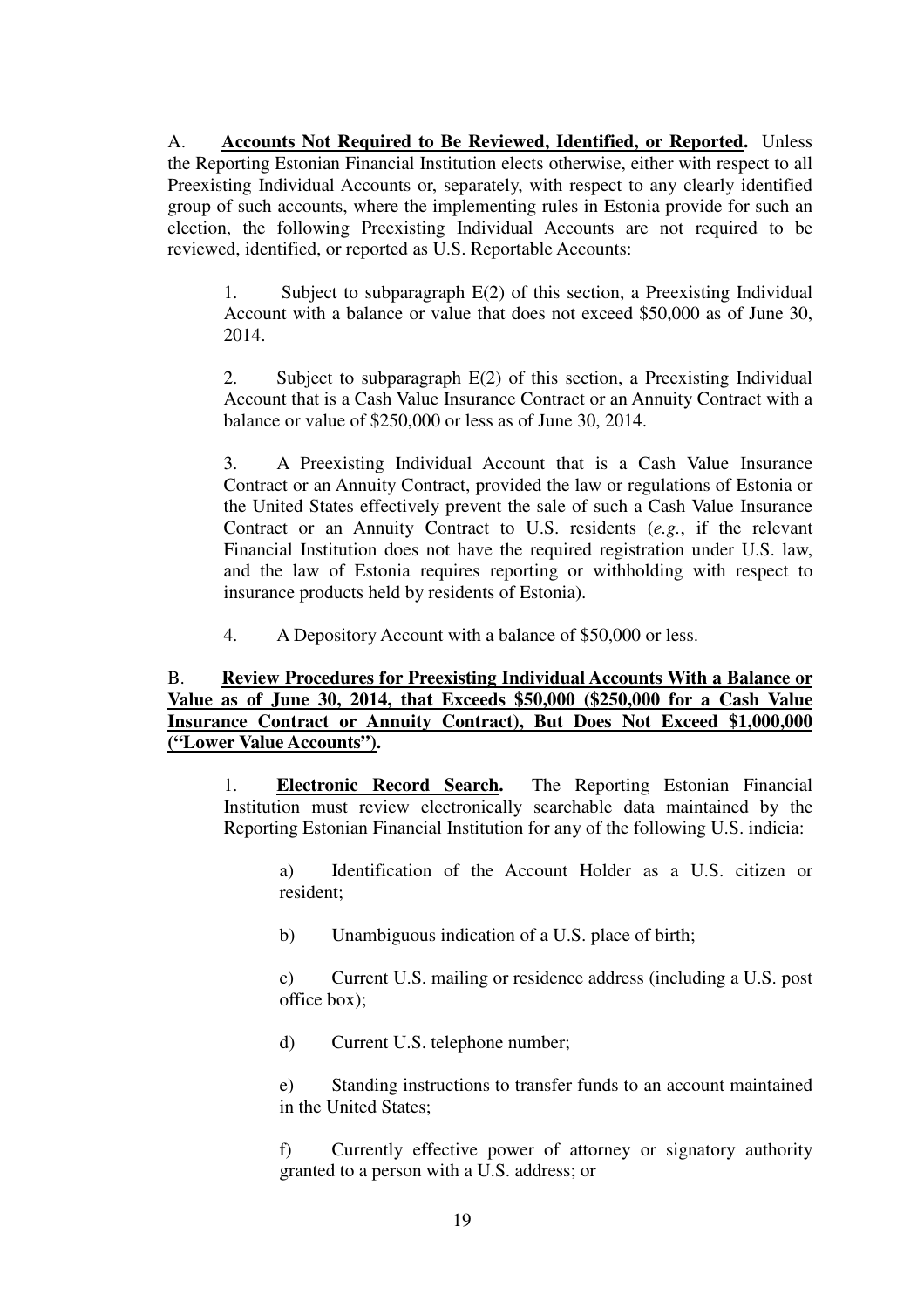A. **<u>Accounts Not Required to Be Reviewed, Identified, or Reported</u>.** Unless the Reporting Estonian Financial Institution elects otherwise, either with respect to all Preexisting Individual Accounts or, separately, with respect to any clearly identified group of such accounts, where the implementing rules in Estonia provide for such an election, the following Preexisting Individual Accounts are not required to be reviewed, identified, or reported as U.S. Reportable Accounts:

1. Subject to subparagraph E(2) of this section, a Preexisting Individual Account with a balance or value that does not exceed $50,000 as of June 30, 2014.

2. Subject to subparagraph E(2) of this section, a Preexisting Individual Account that is a Cash Value Insurance Contract or an Annuity Contract with a balance or value of $250,000 or less as of June 30, 2014.

3. A Preexisting Individual Account that is a Cash Value Insurance Contract or an Annuity Contract, provided the law or regulations of Estonia or the United States effectively prevent the sale of such a Cash Value Insurance Contract or an Annuity Contract to U.S. residents (*e.g.*, if the relevant Financial Institution does not have the required registration under U.S. law, and the law of Estonia requires reporting or withholding with respect to insurance products held by residents of Estonia).

4. A Depository Account with a balance of $50,000 or less.

B. **<u>Review Procedures for Preexisting Individual Accounts With a Balance or Value as of June 30, 2014, that Exceeds $50,000 ($250,000 for a Cash Value Insurance Contract or Annuity Contract), But Does Not Exceed $1,000,000 ("Lower Value Accounts")</u>.**

1. **<u>Electronic Record Search</u>.** The Reporting Estonian Financial Institution must review electronically searchable data maintained by the Reporting Estonian Financial Institution for any of the following U.S. indicia:

a) Identification of the Account Holder as a U.S. citizen or resident;

b) Unambiguous indication of a U.S. place of birth;

c) Current U.S. mailing or residence address (including a U.S. post office box);

d) Current U.S. telephone number;

e) Standing instructions to transfer funds to an account maintained in the United States;

f) Currently effective power of attorney or signatory authority granted to a person with a U.S. address; or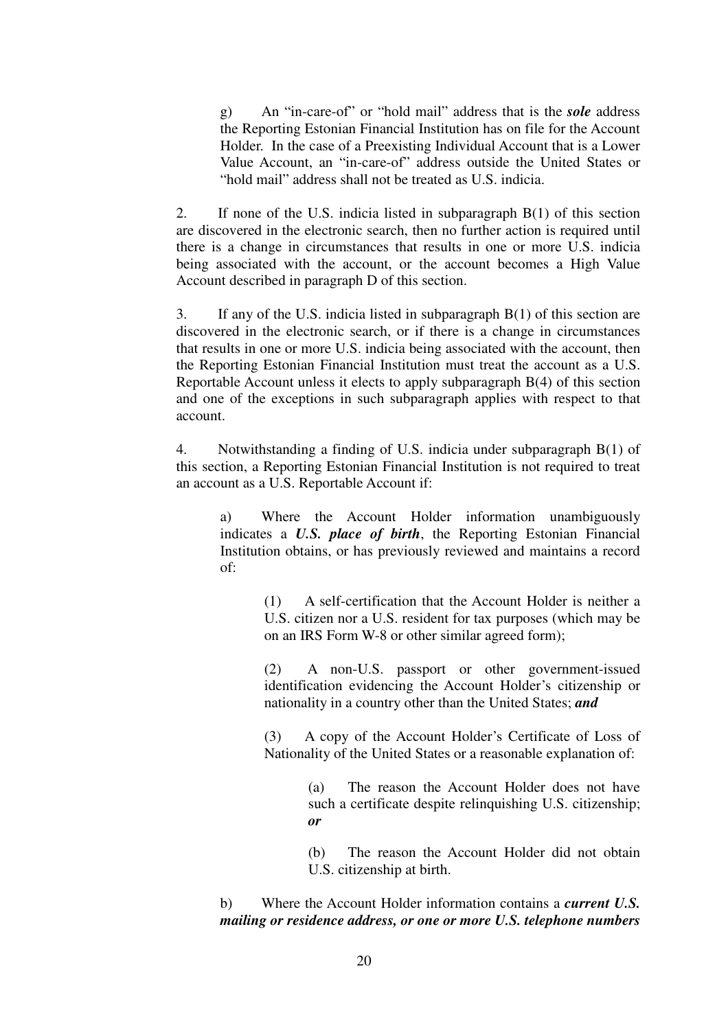g) An “in-care-of” or “hold mail” address that is the ***sole*** address the Reporting Estonian Financial Institution has on file for the Account Holder. In the case of a Preexisting Individual Account that is a Lower Value Account, an “in-care-of” address outside the United States or “hold mail” address shall not be treated as U.S. indicia.

2. If none of the U.S. indicia listed in subparagraph B(1) of this section are discovered in the electronic search, then no further action is required until there is a change in circumstances that results in one or more U.S. indicia being associated with the account, or the account becomes a High Value Account described in paragraph D of this section.

3. If any of the U.S. indicia listed in subparagraph B(1) of this section are discovered in the electronic search, or if there is a change in circumstances that results in one or more U.S. indicia being associated with the account, then the Reporting Estonian Financial Institution must treat the account as a U.S. Reportable Account unless it elects to apply subparagraph B(4) of this section and one of the exceptions in such subparagraph applies with respect to that account.

4. Notwithstanding a finding of U.S. indicia under subparagraph B(1) of this section, a Reporting Estonian Financial Institution is not required to treat an account as a U.S. Reportable Account if:

a) Where the Account Holder information unambiguously indicates a ***U.S. place of birth***, the Reporting Estonian Financial Institution obtains, or has previously reviewed and maintains a record of:

(1) A self-certification that the Account Holder is neither a U.S. citizen nor a U.S. resident for tax purposes (which may be on an IRS Form W-8 or other similar agreed form);

(2) A non-U.S. passport or other government-issued identification evidencing the Account Holder’s citizenship or nationality in a country other than the United States; ***and***

(3) A copy of the Account Holder’s Certificate of Loss of Nationality of the United States or a reasonable explanation of:

(a) The reason the Account Holder does not have such a certificate despite relinquishing U.S. citizenship; ***or***

(b) The reason the Account Holder did not obtain U.S. citizenship at birth.

b) Where the Account Holder information contains a ***current U.S. mailing or residence address, or one or more U.S. telephone numbers***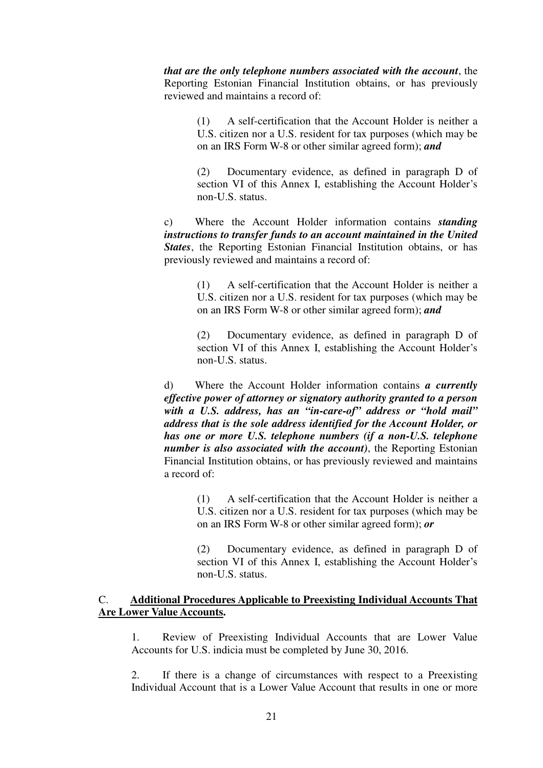***that are the only telephone numbers associated with the account***, the Reporting Estonian Financial Institution obtains, or has previously reviewed and maintains a record of:

(1) A self-certification that the Account Holder is neither a U.S. citizen nor a U.S. resident for tax purposes (which may be on an IRS Form W-8 or other similar agreed form); ***and***

(2) Documentary evidence, as defined in paragraph D of section VI of this Annex I, establishing the Account Holder's non-U.S. status.

c) Where the Account Holder information contains ***standing instructions to transfer funds to an account maintained in the United States***, the Reporting Estonian Financial Institution obtains, or has previously reviewed and maintains a record of:

(1) A self-certification that the Account Holder is neither a U.S. citizen nor a U.S. resident for tax purposes (which may be on an IRS Form W-8 or other similar agreed form); ***and***

(2) Documentary evidence, as defined in paragraph D of section VI of this Annex I, establishing the Account Holder's non-U.S. status.

d) Where the Account Holder information contains ***a currently effective power of attorney or signatory authority granted to a person with a U.S. address, has an "in-care-of" address or "hold mail" address that is the sole address identified for the Account Holder, or has one or more U.S. telephone numbers (if a non-U.S. telephone number is also associated with the account)***, the Reporting Estonian Financial Institution obtains, or has previously reviewed and maintains a record of:

(1) A self-certification that the Account Holder is neither a U.S. citizen nor a U.S. resident for tax purposes (which may be on an IRS Form W-8 or other similar agreed form); ***or***

(2) Documentary evidence, as defined in paragraph D of section VI of this Annex I, establishing the Account Holder's non-U.S. status.

C. **<u>Additional Procedures Applicable to Preexisting Individual Accounts That Are Lower Value Accounts</u>.**

1. Review of Preexisting Individual Accounts that are Lower Value Accounts for U.S. indicia must be completed by June 30, 2016.

2. If there is a change of circumstances with respect to a Preexisting Individual Account that is a Lower Value Account that results in one or more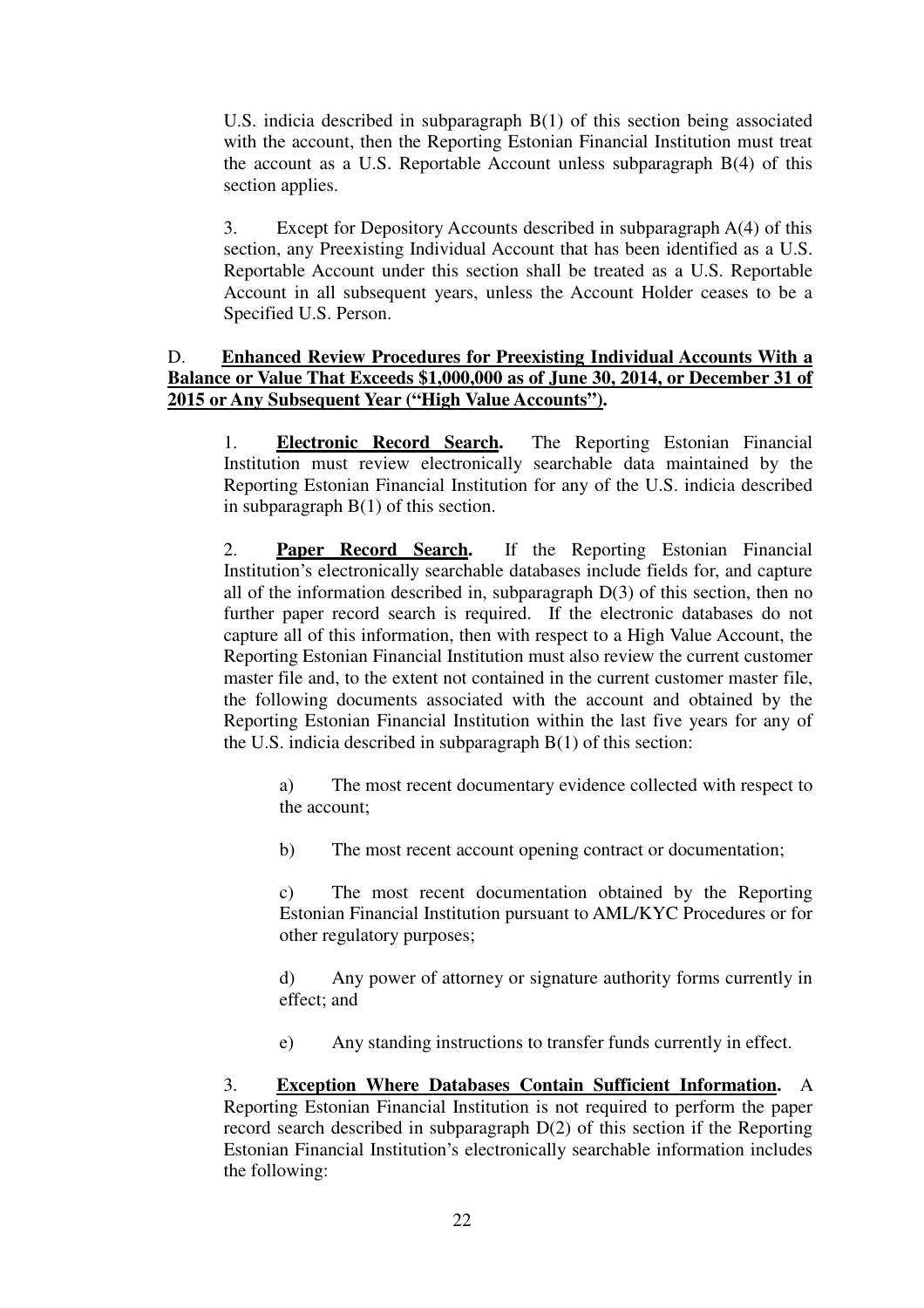U.S. indicia described in subparagraph B(1) of this section being associated with the account, then the Reporting Estonian Financial Institution must treat the account as a U.S. Reportable Account unless subparagraph B(4) of this section applies.

3. Except for Depository Accounts described in subparagraph A(4) of this section, any Preexisting Individual Account that has been identified as a U.S. Reportable Account under this section shall be treated as a U.S. Reportable Account in all subsequent years, unless the Account Holder ceases to be a Specified U.S. Person.

D. **Enhanced Review Procedures for Preexisting Individual Accounts With a Balance or Value That Exceeds $1,000,000 as of June 30, 2014, or December 31 of 2015 or Any Subsequent Year ("High Value Accounts").**

1. **Electronic Record Search.** The Reporting Estonian Financial Institution must review electronically searchable data maintained by the Reporting Estonian Financial Institution for any of the U.S. indicia described in subparagraph B(1) of this section.

2. **Paper Record Search.** If the Reporting Estonian Financial Institution's electronically searchable databases include fields for, and capture all of the information described in, subparagraph D(3) of this section, then no further paper record search is required. If the electronic databases do not capture all of this information, then with respect to a High Value Account, the Reporting Estonian Financial Institution must also review the current customer master file and, to the extent not contained in the current customer master file, the following documents associated with the account and obtained by the Reporting Estonian Financial Institution within the last five years for any of the U.S. indicia described in subparagraph B(1) of this section:

a) The most recent documentary evidence collected with respect to the account;

b) The most recent account opening contract or documentation;

c) The most recent documentation obtained by the Reporting Estonian Financial Institution pursuant to AML/KYC Procedures or for other regulatory purposes;

d) Any power of attorney or signature authority forms currently in effect; and

e) Any standing instructions to transfer funds currently in effect.

3. **Exception Where Databases Contain Sufficient Information.** A Reporting Estonian Financial Institution is not required to perform the paper record search described in subparagraph D(2) of this section if the Reporting Estonian Financial Institution's electronically searchable information includes the following: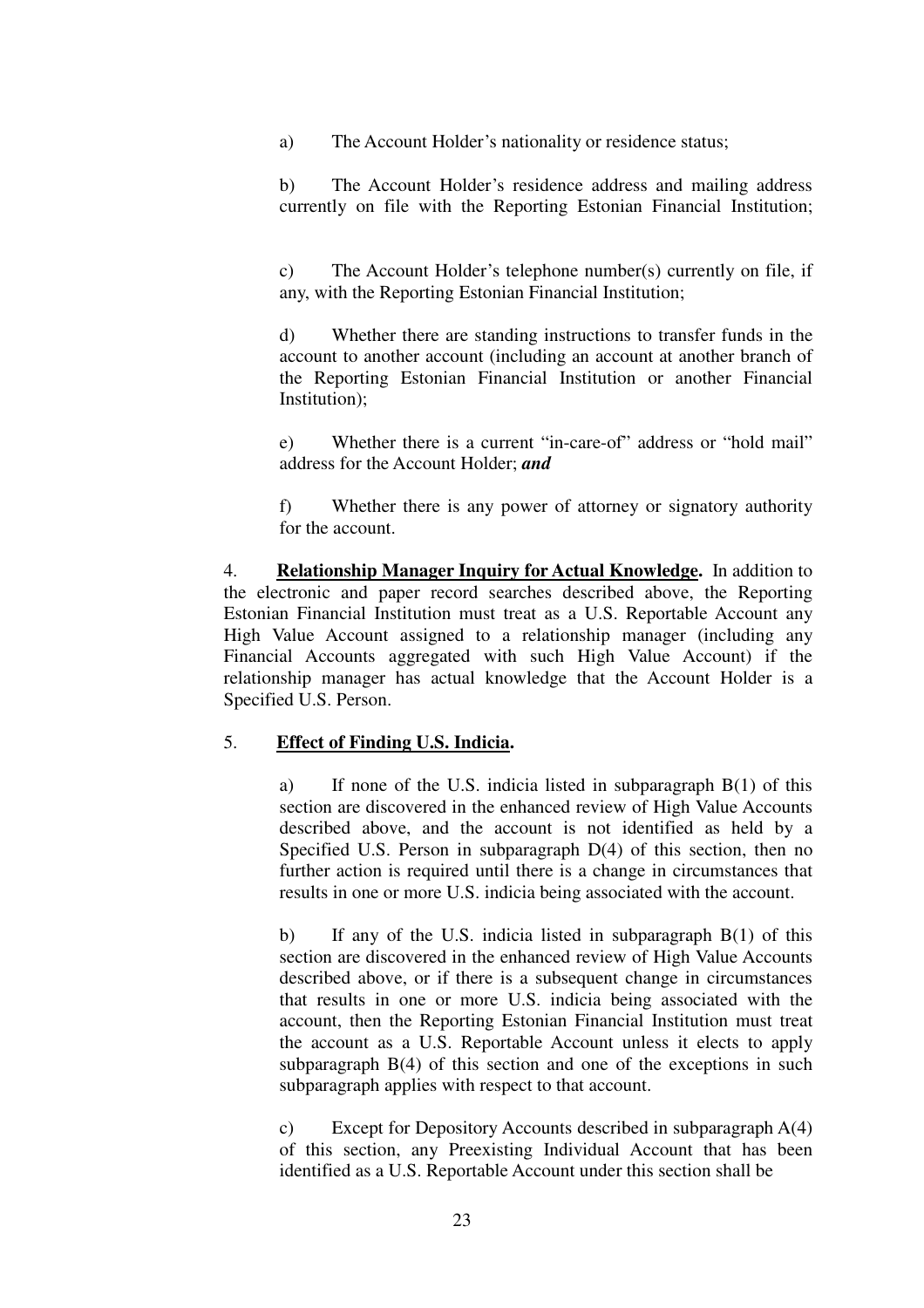a) The Account Holder's nationality or residence status;

b) The Account Holder's residence address and mailing address currently on file with the Reporting Estonian Financial Institution;

c) The Account Holder's telephone number(s) currently on file, if any, with the Reporting Estonian Financial Institution;

d) Whether there are standing instructions to transfer funds in the account to another account (including an account at another branch of the Reporting Estonian Financial Institution or another Financial Institution);

e) Whether there is a current "in-care-of" address or "hold mail" address for the Account Holder; ***and***

f) Whether there is any power of attorney or signatory authority for the account.

4. **Relationship Manager Inquiry for Actual Knowledge.** In addition to the electronic and paper record searches described above, the Reporting Estonian Financial Institution must treat as a U.S. Reportable Account any High Value Account assigned to a relationship manager (including any Financial Accounts aggregated with such High Value Account) if the relationship manager has actual knowledge that the Account Holder is a Specified U.S. Person.

5. **Effect of Finding U.S. Indicia.**

a) If none of the U.S. indicia listed in subparagraph B(1) of this section are discovered in the enhanced review of High Value Accounts described above, and the account is not identified as held by a Specified U.S. Person in subparagraph D(4) of this section, then no further action is required until there is a change in circumstances that results in one or more U.S. indicia being associated with the account.

b) If any of the U.S. indicia listed in subparagraph B(1) of this section are discovered in the enhanced review of High Value Accounts described above, or if there is a subsequent change in circumstances that results in one or more U.S. indicia being associated with the account, then the Reporting Estonian Financial Institution must treat the account as a U.S. Reportable Account unless it elects to apply subparagraph B(4) of this section and one of the exceptions in such subparagraph applies with respect to that account.

c) Except for Depository Accounts described in subparagraph A(4) of this section, any Preexisting Individual Account that has been identified as a U.S. Reportable Account under this section shall be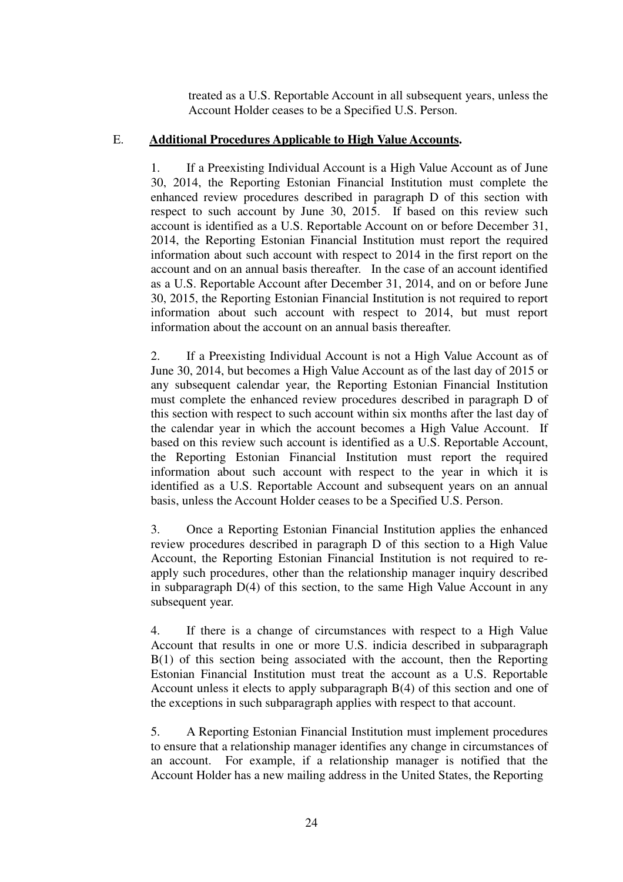treated as a U.S. Reportable Account in all subsequent years, unless the Account Holder ceases to be a Specified U.S. Person.

E. **Additional Procedures Applicable to High Value Accounts.**

1. If a Preexisting Individual Account is a High Value Account as of June 30, 2014, the Reporting Estonian Financial Institution must complete the enhanced review procedures described in paragraph D of this section with respect to such account by June 30, 2015. If based on this review such account is identified as a U.S. Reportable Account on or before December 31, 2014, the Reporting Estonian Financial Institution must report the required information about such account with respect to 2014 in the first report on the account and on an annual basis thereafter. In the case of an account identified as a U.S. Reportable Account after December 31, 2014, and on or before June 30, 2015, the Reporting Estonian Financial Institution is not required to report information about such account with respect to 2014, but must report information about the account on an annual basis thereafter.

2. If a Preexisting Individual Account is not a High Value Account as of June 30, 2014, but becomes a High Value Account as of the last day of 2015 or any subsequent calendar year, the Reporting Estonian Financial Institution must complete the enhanced review procedures described in paragraph D of this section with respect to such account within six months after the last day of the calendar year in which the account becomes a High Value Account. If based on this review such account is identified as a U.S. Reportable Account, the Reporting Estonian Financial Institution must report the required information about such account with respect to the year in which it is identified as a U.S. Reportable Account and subsequent years on an annual basis, unless the Account Holder ceases to be a Specified U.S. Person.

3. Once a Reporting Estonian Financial Institution applies the enhanced review procedures described in paragraph D of this section to a High Value Account, the Reporting Estonian Financial Institution is not required to re-apply such procedures, other than the relationship manager inquiry described in subparagraph D(4) of this section, to the same High Value Account in any subsequent year.

4. If there is a change of circumstances with respect to a High Value Account that results in one or more U.S. indicia described in subparagraph B(1) of this section being associated with the account, then the Reporting Estonian Financial Institution must treat the account as a U.S. Reportable Account unless it elects to apply subparagraph B(4) of this section and one of the exceptions in such subparagraph applies with respect to that account.

5. A Reporting Estonian Financial Institution must implement procedures to ensure that a relationship manager identifies any change in circumstances of an account. For example, if a relationship manager is notified that the Account Holder has a new mailing address in the United States, the Reporting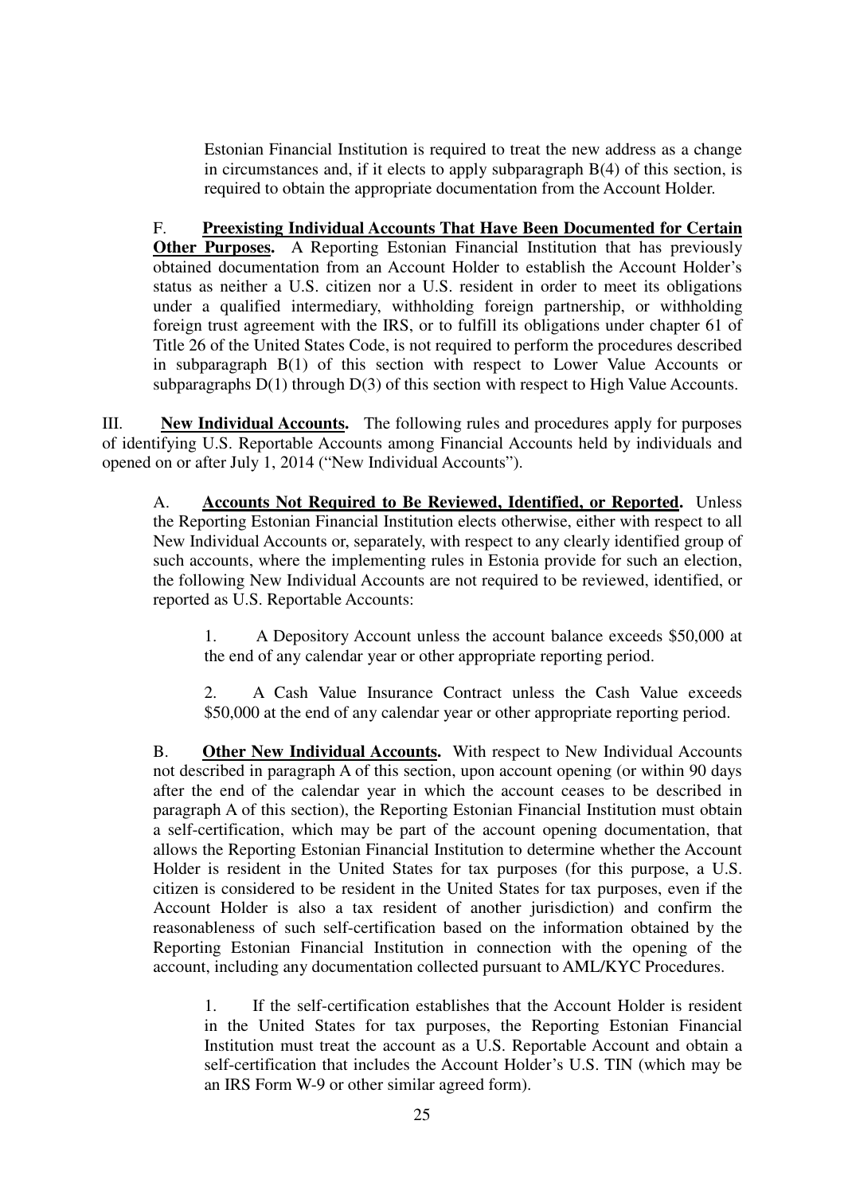Estonian Financial Institution is required to treat the new address as a change in circumstances and, if it elects to apply subparagraph B(4) of this section, is required to obtain the appropriate documentation from the Account Holder.

F. **Preexisting Individual Accounts That Have Been Documented for Certain Other Purposes.** A Reporting Estonian Financial Institution that has previously obtained documentation from an Account Holder to establish the Account Holder's status as neither a U.S. citizen nor a U.S. resident in order to meet its obligations under a qualified intermediary, withholding foreign partnership, or withholding foreign trust agreement with the IRS, or to fulfill its obligations under chapter 61 of Title 26 of the United States Code, is not required to perform the procedures described in subparagraph B(1) of this section with respect to Lower Value Accounts or subparagraphs D(1) through D(3) of this section with respect to High Value Accounts.

III. **New Individual Accounts.** The following rules and procedures apply for purposes of identifying U.S. Reportable Accounts among Financial Accounts held by individuals and opened on or after July 1, 2014 ("New Individual Accounts").

A. **Accounts Not Required to Be Reviewed, Identified, or Reported.** Unless the Reporting Estonian Financial Institution elects otherwise, either with respect to all New Individual Accounts or, separately, with respect to any clearly identified group of such accounts, where the implementing rules in Estonia provide for such an election, the following New Individual Accounts are not required to be reviewed, identified, or reported as U.S. Reportable Accounts:

1. A Depository Account unless the account balance exceeds $50,000 at the end of any calendar year or other appropriate reporting period.

2. A Cash Value Insurance Contract unless the Cash Value exceeds $50,000 at the end of any calendar year or other appropriate reporting period.

B. **Other New Individual Accounts.** With respect to New Individual Accounts not described in paragraph A of this section, upon account opening (or within 90 days after the end of the calendar year in which the account ceases to be described in paragraph A of this section), the Reporting Estonian Financial Institution must obtain a self-certification, which may be part of the account opening documentation, that allows the Reporting Estonian Financial Institution to determine whether the Account Holder is resident in the United States for tax purposes (for this purpose, a U.S. citizen is considered to be resident in the United States for tax purposes, even if the Account Holder is also a tax resident of another jurisdiction) and confirm the reasonableness of such self-certification based on the information obtained by the Reporting Estonian Financial Institution in connection with the opening of the account, including any documentation collected pursuant to AML/KYC Procedures.

1. If the self-certification establishes that the Account Holder is resident in the United States for tax purposes, the Reporting Estonian Financial Institution must treat the account as a U.S. Reportable Account and obtain a self-certification that includes the Account Holder's U.S. TIN (which may be an IRS Form W-9 or other similar agreed form).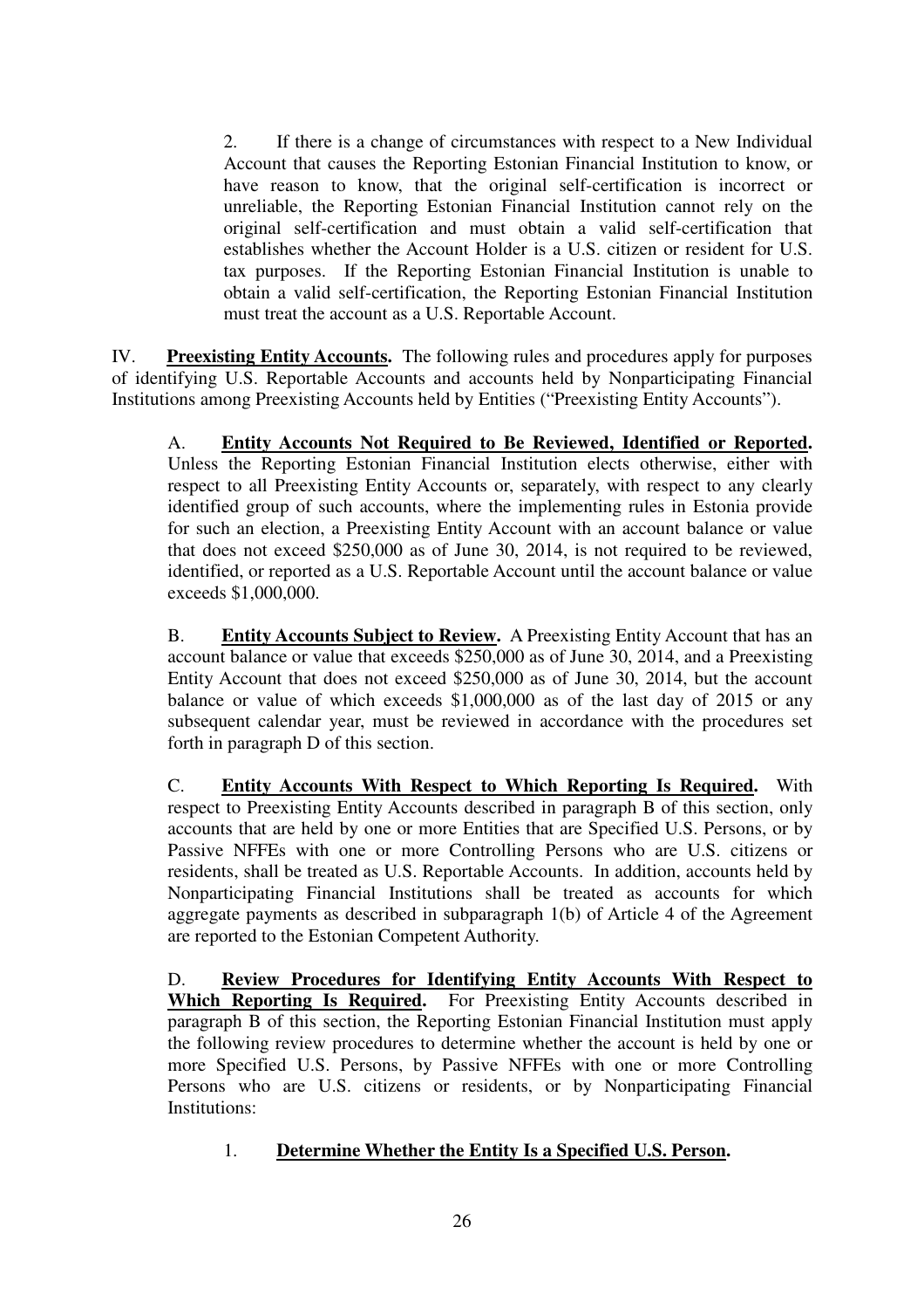2. If there is a change of circumstances with respect to a New Individual Account that causes the Reporting Estonian Financial Institution to know, or have reason to know, that the original self-certification is incorrect or unreliable, the Reporting Estonian Financial Institution cannot rely on the original self-certification and must obtain a valid self-certification that establishes whether the Account Holder is a U.S. citizen or resident for U.S. tax purposes. If the Reporting Estonian Financial Institution is unable to obtain a valid self-certification, the Reporting Estonian Financial Institution must treat the account as a U.S. Reportable Account.

IV. **Preexisting Entity Accounts.** The following rules and procedures apply for purposes of identifying U.S. Reportable Accounts and accounts held by Nonparticipating Financial Institutions among Preexisting Accounts held by Entities ("Preexisting Entity Accounts").

A. **Entity Accounts Not Required to Be Reviewed, Identified or Reported.** Unless the Reporting Estonian Financial Institution elects otherwise, either with respect to all Preexisting Entity Accounts or, separately, with respect to any clearly identified group of such accounts, where the implementing rules in Estonia provide for such an election, a Preexisting Entity Account with an account balance or value that does not exceed $250,000 as of June 30, 2014, is not required to be reviewed, identified, or reported as a U.S. Reportable Account until the account balance or value exceeds $1,000,000.

B. **Entity Accounts Subject to Review.** A Preexisting Entity Account that has an account balance or value that exceeds $250,000 as of June 30, 2014, and a Preexisting Entity Account that does not exceed $250,000 as of June 30, 2014, but the account balance or value of which exceeds $1,000,000 as of the last day of 2015 or any subsequent calendar year, must be reviewed in accordance with the procedures set forth in paragraph D of this section.

C. **Entity Accounts With Respect to Which Reporting Is Required.** With respect to Preexisting Entity Accounts described in paragraph B of this section, only accounts that are held by one or more Entities that are Specified U.S. Persons, or by Passive NFFEs with one or more Controlling Persons who are U.S. citizens or residents, shall be treated as U.S. Reportable Accounts. In addition, accounts held by Nonparticipating Financial Institutions shall be treated as accounts for which aggregate payments as described in subparagraph 1(b) of Article 4 of the Agreement are reported to the Estonian Competent Authority.

D. **Review Procedures for Identifying Entity Accounts With Respect to Which Reporting Is Required.** For Preexisting Entity Accounts described in paragraph B of this section, the Reporting Estonian Financial Institution must apply the following review procedures to determine whether the account is held by one or more Specified U.S. Persons, by Passive NFFEs with one or more Controlling Persons who are U.S. citizens or residents, or by Nonparticipating Financial Institutions:

1. **Determine Whether the Entity Is a Specified U.S. Person.**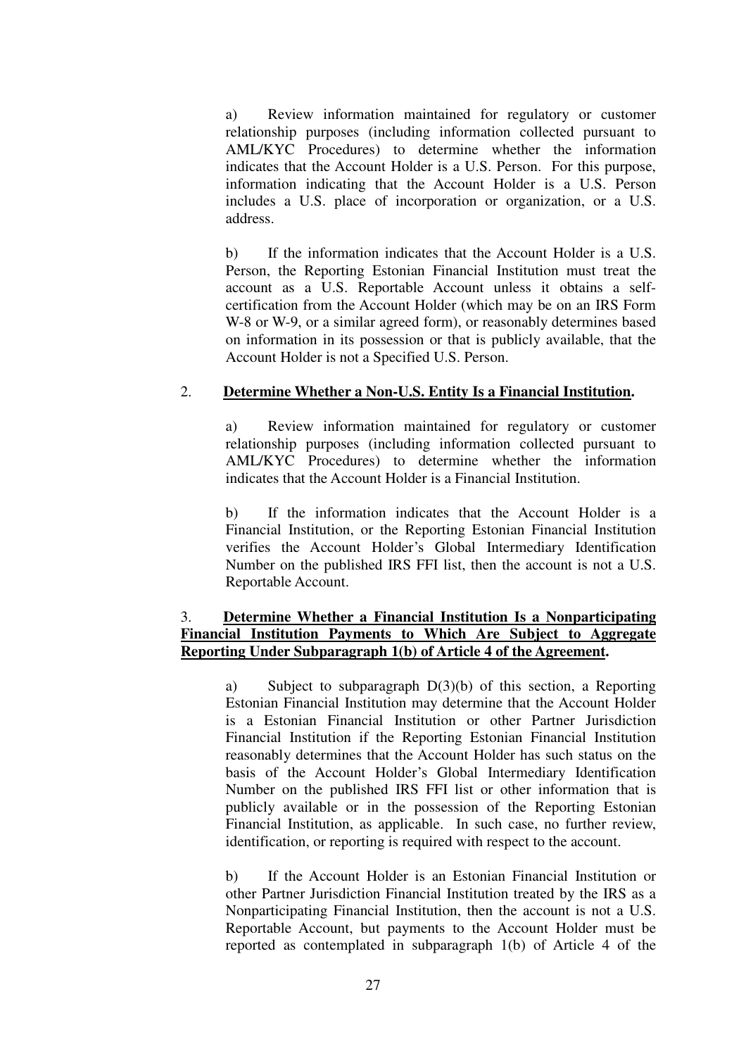a) Review information maintained for regulatory or customer relationship purposes (including information collected pursuant to AML/KYC Procedures) to determine whether the information indicates that the Account Holder is a U.S. Person. For this purpose, information indicating that the Account Holder is a U.S. Person includes a U.S. place of incorporation or organization, or a U.S. address.

b) If the information indicates that the Account Holder is a U.S. Person, the Reporting Estonian Financial Institution must treat the account as a U.S. Reportable Account unless it obtains a self-certification from the Account Holder (which may be on an IRS Form W-8 or W-9, or a similar agreed form), or reasonably determines based on information in its possession or that is publicly available, that the Account Holder is not a Specified U.S. Person.

2. **Determine Whether a Non-U.S. Entity Is a Financial Institution.**

a) Review information maintained for regulatory or customer relationship purposes (including information collected pursuant to AML/KYC Procedures) to determine whether the information indicates that the Account Holder is a Financial Institution.

b) If the information indicates that the Account Holder is a Financial Institution, or the Reporting Estonian Financial Institution verifies the Account Holder's Global Intermediary Identification Number on the published IRS FFI list, then the account is not a U.S. Reportable Account.

3. **Determine Whether a Financial Institution Is a Nonparticipating Financial Institution Payments to Which Are Subject to Aggregate Reporting Under Subparagraph 1(b) of Article 4 of the Agreement.**

a) Subject to subparagraph D(3)(b) of this section, a Reporting Estonian Financial Institution may determine that the Account Holder is a Estonian Financial Institution or other Partner Jurisdiction Financial Institution if the Reporting Estonian Financial Institution reasonably determines that the Account Holder has such status on the basis of the Account Holder's Global Intermediary Identification Number on the published IRS FFI list or other information that is publicly available or in the possession of the Reporting Estonian Financial Institution, as applicable. In such case, no further review, identification, or reporting is required with respect to the account.

b) If the Account Holder is an Estonian Financial Institution or other Partner Jurisdiction Financial Institution treated by the IRS as a Nonparticipating Financial Institution, then the account is not a U.S. Reportable Account, but payments to the Account Holder must be reported as contemplated in subparagraph 1(b) of Article 4 of the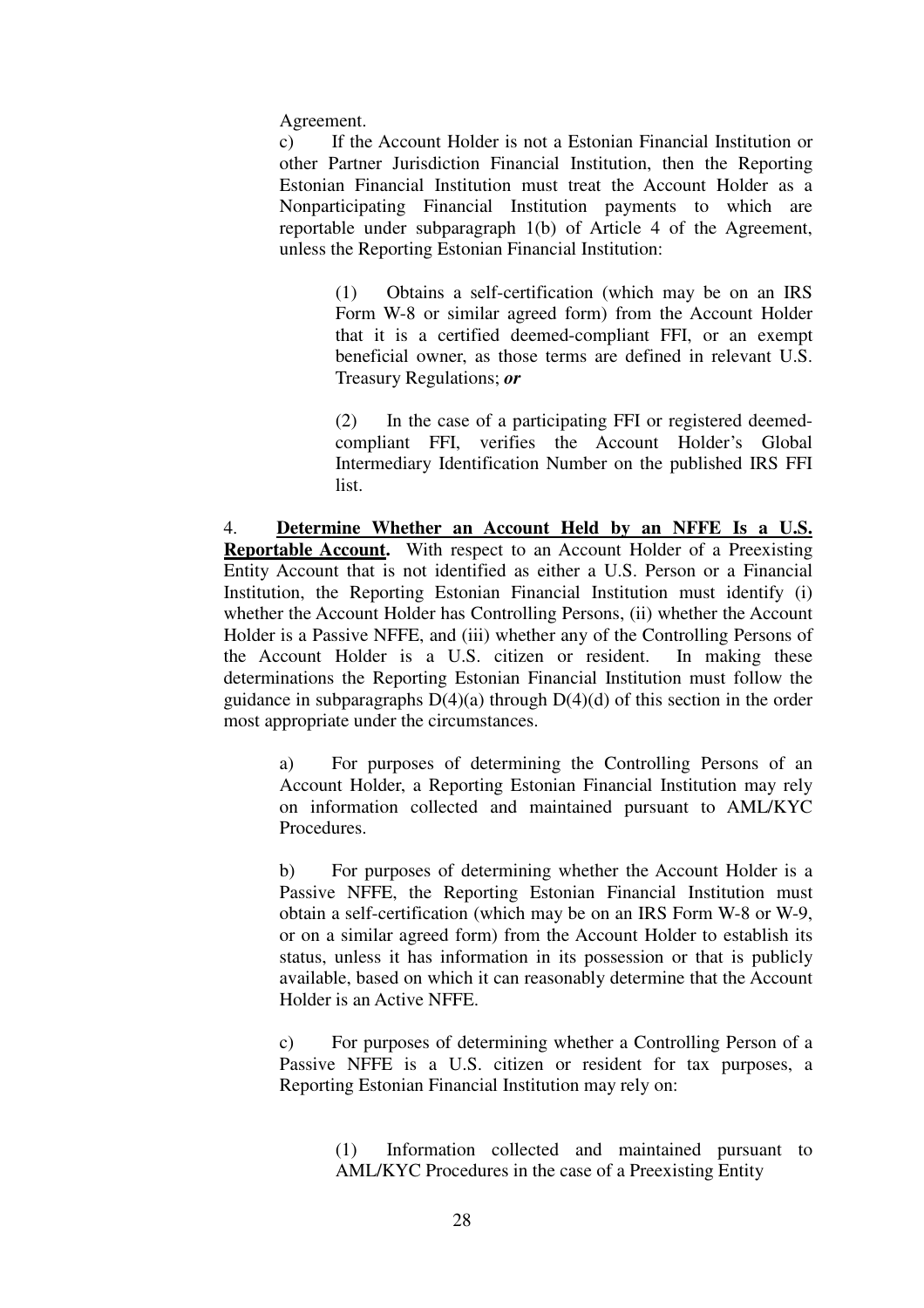Agreement.

c) If the Account Holder is not a Estonian Financial Institution or other Partner Jurisdiction Financial Institution, then the Reporting Estonian Financial Institution must treat the Account Holder as a Nonparticipating Financial Institution payments to which are reportable under subparagraph 1(b) of Article 4 of the Agreement, unless the Reporting Estonian Financial Institution:

(1) Obtains a self-certification (which may be on an IRS Form W-8 or similar agreed form) from the Account Holder that it is a certified deemed-compliant FFI, or an exempt beneficial owner, as those terms are defined in relevant U.S. Treasury Regulations; ***or***

(2) In the case of a participating FFI or registered deemed-compliant FFI, verifies the Account Holder's Global Intermediary Identification Number on the published IRS FFI list.

4. **Determine Whether an Account Held by an NFFE Is a U.S. Reportable Account.** With respect to an Account Holder of a Preexisting Entity Account that is not identified as either a U.S. Person or a Financial Institution, the Reporting Estonian Financial Institution must identify (i) whether the Account Holder has Controlling Persons, (ii) whether the Account Holder is a Passive NFFE, and (iii) whether any of the Controlling Persons of the Account Holder is a U.S. citizen or resident. In making these determinations the Reporting Estonian Financial Institution must follow the guidance in subparagraphs D(4)(a) through D(4)(d) of this section in the order most appropriate under the circumstances.

a) For purposes of determining the Controlling Persons of an Account Holder, a Reporting Estonian Financial Institution may rely on information collected and maintained pursuant to AML/KYC Procedures.

b) For purposes of determining whether the Account Holder is a Passive NFFE, the Reporting Estonian Financial Institution must obtain a self-certification (which may be on an IRS Form W-8 or W-9, or on a similar agreed form) from the Account Holder to establish its status, unless it has information in its possession or that is publicly available, based on which it can reasonably determine that the Account Holder is an Active NFFE.

c) For purposes of determining whether a Controlling Person of a Passive NFFE is a U.S. citizen or resident for tax purposes, a Reporting Estonian Financial Institution may rely on:

(1) Information collected and maintained pursuant to AML/KYC Procedures in the case of a Preexisting Entity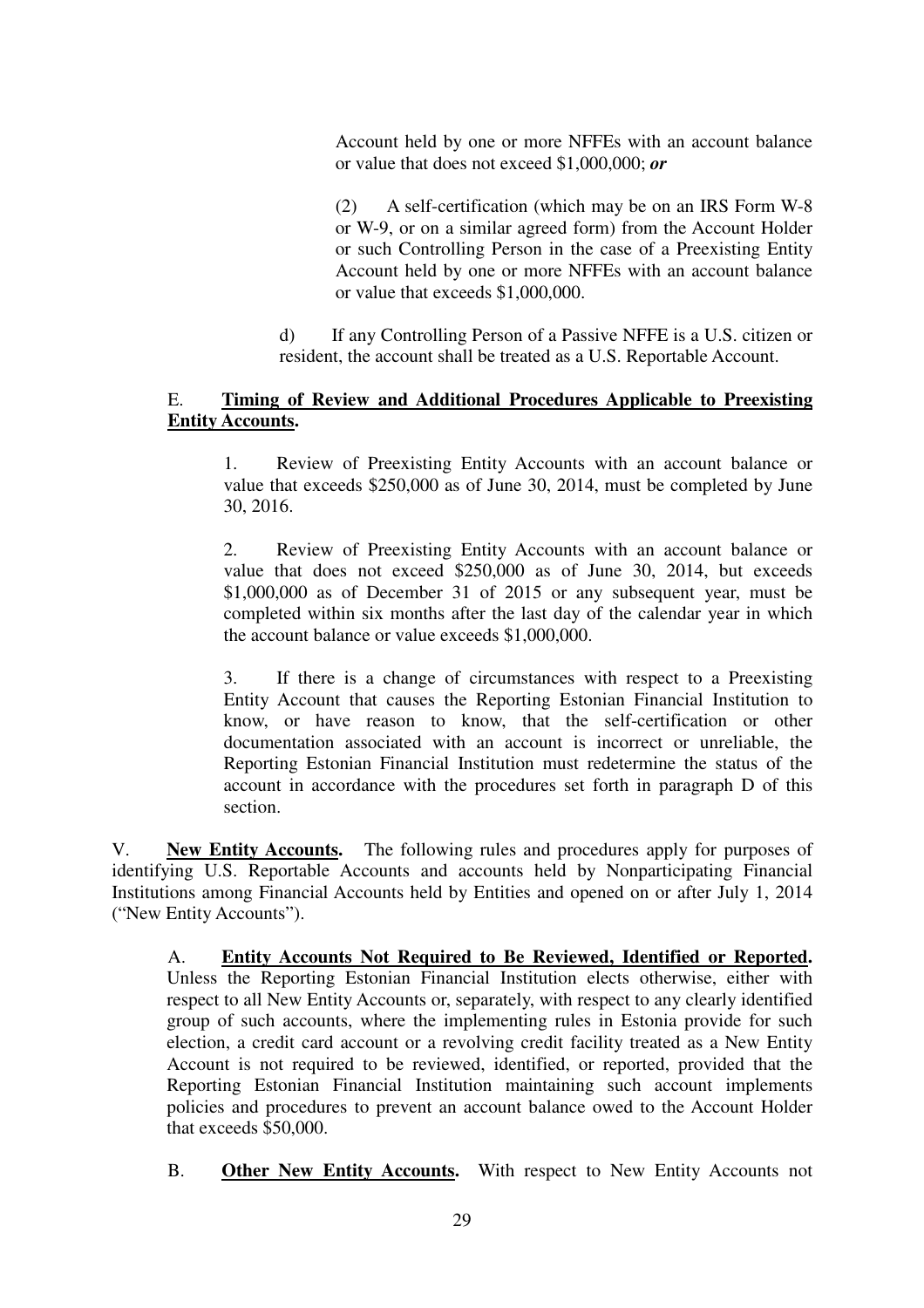Account held by one or more NFFEs with an account balance or value that does not exceed $1,000,000; ***or***

(2) A self-certification (which may be on an IRS Form W-8 or W-9, or on a similar agreed form) from the Account Holder or such Controlling Person in the case of a Preexisting Entity Account held by one or more NFFEs with an account balance or value that exceeds $1,000,000.

d) If any Controlling Person of a Passive NFFE is a U.S. citizen or resident, the account shall be treated as a U.S. Reportable Account.

E. **Timing of Review and Additional Procedures Applicable to Preexisting Entity Accounts.**

1. Review of Preexisting Entity Accounts with an account balance or value that exceeds $250,000 as of June 30, 2014, must be completed by June 30, 2016.

2. Review of Preexisting Entity Accounts with an account balance or value that does not exceed $250,000 as of June 30, 2014, but exceeds $1,000,000 as of December 31 of 2015 or any subsequent year, must be completed within six months after the last day of the calendar year in which the account balance or value exceeds $1,000,000.

3. If there is a change of circumstances with respect to a Preexisting Entity Account that causes the Reporting Estonian Financial Institution to know, or have reason to know, that the self-certification or other documentation associated with an account is incorrect or unreliable, the Reporting Estonian Financial Institution must redetermine the status of the account in accordance with the procedures set forth in paragraph D of this section.

V. **New Entity Accounts.** The following rules and procedures apply for purposes of identifying U.S. Reportable Accounts and accounts held by Nonparticipating Financial Institutions among Financial Accounts held by Entities and opened on or after July 1, 2014 ("New Entity Accounts").

A. **Entity Accounts Not Required to Be Reviewed, Identified or Reported.** Unless the Reporting Estonian Financial Institution elects otherwise, either with respect to all New Entity Accounts or, separately, with respect to any clearly identified group of such accounts, where the implementing rules in Estonia provide for such election, a credit card account or a revolving credit facility treated as a New Entity Account is not required to be reviewed, identified, or reported, provided that the Reporting Estonian Financial Institution maintaining such account implements policies and procedures to prevent an account balance owed to the Account Holder that exceeds $50,000.

B. **Other New Entity Accounts.** With respect to New Entity Accounts not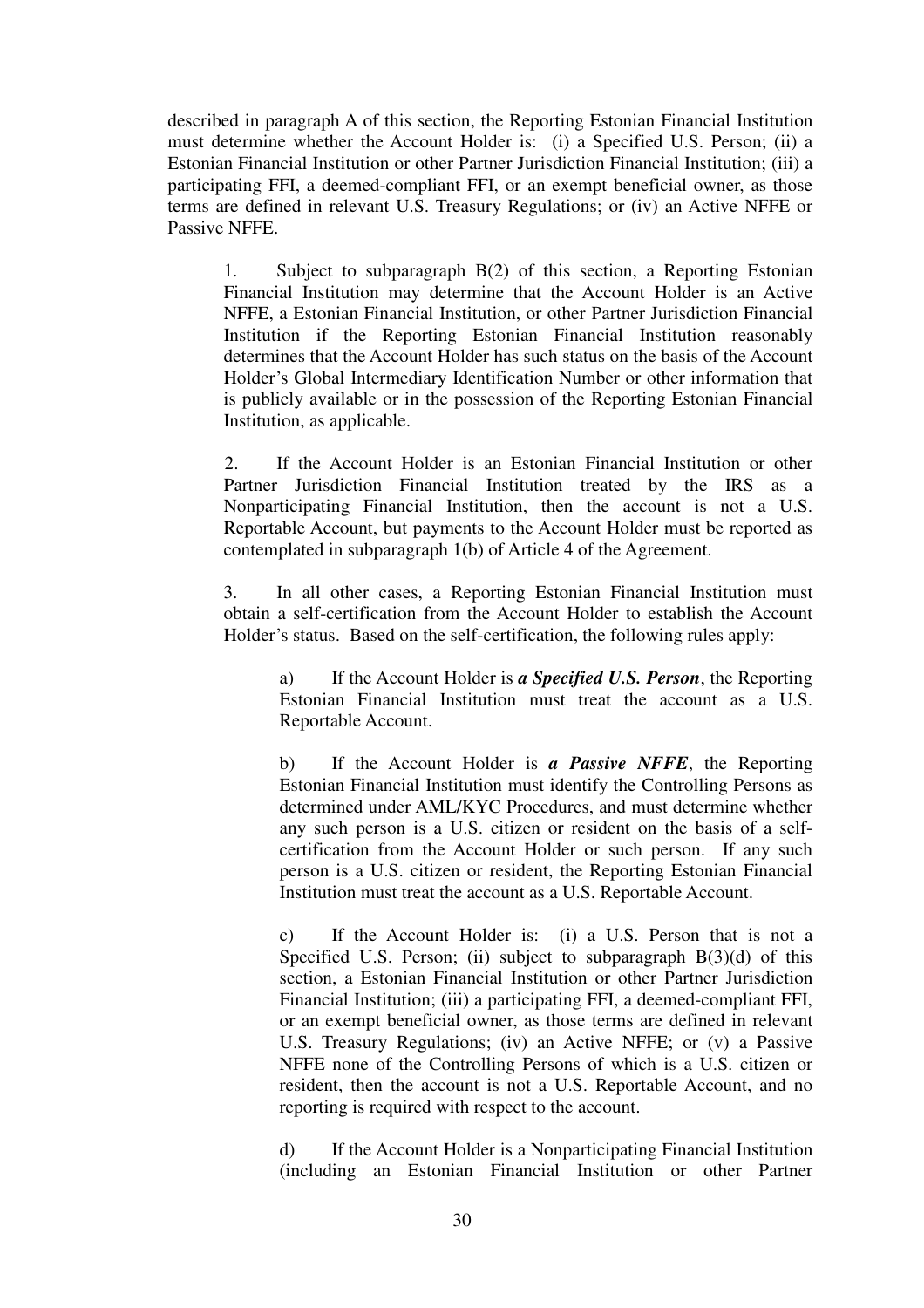described in paragraph A of this section, the Reporting Estonian Financial Institution must determine whether the Account Holder is: (i) a Specified U.S. Person; (ii) a Estonian Financial Institution or other Partner Jurisdiction Financial Institution; (iii) a participating FFI, a deemed-compliant FFI, or an exempt beneficial owner, as those terms are defined in relevant U.S. Treasury Regulations; or (iv) an Active NFFE or Passive NFFE.

1. Subject to subparagraph B(2) of this section, a Reporting Estonian Financial Institution may determine that the Account Holder is an Active NFFE, a Estonian Financial Institution, or other Partner Jurisdiction Financial Institution if the Reporting Estonian Financial Institution reasonably determines that the Account Holder has such status on the basis of the Account Holder's Global Intermediary Identification Number or other information that is publicly available or in the possession of the Reporting Estonian Financial Institution, as applicable.

2. If the Account Holder is an Estonian Financial Institution or other Partner Jurisdiction Financial Institution treated by the IRS as a Nonparticipating Financial Institution, then the account is not a U.S. Reportable Account, but payments to the Account Holder must be reported as contemplated in subparagraph 1(b) of Article 4 of the Agreement.

3. In all other cases, a Reporting Estonian Financial Institution must obtain a self-certification from the Account Holder to establish the Account Holder's status. Based on the self-certification, the following rules apply:

a) If the Account Holder is ***a Specified U.S. Person***, the Reporting Estonian Financial Institution must treat the account as a U.S. Reportable Account.

b) If the Account Holder is ***a Passive NFFE***, the Reporting Estonian Financial Institution must identify the Controlling Persons as determined under AML/KYC Procedures, and must determine whether any such person is a U.S. citizen or resident on the basis of a self-certification from the Account Holder or such person. If any such person is a U.S. citizen or resident, the Reporting Estonian Financial Institution must treat the account as a U.S. Reportable Account.

c) If the Account Holder is: (i) a U.S. Person that is not a Specified U.S. Person; (ii) subject to subparagraph B(3)(d) of this section, a Estonian Financial Institution or other Partner Jurisdiction Financial Institution; (iii) a participating FFI, a deemed-compliant FFI, or an exempt beneficial owner, as those terms are defined in relevant U.S. Treasury Regulations; (iv) an Active NFFE; or (v) a Passive NFFE none of the Controlling Persons of which is a U.S. citizen or resident, then the account is not a U.S. Reportable Account, and no reporting is required with respect to the account.

d) If the Account Holder is a Nonparticipating Financial Institution (including an Estonian Financial Institution or other Partner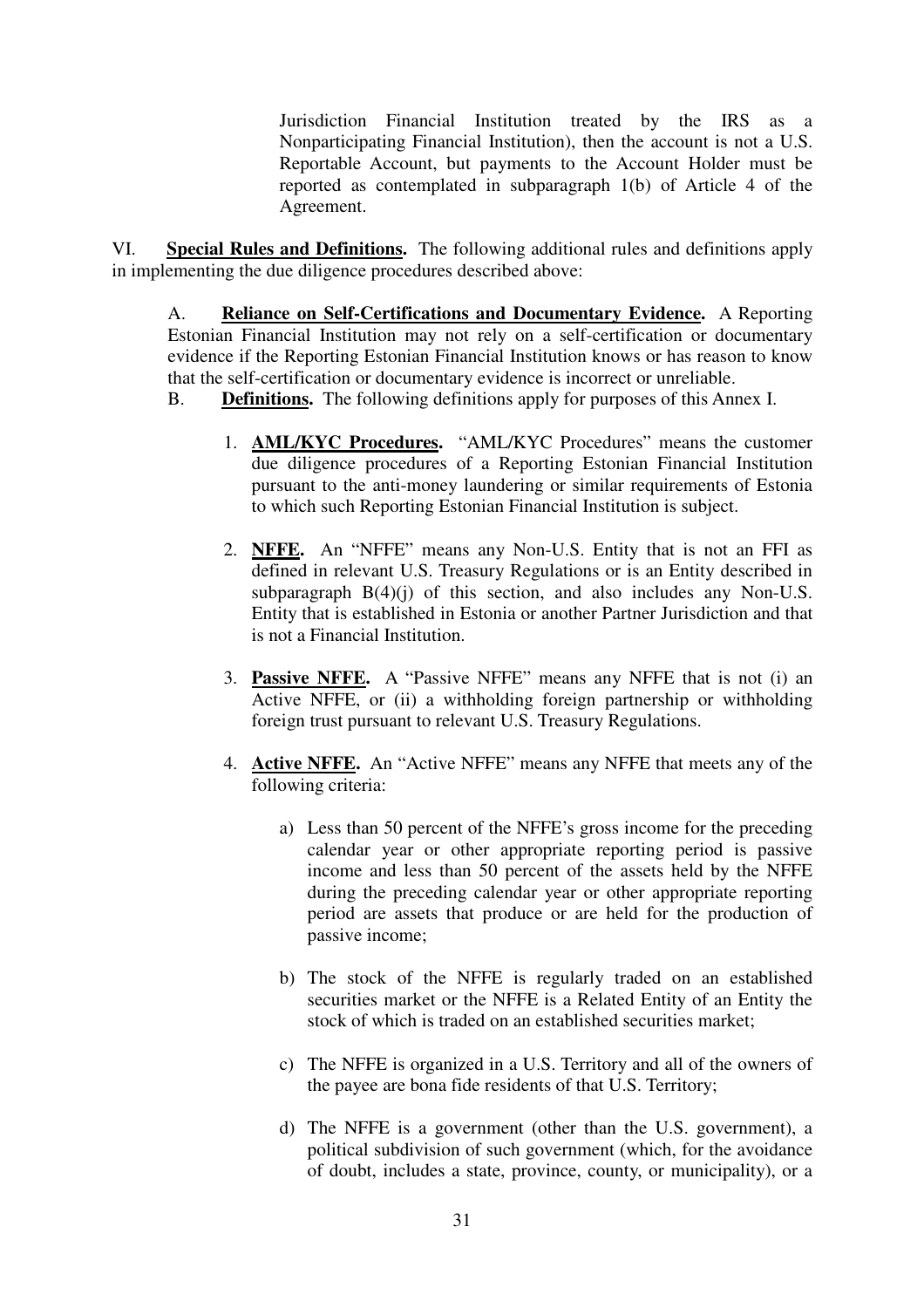Jurisdiction Financial Institution treated by the IRS as a Nonparticipating Financial Institution), then the account is not a U.S. Reportable Account, but payments to the Account Holder must be reported as contemplated in subparagraph 1(b) of Article 4 of the Agreement.

VI. **Special Rules and Definitions.** The following additional rules and definitions apply in implementing the due diligence procedures described above:

A. **Reliance on Self-Certifications and Documentary Evidence.** A Reporting Estonian Financial Institution may not rely on a self-certification or documentary evidence if the Reporting Estonian Financial Institution knows or has reason to know that the self-certification or documentary evidence is incorrect or unreliable.

B. **Definitions.** The following definitions apply for purposes of this Annex I.

1. **AML/KYC Procedures.** "AML/KYC Procedures" means the customer due diligence procedures of a Reporting Estonian Financial Institution pursuant to the anti-money laundering or similar requirements of Estonia to which such Reporting Estonian Financial Institution is subject.

2. **NFFE.** An "NFFE" means any Non-U.S. Entity that is not an FFI as defined in relevant U.S. Treasury Regulations or is an Entity described in subparagraph B(4)(j) of this section, and also includes any Non-U.S. Entity that is established in Estonia or another Partner Jurisdiction and that is not a Financial Institution.

3. **Passive NFFE.** A "Passive NFFE" means any NFFE that is not (i) an Active NFFE, or (ii) a withholding foreign partnership or withholding foreign trust pursuant to relevant U.S. Treasury Regulations.

4. **Active NFFE.** An "Active NFFE" means any NFFE that meets any of the following criteria:

   a) Less than 50 percent of the NFFE's gross income for the preceding calendar year or other appropriate reporting period is passive income and less than 50 percent of the assets held by the NFFE during the preceding calendar year or other appropriate reporting period are assets that produce or are held for the production of passive income;

   b) The stock of the NFFE is regularly traded on an established securities market or the NFFE is a Related Entity of an Entity the stock of which is traded on an established securities market;

   c) The NFFE is organized in a U.S. Territory and all of the owners of the payee are bona fide residents of that U.S. Territory;

   d) The NFFE is a government (other than the U.S. government), a political subdivision of such government (which, for the avoidance of doubt, includes a state, province, county, or municipality), or a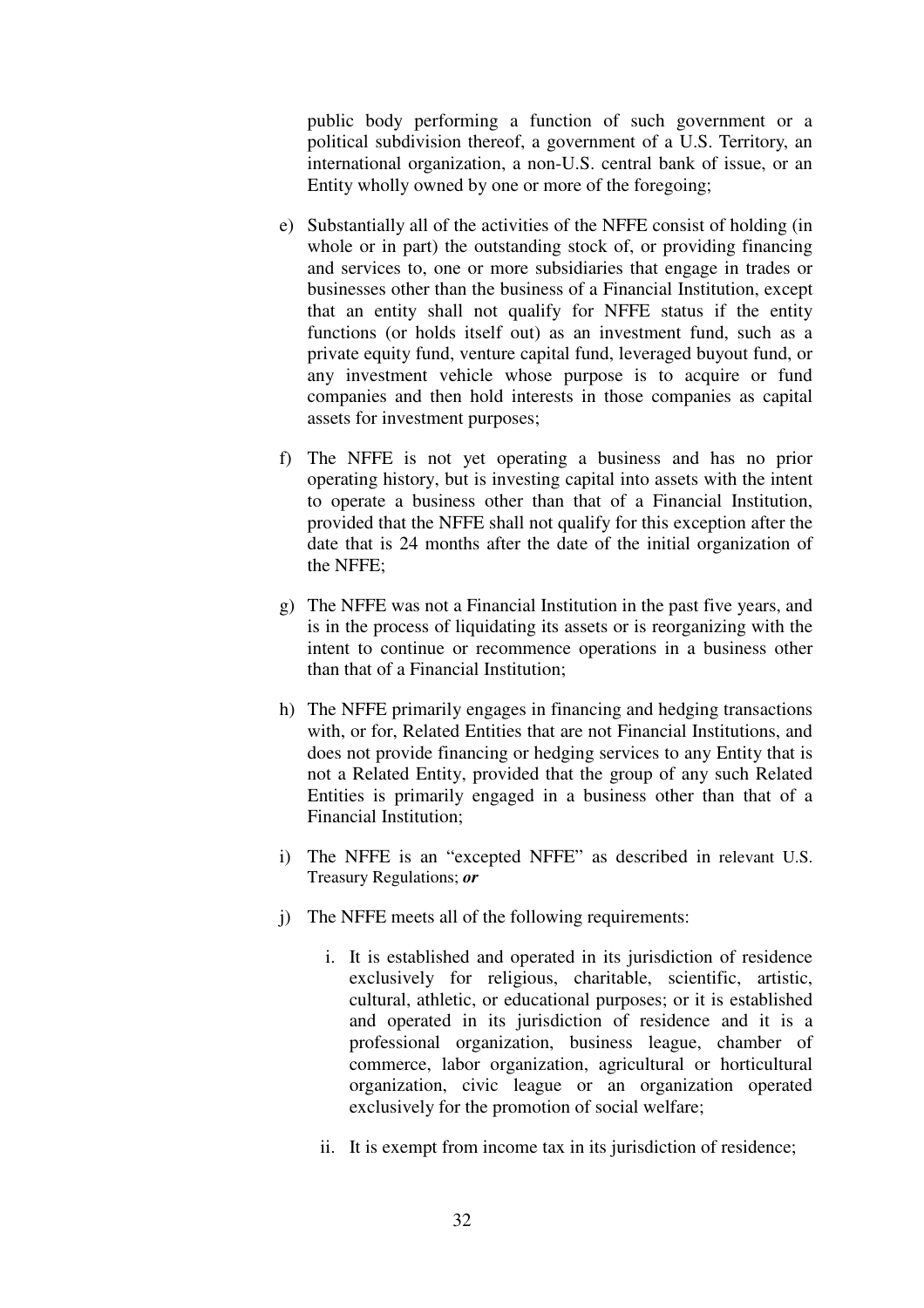public body performing a function of such government or a political subdivision thereof, a government of a U.S. Territory, an international organization, a non-U.S. central bank of issue, or an Entity wholly owned by one or more of the foregoing;

e) Substantially all of the activities of the NFFE consist of holding (in whole or in part) the outstanding stock of, or providing financing and services to, one or more subsidiaries that engage in trades or businesses other than the business of a Financial Institution, except that an entity shall not qualify for NFFE status if the entity functions (or holds itself out) as an investment fund, such as a private equity fund, venture capital fund, leveraged buyout fund, or any investment vehicle whose purpose is to acquire or fund companies and then hold interests in those companies as capital assets for investment purposes;

f) The NFFE is not yet operating a business and has no prior operating history, but is investing capital into assets with the intent to operate a business other than that of a Financial Institution, provided that the NFFE shall not qualify for this exception after the date that is 24 months after the date of the initial organization of the NFFE;

g) The NFFE was not a Financial Institution in the past five years, and is in the process of liquidating its assets or is reorganizing with the intent to continue or recommence operations in a business other than that of a Financial Institution;

h) The NFFE primarily engages in financing and hedging transactions with, or for, Related Entities that are not Financial Institutions, and does not provide financing or hedging services to any Entity that is not a Related Entity, provided that the group of any such Related Entities is primarily engaged in a business other than that of a Financial Institution;

i) The NFFE is an "excepted NFFE" as described in relevant U.S. Treasury Regulations; ***or***

j) The NFFE meets all of the following requirements:

   i. It is established and operated in its jurisdiction of residence exclusively for religious, charitable, scientific, artistic, cultural, athletic, or educational purposes; or it is established and operated in its jurisdiction of residence and it is a professional organization, business league, chamber of commerce, labor organization, agricultural or horticultural organization, civic league or an organization operated exclusively for the promotion of social welfare;

   ii. It is exempt from income tax in its jurisdiction of residence;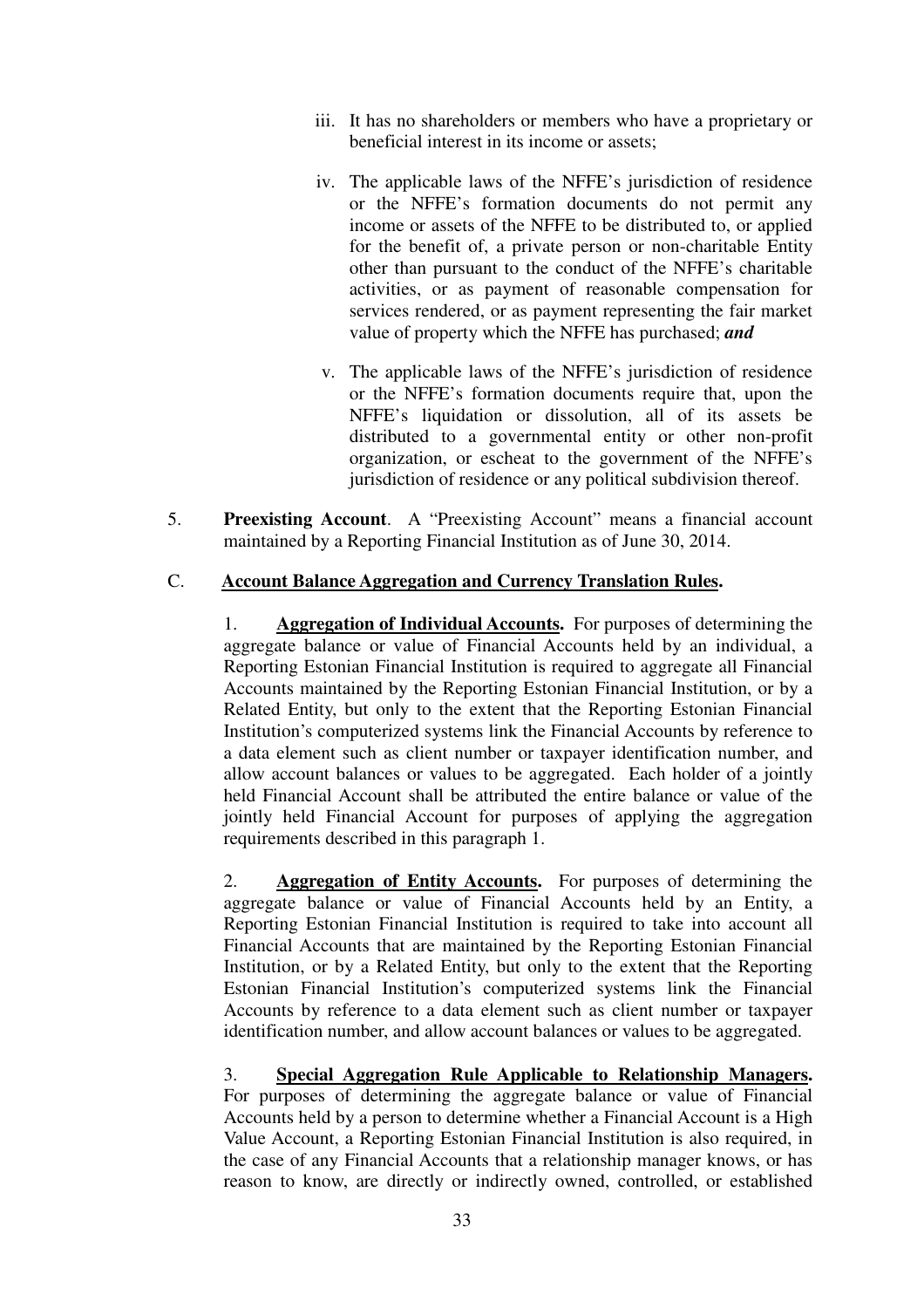iii. It has no shareholders or members who have a proprietary or beneficial interest in its income or assets;

iv. The applicable laws of the NFFE's jurisdiction of residence or the NFFE's formation documents do not permit any income or assets of the NFFE to be distributed to, or applied for the benefit of, a private person or non-charitable Entity other than pursuant to the conduct of the NFFE's charitable activities, or as payment of reasonable compensation for services rendered, or as payment representing the fair market value of property which the NFFE has purchased; ***and***

v. The applicable laws of the NFFE's jurisdiction of residence or the NFFE's formation documents require that, upon the NFFE's liquidation or dissolution, all of its assets be distributed to a governmental entity or other non-profit organization, or escheat to the government of the NFFE's jurisdiction of residence or any political subdivision thereof.

5. **Preexisting Account**. A "Preexisting Account" means a financial account maintained by a Reporting Financial Institution as of June 30, 2014.

C. **Account Balance Aggregation and Currency Translation Rules.**

1. **Aggregation of Individual Accounts.** For purposes of determining the aggregate balance or value of Financial Accounts held by an individual, a Reporting Estonian Financial Institution is required to aggregate all Financial Accounts maintained by the Reporting Estonian Financial Institution, or by a Related Entity, but only to the extent that the Reporting Estonian Financial Institution's computerized systems link the Financial Accounts by reference to a data element such as client number or taxpayer identification number, and allow account balances or values to be aggregated. Each holder of a jointly held Financial Account shall be attributed the entire balance or value of the jointly held Financial Account for purposes of applying the aggregation requirements described in this paragraph 1.

2. **Aggregation of Entity Accounts.** For purposes of determining the aggregate balance or value of Financial Accounts held by an Entity, a Reporting Estonian Financial Institution is required to take into account all Financial Accounts that are maintained by the Reporting Estonian Financial Institution, or by a Related Entity, but only to the extent that the Reporting Estonian Financial Institution's computerized systems link the Financial Accounts by reference to a data element such as client number or taxpayer identification number, and allow account balances or values to be aggregated.

3. **Special Aggregation Rule Applicable to Relationship Managers.** For purposes of determining the aggregate balance or value of Financial Accounts held by a person to determine whether a Financial Account is a High Value Account, a Reporting Estonian Financial Institution is also required, in the case of any Financial Accounts that a relationship manager knows, or has reason to know, are directly or indirectly owned, controlled, or established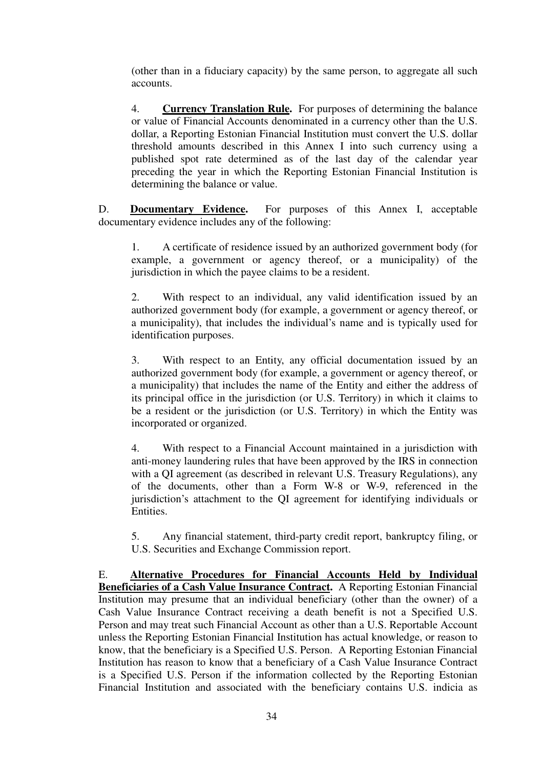(other than in a fiduciary capacity) by the same person, to aggregate all such accounts.

4. **Currency Translation Rule.** For purposes of determining the balance or value of Financial Accounts denominated in a currency other than the U.S. dollar, a Reporting Estonian Financial Institution must convert the U.S. dollar threshold amounts described in this Annex I into such currency using a published spot rate determined as of the last day of the calendar year preceding the year in which the Reporting Estonian Financial Institution is determining the balance or value.

D. **Documentary Evidence.** For purposes of this Annex I, acceptable documentary evidence includes any of the following:

1. A certificate of residence issued by an authorized government body (for example, a government or agency thereof, or a municipality) of the jurisdiction in which the payee claims to be a resident.

2. With respect to an individual, any valid identification issued by an authorized government body (for example, a government or agency thereof, or a municipality), that includes the individual's name and is typically used for identification purposes.

3. With respect to an Entity, any official documentation issued by an authorized government body (for example, a government or agency thereof, or a municipality) that includes the name of the Entity and either the address of its principal office in the jurisdiction (or U.S. Territory) in which it claims to be a resident or the jurisdiction (or U.S. Territory) in which the Entity was incorporated or organized.

4. With respect to a Financial Account maintained in a jurisdiction with anti-money laundering rules that have been approved by the IRS in connection with a QI agreement (as described in relevant U.S. Treasury Regulations), any of the documents, other than a Form W-8 or W-9, referenced in the jurisdiction's attachment to the QI agreement for identifying individuals or Entities.

5. Any financial statement, third-party credit report, bankruptcy filing, or U.S. Securities and Exchange Commission report.

E. **Alternative Procedures for Financial Accounts Held by Individual Beneficiaries of a Cash Value Insurance Contract.** A Reporting Estonian Financial Institution may presume that an individual beneficiary (other than the owner) of a Cash Value Insurance Contract receiving a death benefit is not a Specified U.S. Person and may treat such Financial Account as other than a U.S. Reportable Account unless the Reporting Estonian Financial Institution has actual knowledge, or reason to know, that the beneficiary is a Specified U.S. Person. A Reporting Estonian Financial Institution has reason to know that a beneficiary of a Cash Value Insurance Contract is a Specified U.S. Person if the information collected by the Reporting Estonian Financial Institution and associated with the beneficiary contains U.S. indicia as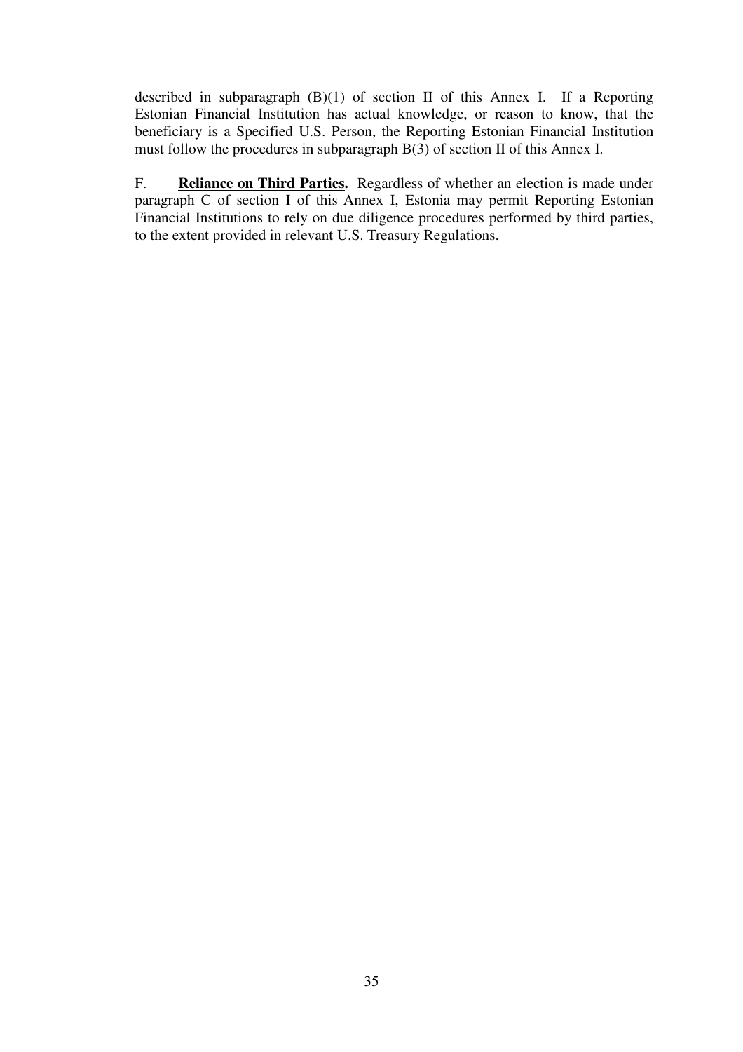described in subparagraph (B)(1) of section II of this Annex I. If a Reporting Estonian Financial Institution has actual knowledge, or reason to know, that the beneficiary is a Specified U.S. Person, the Reporting Estonian Financial Institution must follow the procedures in subparagraph B(3) of section II of this Annex I.

F. **Reliance on Third Parties.** Regardless of whether an election is made under paragraph C of section I of this Annex I, Estonia may permit Reporting Estonian Financial Institutions to rely on due diligence procedures performed by third parties, to the extent provided in relevant U.S. Treasury Regulations.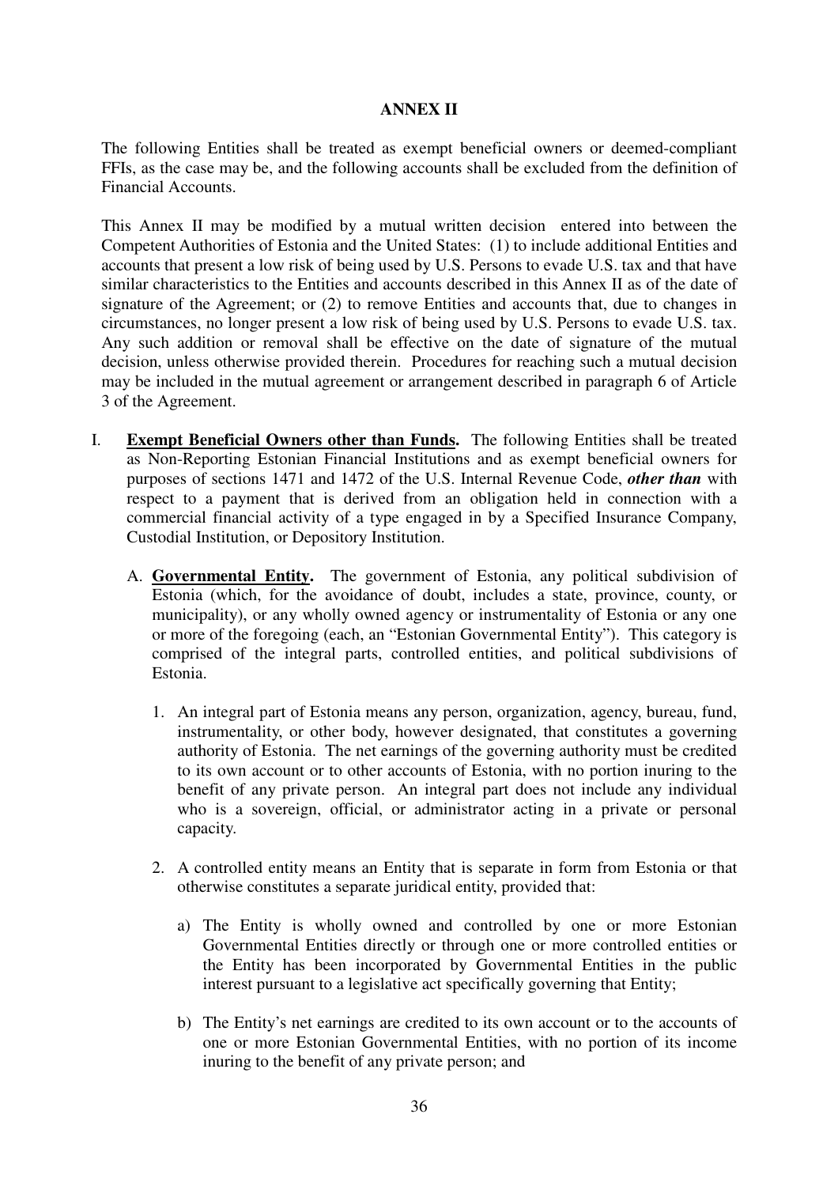# ANNEX II

The following Entities shall be treated as exempt beneficial owners or deemed-compliant FFIs, as the case may be, and the following accounts shall be excluded from the definition of Financial Accounts.

This Annex II may be modified by a mutual written decision entered into between the Competent Authorities of Estonia and the United States: (1) to include additional Entities and accounts that present a low risk of being used by U.S. Persons to evade U.S. tax and that have similar characteristics to the Entities and accounts described in this Annex II as of the date of signature of the Agreement; or (2) to remove Entities and accounts that, due to changes in circumstances, no longer present a low risk of being used by U.S. Persons to evade U.S. tax. Any such addition or removal shall be effective on the date of signature of the mutual decision, unless otherwise provided therein. Procedures for reaching such a mutual decision may be included in the mutual agreement or arrangement described in paragraph 6 of Article 3 of the Agreement.

I. **<u>Exempt Beneficial Owners other than Funds</u>.** The following Entities shall be treated as Non-Reporting Estonian Financial Institutions and as exempt beneficial owners for purposes of sections 1471 and 1472 of the U.S. Internal Revenue Code, ***other than*** with respect to a payment that is derived from an obligation held in connection with a commercial financial activity of a type engaged in by a Specified Insurance Company, Custodial Institution, or Depository Institution.

   A. **<u>Governmental Entity</u>.** The government of Estonia, any political subdivision of Estonia (which, for the avoidance of doubt, includes a state, province, county, or municipality), or any wholly owned agency or instrumentality of Estonia or any one or more of the foregoing (each, an "Estonian Governmental Entity"). This category is comprised of the integral parts, controlled entities, and political subdivisions of Estonia.

      1. An integral part of Estonia means any person, organization, agency, bureau, fund, instrumentality, or other body, however designated, that constitutes a governing authority of Estonia. The net earnings of the governing authority must be credited to its own account or to other accounts of Estonia, with no portion inuring to the benefit of any private person. An integral part does not include any individual who is a sovereign, official, or administrator acting in a private or personal capacity.

      2. A controlled entity means an Entity that is separate in form from Estonia or that otherwise constitutes a separate juridical entity, provided that:

         a) The Entity is wholly owned and controlled by one or more Estonian Governmental Entities directly or through one or more controlled entities or the Entity has been incorporated by Governmental Entities in the public interest pursuant to a legislative act specifically governing that Entity;

         b) The Entity's net earnings are credited to its own account or to the accounts of one or more Estonian Governmental Entities, with no portion of its income inuring to the benefit of any private person; and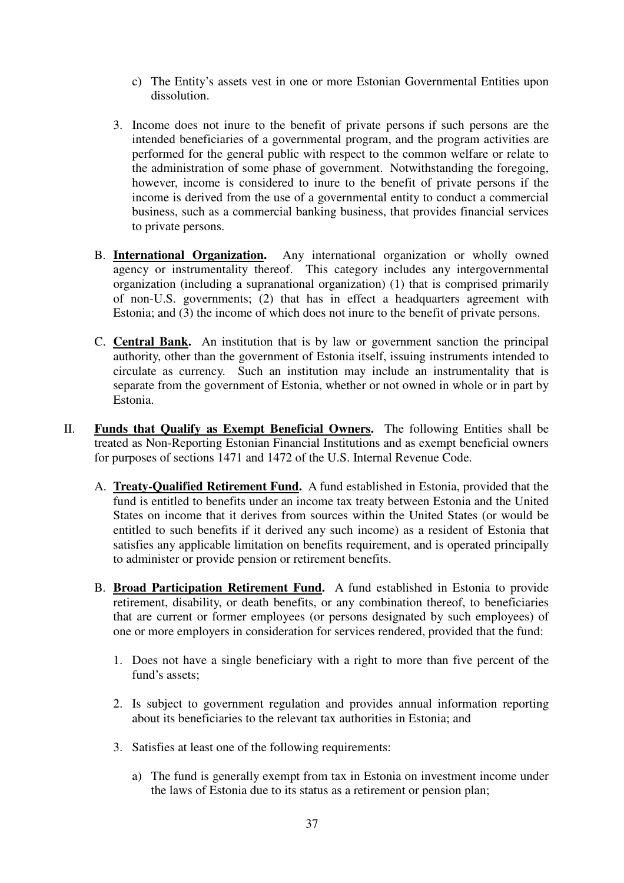c) The Entity's assets vest in one or more Estonian Governmental Entities upon dissolution.

3. Income does not inure to the benefit of private persons if such persons are the intended beneficiaries of a governmental program, and the program activities are performed for the general public with respect to the common welfare or relate to the administration of some phase of government. Notwithstanding the foregoing, however, income is considered to inure to the benefit of private persons if the income is derived from the use of a governmental entity to conduct a commercial business, such as a commercial banking business, that provides financial services to private persons.

B. **International Organization.** Any international organization or wholly owned agency or instrumentality thereof. This category includes any intergovernmental organization (including a supranational organization) (1) that is comprised primarily of non-U.S. governments; (2) that has in effect a headquarters agreement with Estonia; and (3) the income of which does not inure to the benefit of private persons.

C. **Central Bank.** An institution that is by law or government sanction the principal authority, other than the government of Estonia itself, issuing instruments intended to circulate as currency. Such an institution may include an instrumentality that is separate from the government of Estonia, whether or not owned in whole or in part by Estonia.

II. **Funds that Qualify as Exempt Beneficial Owners.** The following Entities shall be treated as Non-Reporting Estonian Financial Institutions and as exempt beneficial owners for purposes of sections 1471 and 1472 of the U.S. Internal Revenue Code.

A. **Treaty-Qualified Retirement Fund.** A fund established in Estonia, provided that the fund is entitled to benefits under an income tax treaty between Estonia and the United States on income that it derives from sources within the United States (or would be entitled to such benefits if it derived any such income) as a resident of Estonia that satisfies any applicable limitation on benefits requirement, and is operated principally to administer or provide pension or retirement benefits.

B. **Broad Participation Retirement Fund.** A fund established in Estonia to provide retirement, disability, or death benefits, or any combination thereof, to beneficiaries that are current or former employees (or persons designated by such employees) of one or more employers in consideration for services rendered, provided that the fund:

1. Does not have a single beneficiary with a right to more than five percent of the fund's assets;

2. Is subject to government regulation and provides annual information reporting about its beneficiaries to the relevant tax authorities in Estonia; and

3. Satisfies at least one of the following requirements:

a) The fund is generally exempt from tax in Estonia on investment income under the laws of Estonia due to its status as a retirement or pension plan;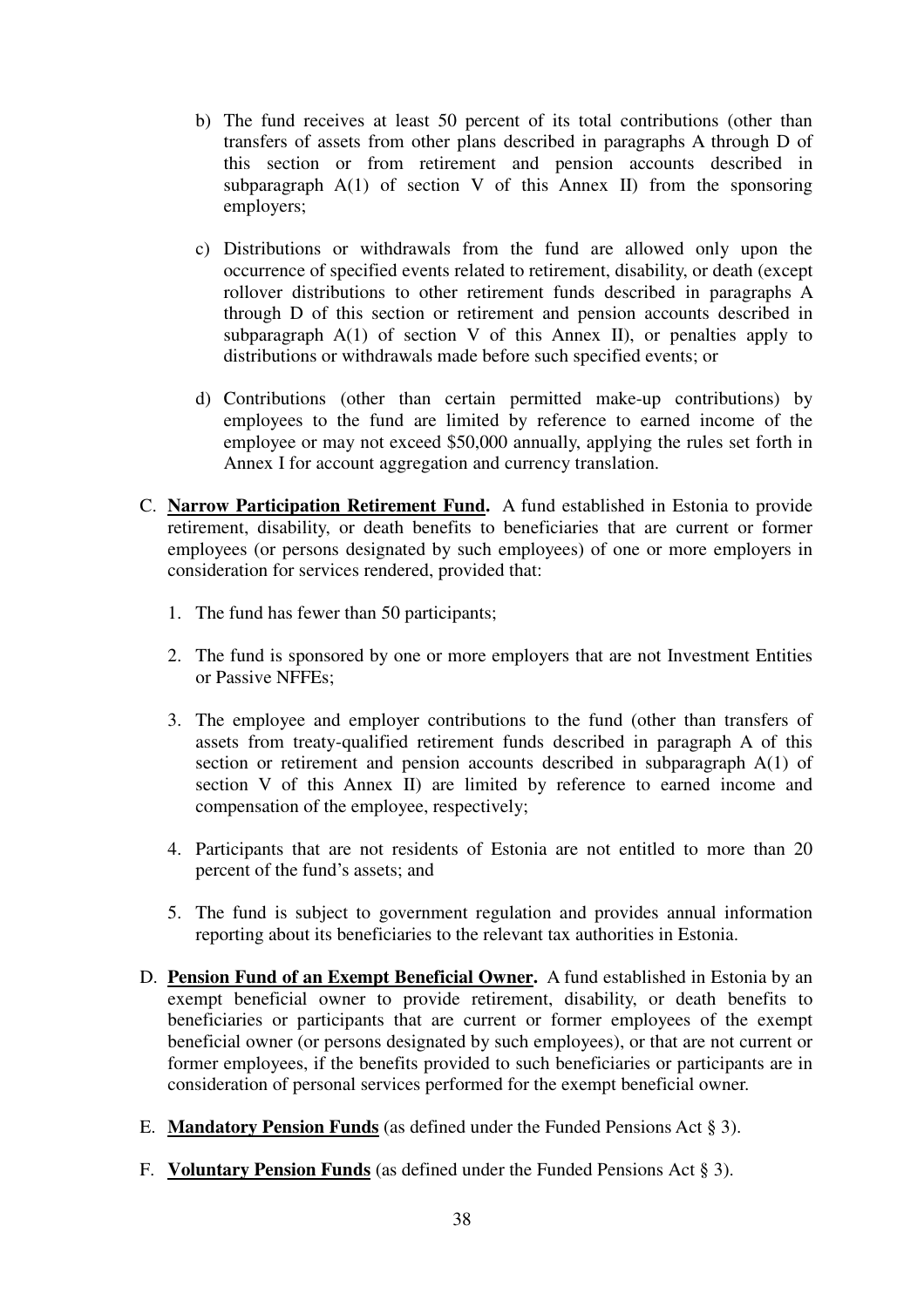b) The fund receives at least 50 percent of its total contributions (other than transfers of assets from other plans described in paragraphs A through D of this section or from retirement and pension accounts described in subparagraph A(1) of section V of this Annex II) from the sponsoring employers;

c) Distributions or withdrawals from the fund are allowed only upon the occurrence of specified events related to retirement, disability, or death (except rollover distributions to other retirement funds described in paragraphs A through D of this section or retirement and pension accounts described in subparagraph A(1) of section V of this Annex II), or penalties apply to distributions or withdrawals made before such specified events; or

d) Contributions (other than certain permitted make-up contributions) by employees to the fund are limited by reference to earned income of the employee or may not exceed \$50,000 annually, applying the rules set forth in Annex I for account aggregation and currency translation.

C. **<u>Narrow Participation Retirement Fund</u>.** A fund established in Estonia to provide retirement, disability, or death benefits to beneficiaries that are current or former employees (or persons designated by such employees) of one or more employers in consideration for services rendered, provided that:

1. The fund has fewer than 50 participants;

2. The fund is sponsored by one or more employers that are not Investment Entities or Passive NFFEs;

3. The employee and employer contributions to the fund (other than transfers of assets from treaty-qualified retirement funds described in paragraph A of this section or retirement and pension accounts described in subparagraph A(1) of section V of this Annex II) are limited by reference to earned income and compensation of the employee, respectively;

4. Participants that are not residents of Estonia are not entitled to more than 20 percent of the fund's assets; and

5. The fund is subject to government regulation and provides annual information reporting about its beneficiaries to the relevant tax authorities in Estonia.

D. **<u>Pension Fund of an Exempt Beneficial Owner</u>.** A fund established in Estonia by an exempt beneficial owner to provide retirement, disability, or death benefits to beneficiaries or participants that are current or former employees of the exempt beneficial owner (or persons designated by such employees), or that are not current or former employees, if the benefits provided to such beneficiaries or participants are in consideration of personal services performed for the exempt beneficial owner.

E. **<u>Mandatory Pension Funds</u>** (as defined under the Funded Pensions Act § 3).

F. **<u>Voluntary Pension Funds</u>** (as defined under the Funded Pensions Act § 3).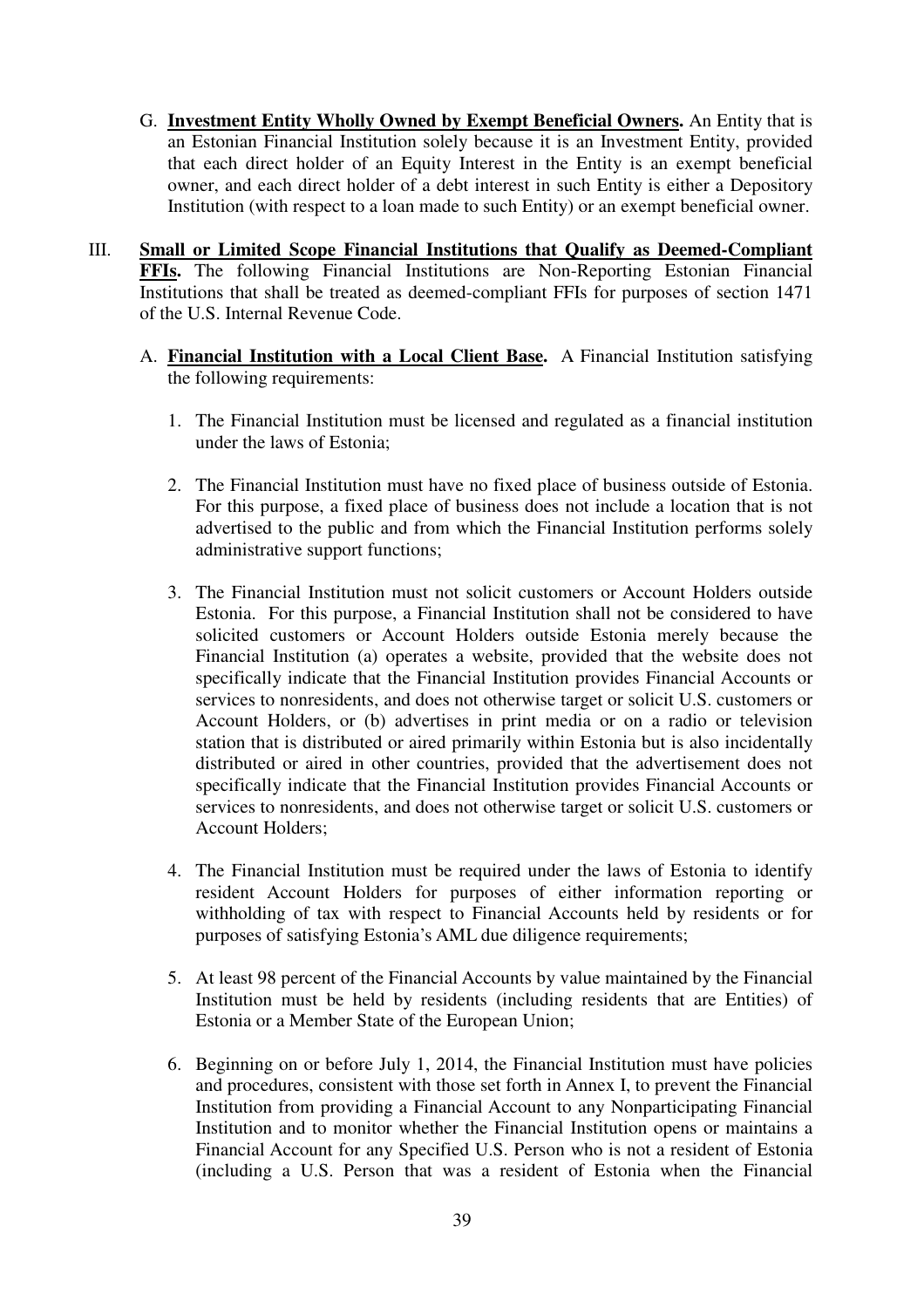G. **<u>Investment Entity Wholly Owned by Exempt Beneficial Owners</u>.** An Entity that is an Estonian Financial Institution solely because it is an Investment Entity, provided that each direct holder of an Equity Interest in the Entity is an exempt beneficial owner, and each direct holder of a debt interest in such Entity is either a Depository Institution (with respect to a loan made to such Entity) or an exempt beneficial owner.

III. **<u>Small or Limited Scope Financial Institutions that Qualify as Deemed-Compliant FFIs</u>.** The following Financial Institutions are Non-Reporting Estonian Financial Institutions that shall be treated as deemed-compliant FFIs for purposes of section 1471 of the U.S. Internal Revenue Code.

A. **<u>Financial Institution with a Local Client Base</u>.** A Financial Institution satisfying the following requirements:

1. The Financial Institution must be licensed and regulated as a financial institution under the laws of Estonia;

2. The Financial Institution must have no fixed place of business outside of Estonia. For this purpose, a fixed place of business does not include a location that is not advertised to the public and from which the Financial Institution performs solely administrative support functions;

3. The Financial Institution must not solicit customers or Account Holders outside Estonia. For this purpose, a Financial Institution shall not be considered to have solicited customers or Account Holders outside Estonia merely because the Financial Institution (a) operates a website, provided that the website does not specifically indicate that the Financial Institution provides Financial Accounts or services to nonresidents, and does not otherwise target or solicit U.S. customers or Account Holders, or (b) advertises in print media or on a radio or television station that is distributed or aired primarily within Estonia but is also incidentally distributed or aired in other countries, provided that the advertisement does not specifically indicate that the Financial Institution provides Financial Accounts or services to nonresidents, and does not otherwise target or solicit U.S. customers or Account Holders;

4. The Financial Institution must be required under the laws of Estonia to identify resident Account Holders for purposes of either information reporting or withholding of tax with respect to Financial Accounts held by residents or for purposes of satisfying Estonia's AML due diligence requirements;

5. At least 98 percent of the Financial Accounts by value maintained by the Financial Institution must be held by residents (including residents that are Entities) of Estonia or a Member State of the European Union;

6. Beginning on or before July 1, 2014, the Financial Institution must have policies and procedures, consistent with those set forth in Annex I, to prevent the Financial Institution from providing a Financial Account to any Nonparticipating Financial Institution and to monitor whether the Financial Institution opens or maintains a Financial Account for any Specified U.S. Person who is not a resident of Estonia (including a U.S. Person that was a resident of Estonia when the Financial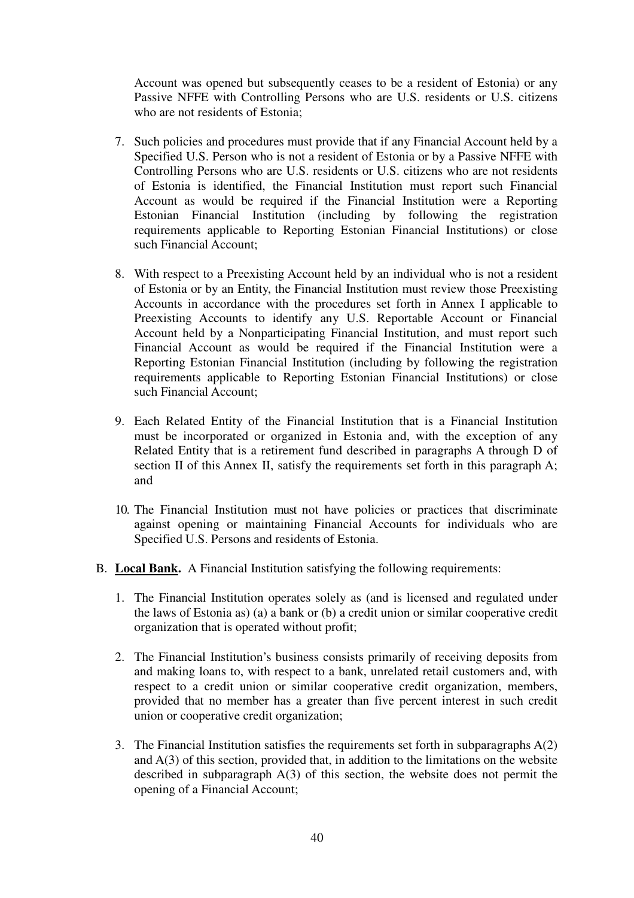Account was opened but subsequently ceases to be a resident of Estonia) or any Passive NFFE with Controlling Persons who are U.S. residents or U.S. citizens who are not residents of Estonia;

7. Such policies and procedures must provide that if any Financial Account held by a Specified U.S. Person who is not a resident of Estonia or by a Passive NFFE with Controlling Persons who are U.S. residents or U.S. citizens who are not residents of Estonia is identified, the Financial Institution must report such Financial Account as would be required if the Financial Institution were a Reporting Estonian Financial Institution (including by following the registration requirements applicable to Reporting Estonian Financial Institutions) or close such Financial Account;

8. With respect to a Preexisting Account held by an individual who is not a resident of Estonia or by an Entity, the Financial Institution must review those Preexisting Accounts in accordance with the procedures set forth in Annex I applicable to Preexisting Accounts to identify any U.S. Reportable Account or Financial Account held by a Nonparticipating Financial Institution, and must report such Financial Account as would be required if the Financial Institution were a Reporting Estonian Financial Institution (including by following the registration requirements applicable to Reporting Estonian Financial Institutions) or close such Financial Account;

9. Each Related Entity of the Financial Institution that is a Financial Institution must be incorporated or organized in Estonia and, with the exception of any Related Entity that is a retirement fund described in paragraphs A through D of section II of this Annex II, satisfy the requirements set forth in this paragraph A; and

10. The Financial Institution must not have policies or practices that discriminate against opening or maintaining Financial Accounts for individuals who are Specified U.S. Persons and residents of Estonia.

B. **Local Bank.** A Financial Institution satisfying the following requirements:

1. The Financial Institution operates solely as (and is licensed and regulated under the laws of Estonia as) (a) a bank or (b) a credit union or similar cooperative credit organization that is operated without profit;

2. The Financial Institution's business consists primarily of receiving deposits from and making loans to, with respect to a bank, unrelated retail customers and, with respect to a credit union or similar cooperative credit organization, members, provided that no member has a greater than five percent interest in such credit union or cooperative credit organization;

3. The Financial Institution satisfies the requirements set forth in subparagraphs A(2) and A(3) of this section, provided that, in addition to the limitations on the website described in subparagraph A(3) of this section, the website does not permit the opening of a Financial Account;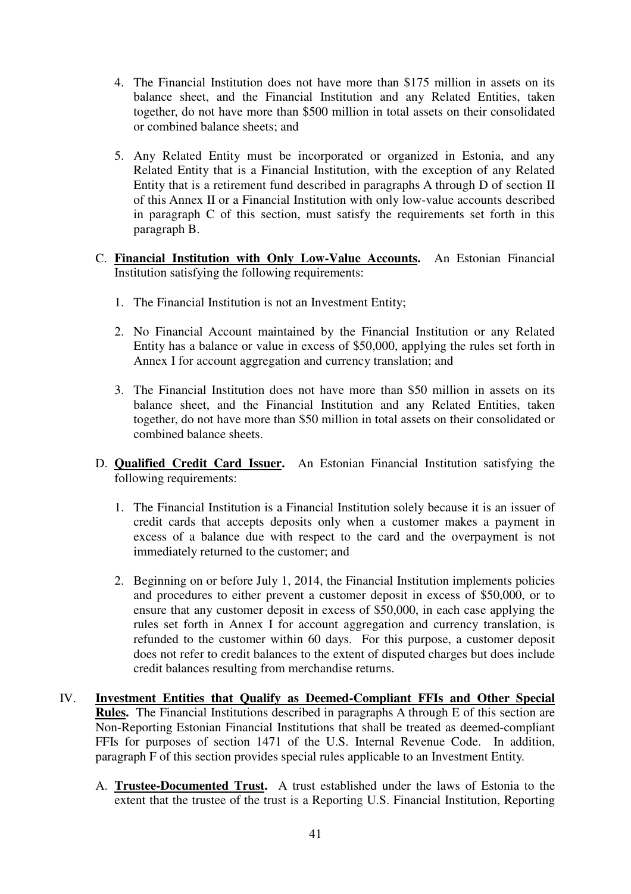4. The Financial Institution does not have more than $175 million in assets on its balance sheet, and the Financial Institution and any Related Entities, taken together, do not have more than $500 million in total assets on their consolidated or combined balance sheets; and

5. Any Related Entity must be incorporated or organized in Estonia, and any Related Entity that is a Financial Institution, with the exception of any Related Entity that is a retirement fund described in paragraphs A through D of section II of this Annex II or a Financial Institution with only low-value accounts described in paragraph C of this section, must satisfy the requirements set forth in this paragraph B.

C. **Financial Institution with Only Low-Value Accounts.** An Estonian Financial Institution satisfying the following requirements:

1. The Financial Institution is not an Investment Entity;

2. No Financial Account maintained by the Financial Institution or any Related Entity has a balance or value in excess of $50,000, applying the rules set forth in Annex I for account aggregation and currency translation; and

3. The Financial Institution does not have more than $50 million in assets on its balance sheet, and the Financial Institution and any Related Entities, taken together, do not have more than $50 million in total assets on their consolidated or combined balance sheets.

D. **Qualified Credit Card Issuer.** An Estonian Financial Institution satisfying the following requirements:

1. The Financial Institution is a Financial Institution solely because it is an issuer of credit cards that accepts deposits only when a customer makes a payment in excess of a balance due with respect to the card and the overpayment is not immediately returned to the customer; and

2. Beginning on or before July 1, 2014, the Financial Institution implements policies and procedures to either prevent a customer deposit in excess of $50,000, or to ensure that any customer deposit in excess of $50,000, in each case applying the rules set forth in Annex I for account aggregation and currency translation, is refunded to the customer within 60 days. For this purpose, a customer deposit does not refer to credit balances to the extent of disputed charges but does include credit balances resulting from merchandise returns.

IV. **Investment Entities that Qualify as Deemed-Compliant FFIs and Other Special Rules.** The Financial Institutions described in paragraphs A through E of this section are Non-Reporting Estonian Financial Institutions that shall be treated as deemed-compliant FFIs for purposes of section 1471 of the U.S. Internal Revenue Code. In addition, paragraph F of this section provides special rules applicable to an Investment Entity.

A. **Trustee-Documented Trust.** A trust established under the laws of Estonia to the extent that the trustee of the trust is a Reporting U.S. Financial Institution, Reporting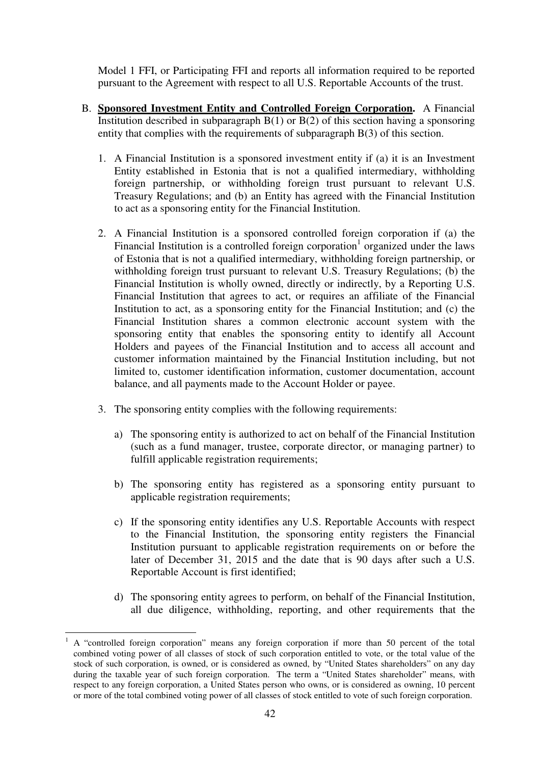Model 1 FFI, or Participating FFI and reports all information required to be reported pursuant to the Agreement with respect to all U.S. Reportable Accounts of the trust.

B. **Sponsored Investment Entity and Controlled Foreign Corporation.** A Financial Institution described in subparagraph B(1) or B(2) of this section having a sponsoring entity that complies with the requirements of subparagraph B(3) of this section.

1. A Financial Institution is a sponsored investment entity if (a) it is an Investment Entity established in Estonia that is not a qualified intermediary, withholding foreign partnership, or withholding foreign trust pursuant to relevant U.S. Treasury Regulations; and (b) an Entity has agreed with the Financial Institution to act as a sponsoring entity for the Financial Institution.

2. A Financial Institution is a sponsored controlled foreign corporation if (a) the Financial Institution is a controlled foreign corporation[1] organized under the laws of Estonia that is not a qualified intermediary, withholding foreign partnership, or withholding foreign trust pursuant to relevant U.S. Treasury Regulations; (b) the Financial Institution is wholly owned, directly or indirectly, by a Reporting U.S. Financial Institution that agrees to act, or requires an affiliate of the Financial Institution to act, as a sponsoring entity for the Financial Institution; and (c) the Financial Institution shares a common electronic account system with the sponsoring entity that enables the sponsoring entity to identify all Account Holders and payees of the Financial Institution and to access all account and customer information maintained by the Financial Institution including, but not limited to, customer identification information, customer documentation, account balance, and all payments made to the Account Holder or payee.

3. The sponsoring entity complies with the following requirements:

   a) The sponsoring entity is authorized to act on behalf of the Financial Institution (such as a fund manager, trustee, corporate director, or managing partner) to fulfill applicable registration requirements;

   b) The sponsoring entity has registered as a sponsoring entity pursuant to applicable registration requirements;

   c) If the sponsoring entity identifies any U.S. Reportable Accounts with respect to the Financial Institution, the sponsoring entity registers the Financial Institution pursuant to applicable registration requirements on or before the later of December 31, 2015 and the date that is 90 days after such a U.S. Reportable Account is first identified;

   d) The sponsoring entity agrees to perform, on behalf of the Financial Institution, all due diligence, withholding, reporting, and other requirements that the

---

[1] A "controlled foreign corporation" means any foreign corporation if more than 50 percent of the total combined voting power of all classes of stock of such corporation entitled to vote, or the total value of the stock of such corporation, is owned, or is considered as owned, by "United States shareholders" on any day during the taxable year of such foreign corporation. The term a "United States shareholder" means, with respect to any foreign corporation, a United States person who owns, or is considered as owning, 10 percent or more of the total combined voting power of all classes of stock entitled to vote of such foreign corporation.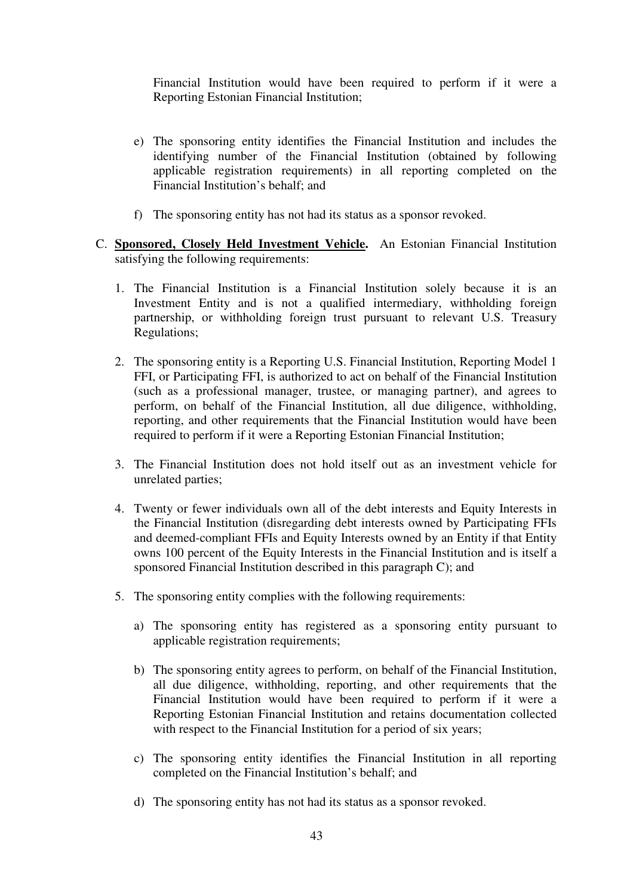Financial Institution would have been required to perform if it were a Reporting Estonian Financial Institution;

e) The sponsoring entity identifies the Financial Institution and includes the identifying number of the Financial Institution (obtained by following applicable registration requirements) in all reporting completed on the Financial Institution's behalf; and

f) The sponsoring entity has not had its status as a sponsor revoked.

C. **Sponsored, Closely Held Investment Vehicle.** An Estonian Financial Institution satisfying the following requirements:

1. The Financial Institution is a Financial Institution solely because it is an Investment Entity and is not a qualified intermediary, withholding foreign partnership, or withholding foreign trust pursuant to relevant U.S. Treasury Regulations;

2. The sponsoring entity is a Reporting U.S. Financial Institution, Reporting Model 1 FFI, or Participating FFI, is authorized to act on behalf of the Financial Institution (such as a professional manager, trustee, or managing partner), and agrees to perform, on behalf of the Financial Institution, all due diligence, withholding, reporting, and other requirements that the Financial Institution would have been required to perform if it were a Reporting Estonian Financial Institution;

3. The Financial Institution does not hold itself out as an investment vehicle for unrelated parties;

4. Twenty or fewer individuals own all of the debt interests and Equity Interests in the Financial Institution (disregarding debt interests owned by Participating FFIs and deemed-compliant FFIs and Equity Interests owned by an Entity if that Entity owns 100 percent of the Equity Interests in the Financial Institution and is itself a sponsored Financial Institution described in this paragraph C); and

5. The sponsoring entity complies with the following requirements:

   a) The sponsoring entity has registered as a sponsoring entity pursuant to applicable registration requirements;

   b) The sponsoring entity agrees to perform, on behalf of the Financial Institution, all due diligence, withholding, reporting, and other requirements that the Financial Institution would have been required to perform if it were a Reporting Estonian Financial Institution and retains documentation collected with respect to the Financial Institution for a period of six years;

   c) The sponsoring entity identifies the Financial Institution in all reporting completed on the Financial Institution's behalf; and

   d) The sponsoring entity has not had its status as a sponsor revoked.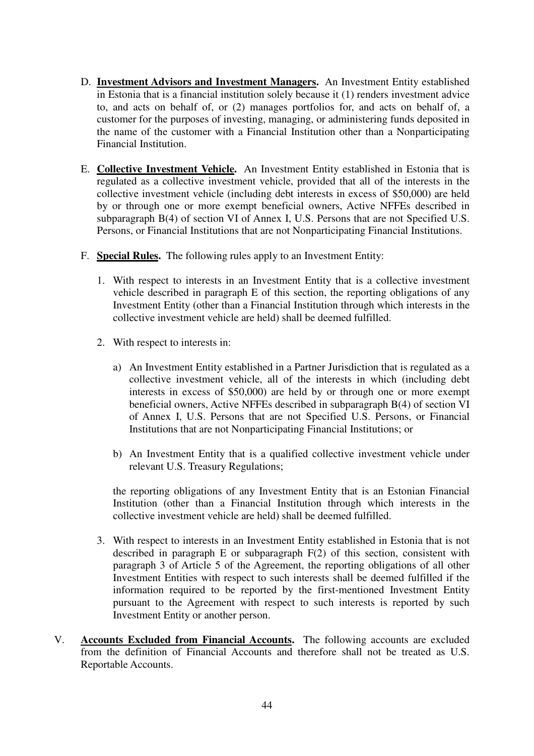D. **Investment Advisors and Investment Managers.** An Investment Entity established in Estonia that is a financial institution solely because it (1) renders investment advice to, and acts on behalf of, or (2) manages portfolios for, and acts on behalf of, a customer for the purposes of investing, managing, or administering funds deposited in the name of the customer with a Financial Institution other than a Nonparticipating Financial Institution.

E. **Collective Investment Vehicle.** An Investment Entity established in Estonia that is regulated as a collective investment vehicle, provided that all of the interests in the collective investment vehicle (including debt interests in excess of $50,000) are held by or through one or more exempt beneficial owners, Active NFFEs described in subparagraph B(4) of section VI of Annex I, U.S. Persons that are not Specified U.S. Persons, or Financial Institutions that are not Nonparticipating Financial Institutions.

F. **Special Rules.** The following rules apply to an Investment Entity:

1. With respect to interests in an Investment Entity that is a collective investment vehicle described in paragraph E of this section, the reporting obligations of any Investment Entity (other than a Financial Institution through which interests in the collective investment vehicle are held) shall be deemed fulfilled.

2. With respect to interests in:

   a) An Investment Entity established in a Partner Jurisdiction that is regulated as a collective investment vehicle, all of the interests in which (including debt interests in excess of $50,000) are held by or through one or more exempt beneficial owners, Active NFFEs described in subparagraph B(4) of section VI of Annex I, U.S. Persons that are not Specified U.S. Persons, or Financial Institutions that are not Nonparticipating Financial Institutions; or

   b) An Investment Entity that is a qualified collective investment vehicle under relevant U.S. Treasury Regulations;

   the reporting obligations of any Investment Entity that is an Estonian Financial Institution (other than a Financial Institution through which interests in the collective investment vehicle are held) shall be deemed fulfilled.

3. With respect to interests in an Investment Entity established in Estonia that is not described in paragraph E or subparagraph F(2) of this section, consistent with paragraph 3 of Article 5 of the Agreement, the reporting obligations of all other Investment Entities with respect to such interests shall be deemed fulfilled if the information required to be reported by the first-mentioned Investment Entity pursuant to the Agreement with respect to such interests is reported by such Investment Entity or another person.

V. **Accounts Excluded from Financial Accounts.** The following accounts are excluded from the definition of Financial Accounts and therefore shall not be treated as U.S. Reportable Accounts.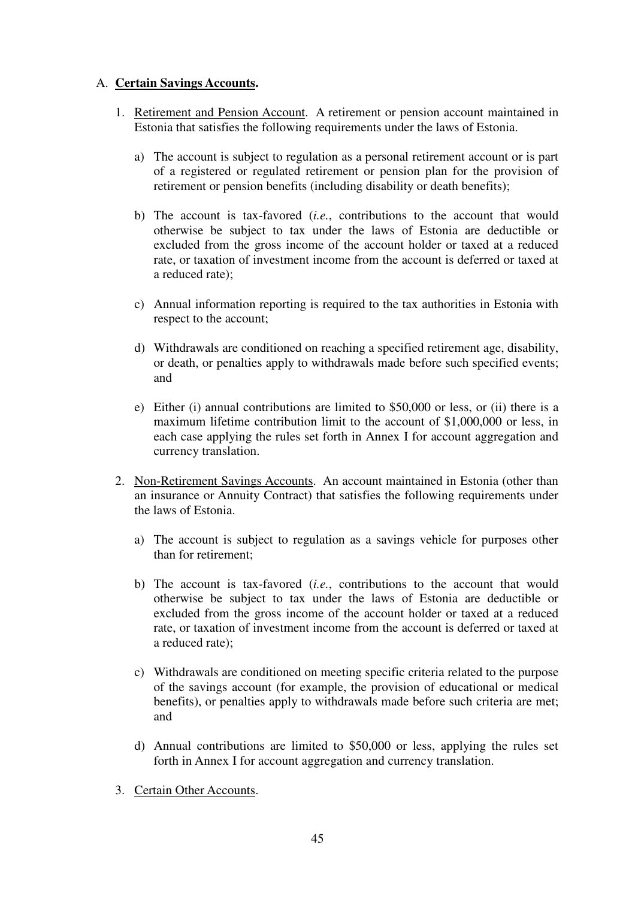A. **<u>Certain Savings Accounts</u>.**

1. <u>Retirement and Pension Account</u>. A retirement or pension account maintained in Estonia that satisfies the following requirements under the laws of Estonia.

   a) The account is subject to regulation as a personal retirement account or is part of a registered or regulated retirement or pension plan for the provision of retirement or pension benefits (including disability or death benefits);

   b) The account is tax-favored (*i.e.*, contributions to the account that would otherwise be subject to tax under the laws of Estonia are deductible or excluded from the gross income of the account holder or taxed at a reduced rate, or taxation of investment income from the account is deferred or taxed at a reduced rate);

   c) Annual information reporting is required to the tax authorities in Estonia with respect to the account;

   d) Withdrawals are conditioned on reaching a specified retirement age, disability, or death, or penalties apply to withdrawals made before such specified events; and

   e) Either (i) annual contributions are limited to $50,000 or less, or (ii) there is a maximum lifetime contribution limit to the account of $1,000,000 or less, in each case applying the rules set forth in Annex I for account aggregation and currency translation.

2. <u>Non-Retirement Savings Accounts</u>. An account maintained in Estonia (other than an insurance or Annuity Contract) that satisfies the following requirements under the laws of Estonia.

   a) The account is subject to regulation as a savings vehicle for purposes other than for retirement;

   b) The account is tax-favored (*i.e.*, contributions to the account that would otherwise be subject to tax under the laws of Estonia are deductible or excluded from the gross income of the account holder or taxed at a reduced rate, or taxation of investment income from the account is deferred or taxed at a reduced rate);

   c) Withdrawals are conditioned on meeting specific criteria related to the purpose of the savings account (for example, the provision of educational or medical benefits), or penalties apply to withdrawals made before such criteria are met; and

   d) Annual contributions are limited to $50,000 or less, applying the rules set forth in Annex I for account aggregation and currency translation.

3. <u>Certain Other Accounts</u>.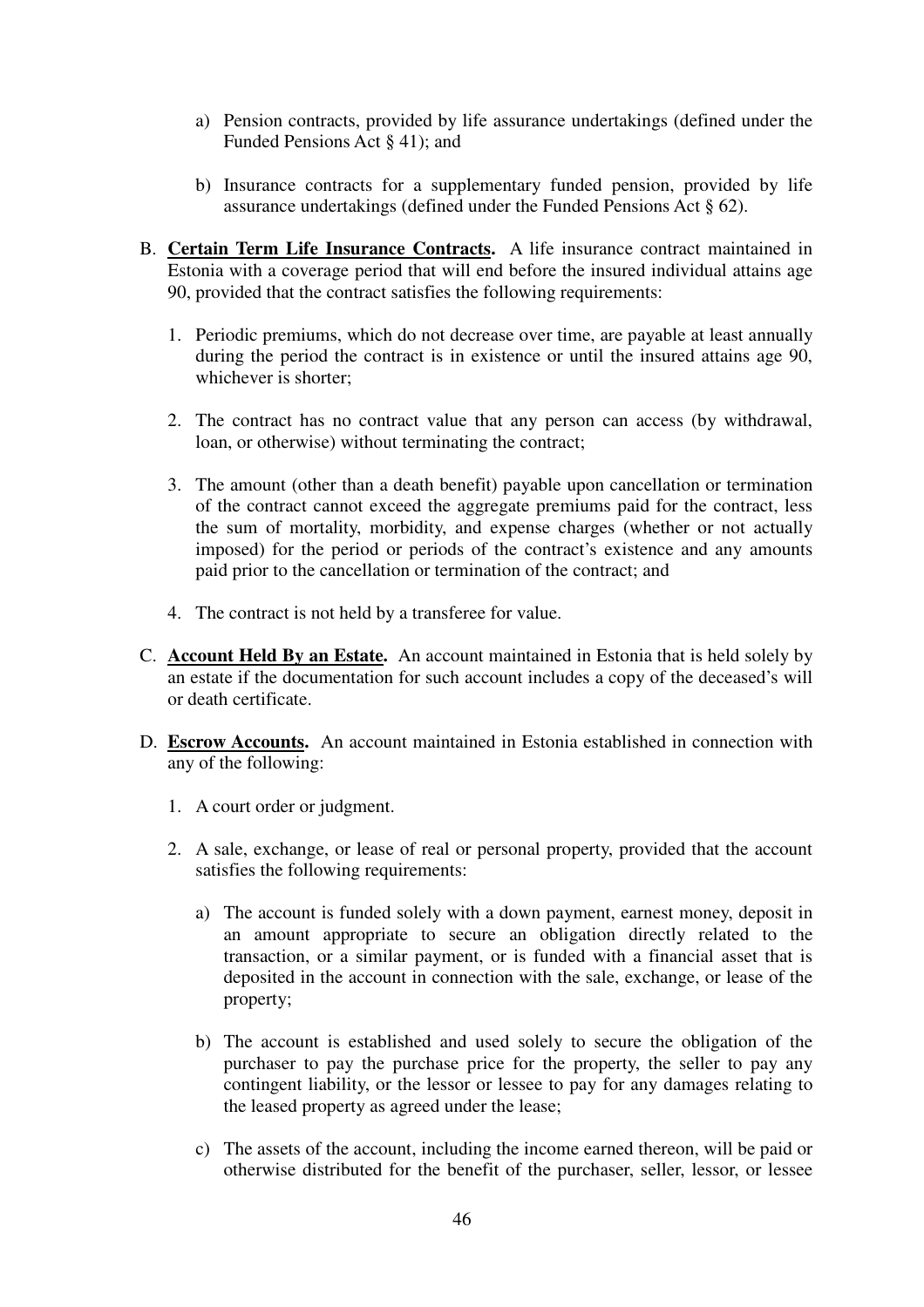a) Pension contracts, provided by life assurance undertakings (defined under the Funded Pensions Act § 41); and

b) Insurance contracts for a supplementary funded pension, provided by life assurance undertakings (defined under the Funded Pensions Act § 62).

B. **Certain Term Life Insurance Contracts.** A life insurance contract maintained in Estonia with a coverage period that will end before the insured individual attains age 90, provided that the contract satisfies the following requirements:

1. Periodic premiums, which do not decrease over time, are payable at least annually during the period the contract is in existence or until the insured attains age 90, whichever is shorter;

2. The contract has no contract value that any person can access (by withdrawal, loan, or otherwise) without terminating the contract;

3. The amount (other than a death benefit) payable upon cancellation or termination of the contract cannot exceed the aggregate premiums paid for the contract, less the sum of mortality, morbidity, and expense charges (whether or not actually imposed) for the period or periods of the contract's existence and any amounts paid prior to the cancellation or termination of the contract; and

4. The contract is not held by a transferee for value.

C. **Account Held By an Estate.** An account maintained in Estonia that is held solely by an estate if the documentation for such account includes a copy of the deceased's will or death certificate.

D. **Escrow Accounts.** An account maintained in Estonia established in connection with any of the following:

1. A court order or judgment.

2. A sale, exchange, or lease of real or personal property, provided that the account satisfies the following requirements:

   a) The account is funded solely with a down payment, earnest money, deposit in an amount appropriate to secure an obligation directly related to the transaction, or a similar payment, or is funded with a financial asset that is deposited in the account in connection with the sale, exchange, or lease of the property;

   b) The account is established and used solely to secure the obligation of the purchaser to pay the purchase price for the property, the seller to pay any contingent liability, or the lessor or lessee to pay for any damages relating to the leased property as agreed under the lease;

   c) The assets of the account, including the income earned thereon, will be paid or otherwise distributed for the benefit of the purchaser, seller, lessor, or lessee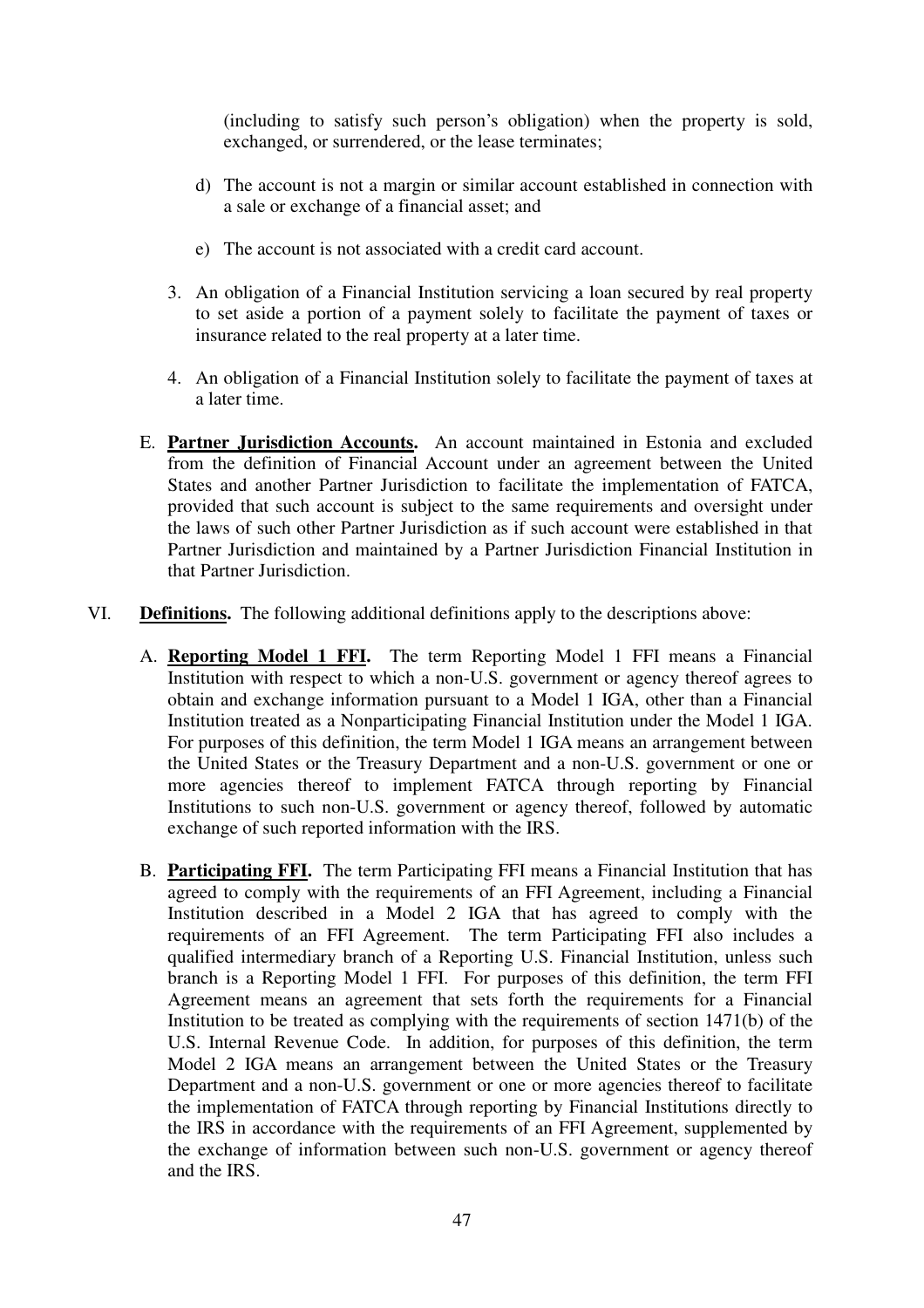(including to satisfy such person's obligation) when the property is sold, exchanged, or surrendered, or the lease terminates;

d) The account is not a margin or similar account established in connection with a sale or exchange of a financial asset; and

e) The account is not associated with a credit card account.

3. An obligation of a Financial Institution servicing a loan secured by real property to set aside a portion of a payment solely to facilitate the payment of taxes or insurance related to the real property at a later time.

4. An obligation of a Financial Institution solely to facilitate the payment of taxes at a later time.

E. **Partner Jurisdiction Accounts.** An account maintained in Estonia and excluded from the definition of Financial Account under an agreement between the United States and another Partner Jurisdiction to facilitate the implementation of FATCA, provided that such account is subject to the same requirements and oversight under the laws of such other Partner Jurisdiction as if such account were established in that Partner Jurisdiction and maintained by a Partner Jurisdiction Financial Institution in that Partner Jurisdiction.

VI. **Definitions.** The following additional definitions apply to the descriptions above:

A. **Reporting Model 1 FFI.** The term Reporting Model 1 FFI means a Financial Institution with respect to which a non-U.S. government or agency thereof agrees to obtain and exchange information pursuant to a Model 1 IGA, other than a Financial Institution treated as a Nonparticipating Financial Institution under the Model 1 IGA. For purposes of this definition, the term Model 1 IGA means an arrangement between the United States or the Treasury Department and a non-U.S. government or one or more agencies thereof to implement FATCA through reporting by Financial Institutions to such non-U.S. government or agency thereof, followed by automatic exchange of such reported information with the IRS.

B. **Participating FFI.** The term Participating FFI means a Financial Institution that has agreed to comply with the requirements of an FFI Agreement, including a Financial Institution described in a Model 2 IGA that has agreed to comply with the requirements of an FFI Agreement. The term Participating FFI also includes a qualified intermediary branch of a Reporting U.S. Financial Institution, unless such branch is a Reporting Model 1 FFI. For purposes of this definition, the term FFI Agreement means an agreement that sets forth the requirements for a Financial Institution to be treated as complying with the requirements of section 1471(b) of the U.S. Internal Revenue Code. In addition, for purposes of this definition, the term Model 2 IGA means an arrangement between the United States or the Treasury Department and a non-U.S. government or one or more agencies thereof to facilitate the implementation of FATCA through reporting by Financial Institutions directly to the IRS in accordance with the requirements of an FFI Agreement, supplemented by the exchange of information between such non-U.S. government or agency thereof and the IRS.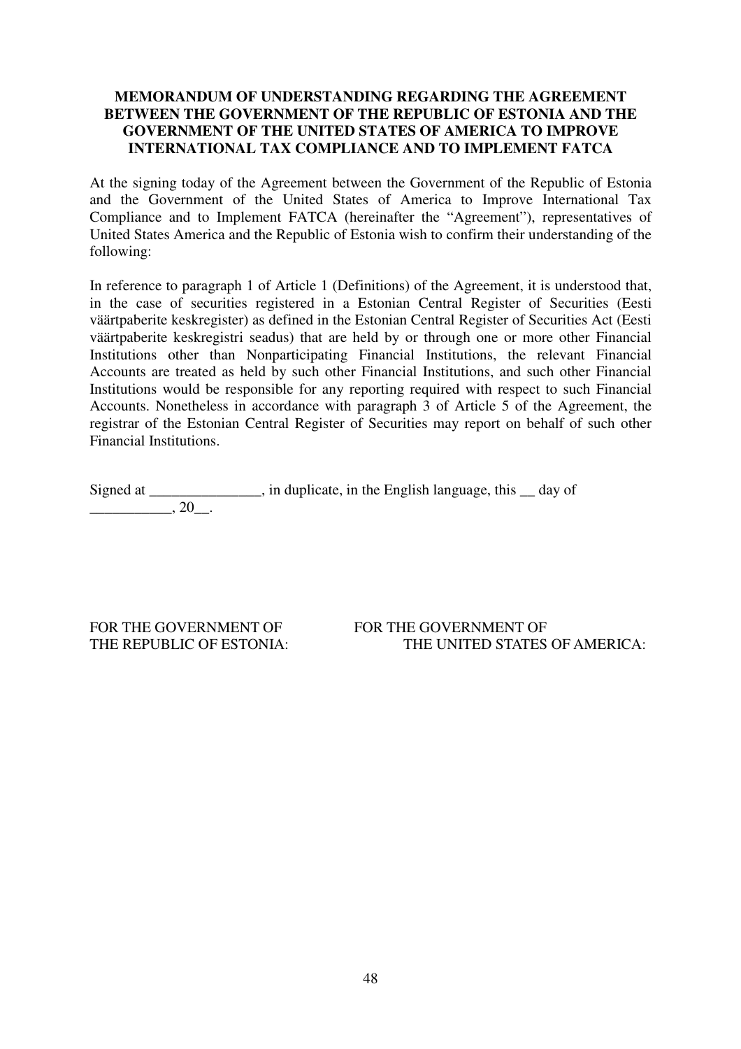**MEMORANDUM OF UNDERSTANDING REGARDING THE AGREEMENT BETWEEN THE GOVERNMENT OF THE REPUBLIC OF ESTONIA AND THE GOVERNMENT OF THE UNITED STATES OF AMERICA TO IMPROVE INTERNATIONAL TAX COMPLIANCE AND TO IMPLEMENT FATCA**

At the signing today of the Agreement between the Government of the Republic of Estonia and the Government of the United States of America to Improve International Tax Compliance and to Implement FATCA (hereinafter the "Agreement"), representatives of United States America and the Republic of Estonia wish to confirm their understanding of the following:

In reference to paragraph 1 of Article 1 (Definitions) of the Agreement, it is understood that, in the case of securities registered in a Estonian Central Register of Securities (Eesti väärtpaberite keskregister) as defined in the Estonian Central Register of Securities Act (Eesti väärtpaberite keskregistri seadus) that are held by or through one or more other Financial Institutions other than Nonparticipating Financial Institutions, the relevant Financial Accounts are treated as held by such other Financial Institutions, and such other Financial Institutions would be responsible for any reporting required with respect to such Financial Accounts. Nonetheless in accordance with paragraph 3 of Article 5 of the Agreement, the registrar of the Estonian Central Register of Securities may report on behalf of such other Financial Institutions.

Signed at _______________, in duplicate, in the English language, this __ day of ___________, 20__.

FOR THE GOVERNMENT OF THE REPUBLIC OF ESTONIA:

FOR THE GOVERNMENT OF THE UNITED STATES OF AMERICA: